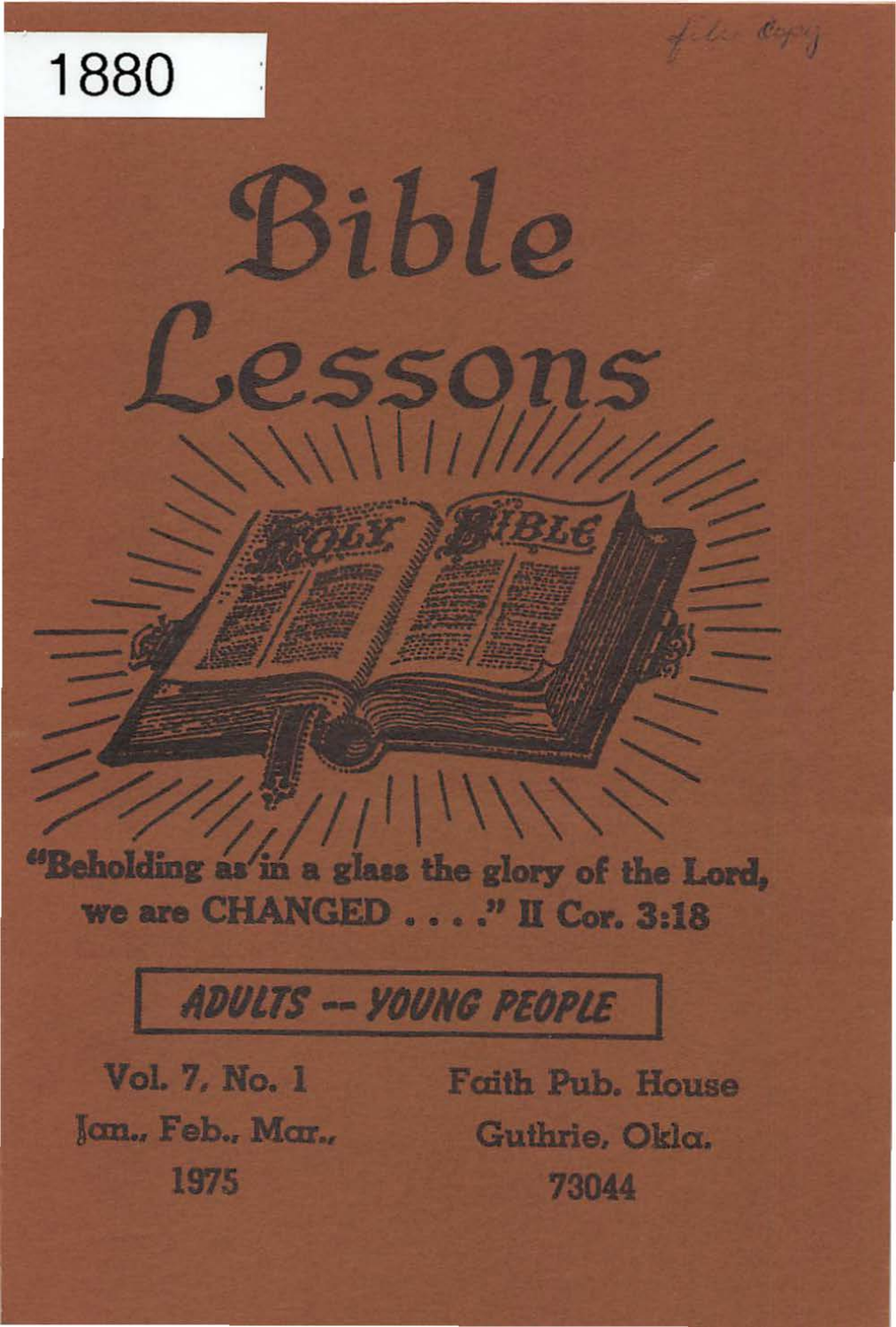1880

*file copy*

# Bible Lessons

"Beholding as in a glass the glory of the Lord, we are CHANGED . . . ." II Cor. 3:18

**ADULTS -- YOUNG PEOPLE**

Vol. 7, No. 1
Jan., Feb., Mar.,
1975

Faith Pub. House
Guthrie, Okla.
73044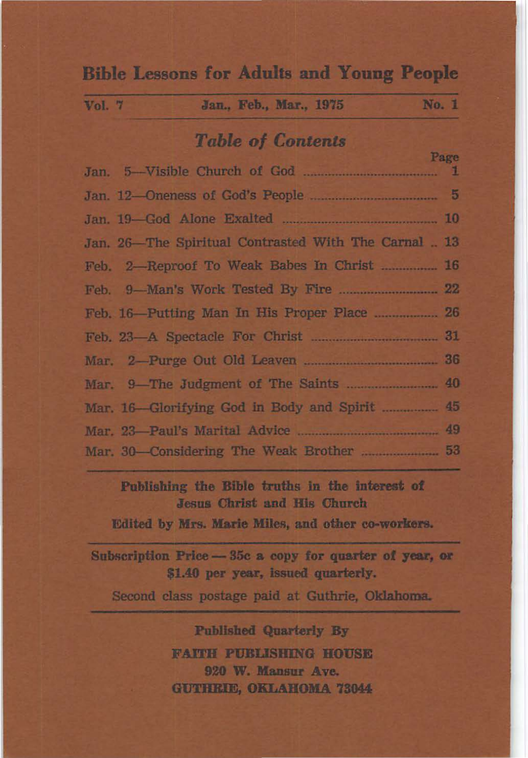# Bible Lessons for Adults and Young People

| Vol. 7 | Jan., Feb., Mar., 1975 | No. 1 |
|---|---|---|

## *Table of Contents*

| | Page |
|---|---|
| Jan. 5—Visible Church of God | 1 |
| Jan. 12—Oneness of God's People | 5 |
| Jan. 19—God Alone Exalted | 10 |
| Jan. 26—The Spiritual Contrasted With The Carnal | 13 |
| Feb. 2—Reproof To Weak Babes In Christ | 16 |
| Feb. 9—Man's Work Tested By Fire | 22 |
| Feb. 16—Putting Man In His Proper Place | 26 |
| Feb. 23—A Spectacle For Christ | 31 |
| Mar. 2—Purge Out Old Leaven | 36 |
| Mar. 9—The Judgment of The Saints | 40 |
| Mar. 16—Glorifying God in Body and Spirit | 45 |
| Mar. 23—Paul's Marital Advice | 49 |
| Mar. 30—Considering The Weak Brother | 53 |

**Publishing the Bible truths in the interest of Jesus Christ and His Church**

**Edited by Mrs. Marie Miles, and other co-workers.**

**Subscription Price — 35c a copy for quarter of year, or $1.40 per year, issued quarterly.**

Second class postage paid at Guthrie, Oklahoma.

**Published Quarterly By**

**FAITH PUBLISHING HOUSE**
**920 W. Mansur Ave.**
**GUTHRIE, OKLAHOMA 73044**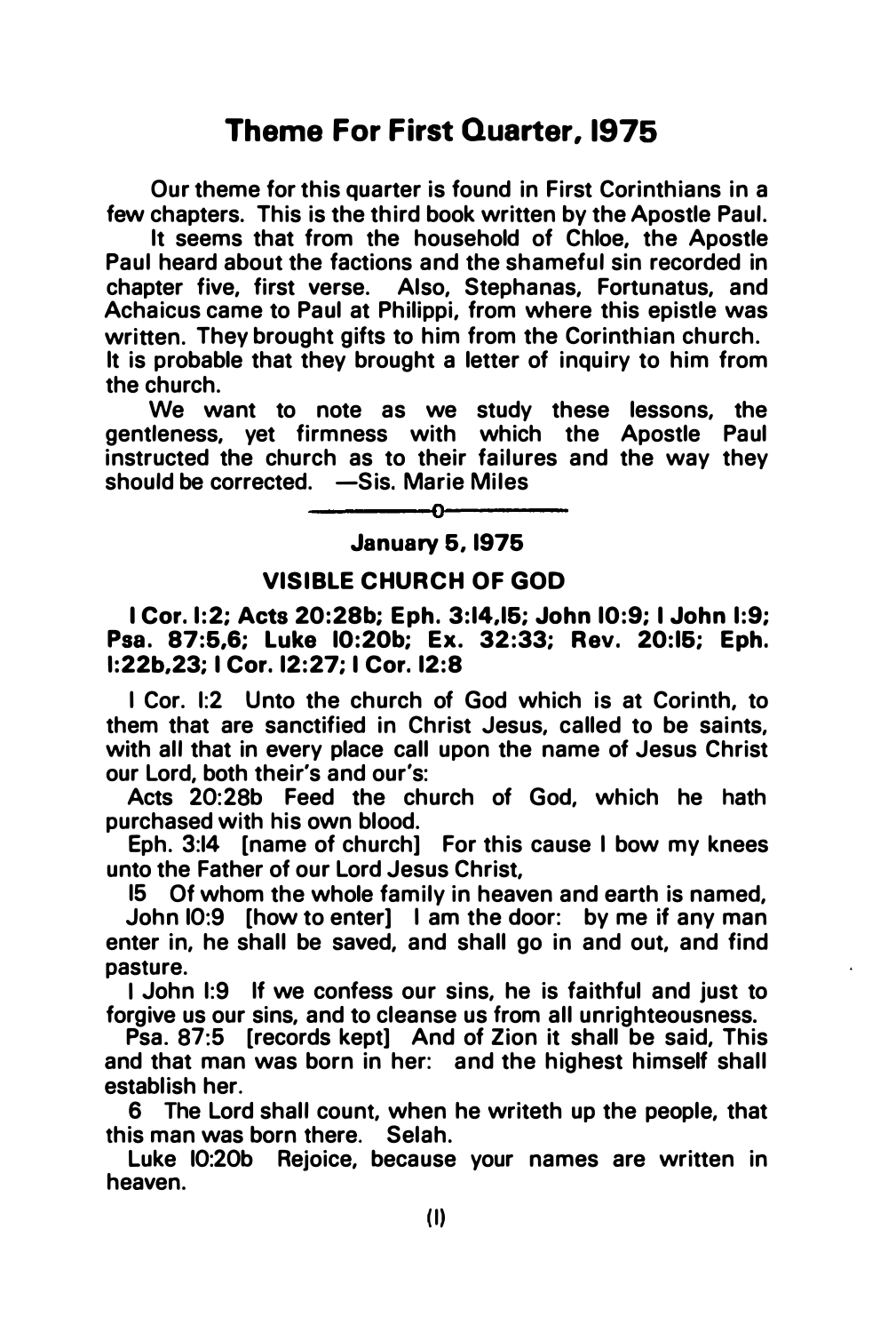# Theme For First Quarter, 1975

Our theme for this quarter is found in First Corinthians in a few chapters. This is the third book written by the Apostle Paul.

It seems that from the household of Chloe, the Apostle Paul heard about the factions and the shameful sin recorded in chapter five, first verse. Also, Stephanas, Fortunatus, and Achaicus came to Paul at Philippi, from where this epistle was written. They brought gifts to him from the Corinthian church. It is probable that they brought a letter of inquiry to him from the church.

We want to note as we study these lessons, the gentleness, yet firmness with which the Apostle Paul instructed the church as to their failures and the way they should be corrected. —Sis. Marie Miles

---o---

**January 5, 1975**

**VISIBLE CHURCH OF GOD**

**I Cor. 1:2; Acts 20:28b; Eph. 3:14,15; John 10:9; I John 1:9; Psa. 87:5,6; Luke 10:20b; Ex. 32:33; Rev. 20:15; Eph. 1:22b,23; I Cor. 12:27; I Cor. 12:8**

I Cor. 1:2 Unto the church of God which is at Corinth, to them that are sanctified in Christ Jesus, called to be saints, with all that in every place call upon the name of Jesus Christ our Lord, both their's and our's:

Acts 20:28b Feed the church of God, which he hath purchased with his own blood.

Eph. 3:14 [name of church] For this cause I bow my knees unto the Father of our Lord Jesus Christ,

15 Of whom the whole family in heaven and earth is named,

John 10:9 [how to enter] I am the door: by me if any man enter in, he shall be saved, and shall go in and out, and find pasture.

I John 1:9 If we confess our sins, he is faithful and just to forgive us our sins, and to cleanse us from all unrighteousness.

Psa. 87:5 [records kept] And of Zion it shall be said, This and that man was born in her: and the highest himself shall establish her.

6 The Lord shall count, when he writeth up the people, that this man was born there. Selah.

Luke 10:20b Rejoice, because your names are written in heaven.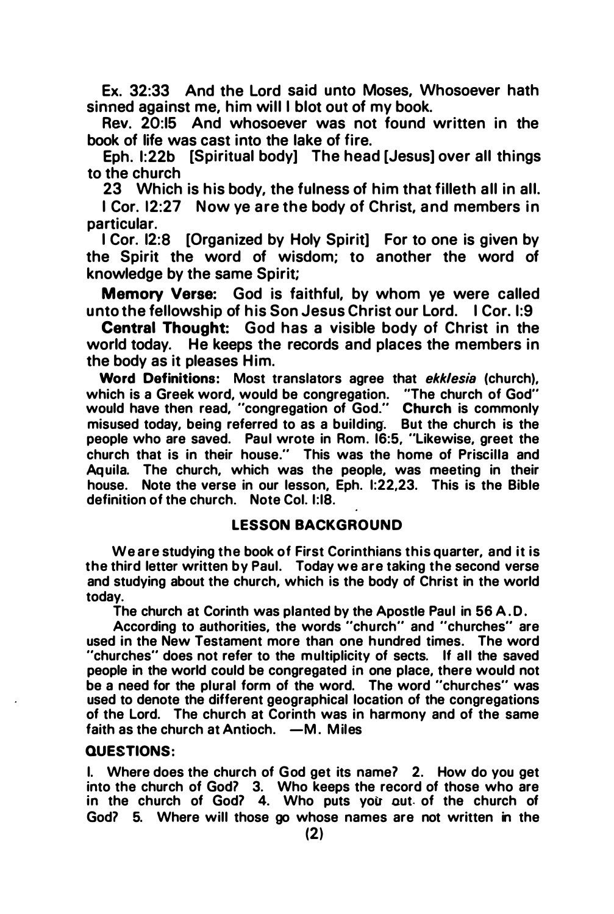Ex. 32:33 And the Lord said unto Moses, Whosoever hath sinned against me, him will I blot out of my book.

Rev. 20:15 And whosoever was not found written in the book of life was cast into the lake of fire.

Eph. 1:22b [Spiritual body] The head [Jesus] over all things to the church

23 Which is his body, the fulness of him that filleth all in all.

I Cor. 12:27 Now ye are the body of Christ, and members in particular.

I Cor. 12:8 [Organized by Holy Spirit] For to one is given by the Spirit the word of wisdom; to another the word of knowledge by the same Spirit;

**Memory Verse:** God is faithful, by whom ye were called unto the fellowship of his Son Jesus Christ our Lord. I Cor. 1:9

**Central Thought:** God has a visible body of Christ in the world today. He keeps the records and places the members in the body as it pleases Him.

**Word Definitions:** Most translators agree that *ekklesia* (church), which is a Greek word, would be congregation. "The church of God" would have then read, "congregation of God." **Church** is commonly misused today, being referred to as a building. But the church is the people who are saved. Paul wrote in Rom. 16:5, "Likewise, greet the church that is in their house." This was the home of Priscilla and Aquila. The church, which was the people, was meeting in their house. Note the verse in our lesson, Eph. 1:22,23. This is the Bible definition of the church. Note Col. 1:18.

## LESSON BACKGROUND

We are studying the book of First Corinthians this quarter, and it is the third letter written by Paul. Today we are taking the second verse and studying about the church, which is the body of Christ in the world today.

The church at Corinth was planted by the Apostle Paul in 56 A.D.

According to authorities, the words "church" and "churches" are used in the New Testament more than one hundred times. The word "churches" does not refer to the multiplicity of sects. If all the saved people in the world could be congregated in one place, there would not be a need for the plural form of the word. The word "churches" was used to denote the different geographical location of the congregations of the Lord. The church at Corinth was in harmony and of the same faith as the church at Antioch. —M. Miles

**QUESTIONS:**

1. Where does the church of God get its name? 2. How do you get into the church of God? 3. Who keeps the record of those who are in the church of God? 4. Who puts you out of the church of God? 5. Where will those go whose names are not written in the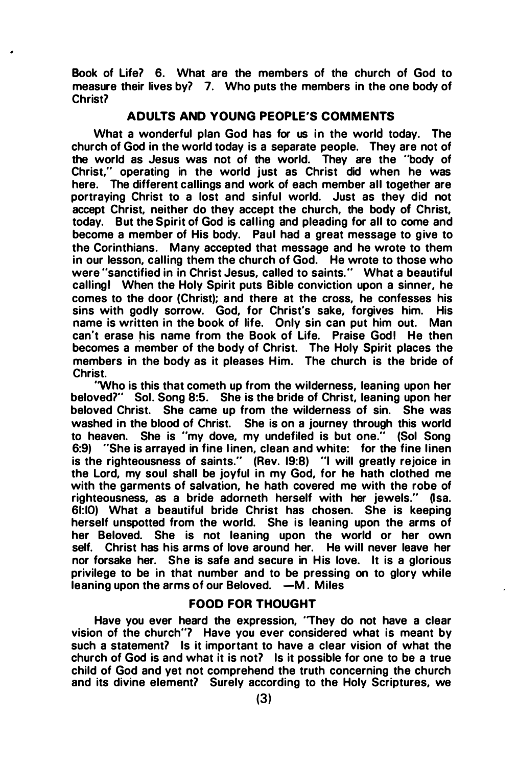Book of Life? 6. What are the members of the church of God to measure their lives by? 7. Who puts the members in the one body of Christ?

## ADULTS AND YOUNG PEOPLE'S COMMENTS

What a wonderful plan God has for us in the world today. The church of God in the world today is a separate people. They are not of the world as Jesus was not of the world. They are the "body of Christ," operating in the world just as Christ did when he was here. The different callings and work of each member all together are portraying Christ to a lost and sinful world. Just as they did not accept Christ, neither do they accept the church, the body of Christ, today. But the Spirit of God is calling and pleading for all to come and become a member of His body. Paul had a great message to give to the Corinthians. Many accepted that message and he wrote to them in our lesson, calling them the church of God. He wrote to those who were "sanctified in in Christ Jesus, called to saints." What a beautiful calling! When the Holy Spirit puts Bible conviction upon a sinner, he comes to the door (Christ); and there at the cross, he confesses his sins with godly sorrow. God, for Christ's sake, forgives him. His name is written in the book of life. Only sin can put him out. Man can't erase his name from the Book of Life. Praise God! He then becomes a member of the body of Christ. The Holy Spirit places the members in the body as it pleases Him. The church is the bride of Christ.

"Who is this that cometh up from the wilderness, leaning upon her beloved?" Sol. Song 8:5. She is the bride of Christ, leaning upon her beloved Christ. She came up from the wilderness of sin. She was washed in the blood of Christ. She is on a journey through this world to heaven. She is "my dove, my undefiled is but one." (Sol Song 6:9) "She is arrayed in fine linen, clean and white: for the fine linen is the righteousness of saints." (Rev. 19:8) "I will greatly rejoice in the Lord, my soul shall be joyful in my God, for he hath clothed me with the garments of salvation, he hath covered me with the robe of righteousness, as a bride adorneth herself with her jewels." (Isa. 61:10) What a beautiful bride Christ has chosen. She is keeping herself unspotted from the world. She is leaning upon the arms of her Beloved. She is not leaning upon the world or her own self. Christ has his arms of love around her. He will never leave her nor forsake her. She is safe and secure in His love. It is a glorious privilege to be in that number and to be pressing on to glory while leaning upon the arms of our Beloved. —M. Miles

## FOOD FOR THOUGHT

Have you ever heard the expression, "They do not have a clear vision of the church"? Have you ever considered what is meant by such a statement? Is it important to have a clear vision of what the church of God is and what it is not? Is it possible for one to be a true child of God and yet not comprehend the truth concerning the church and its divine element? Surely according to the Holy Scriptures, we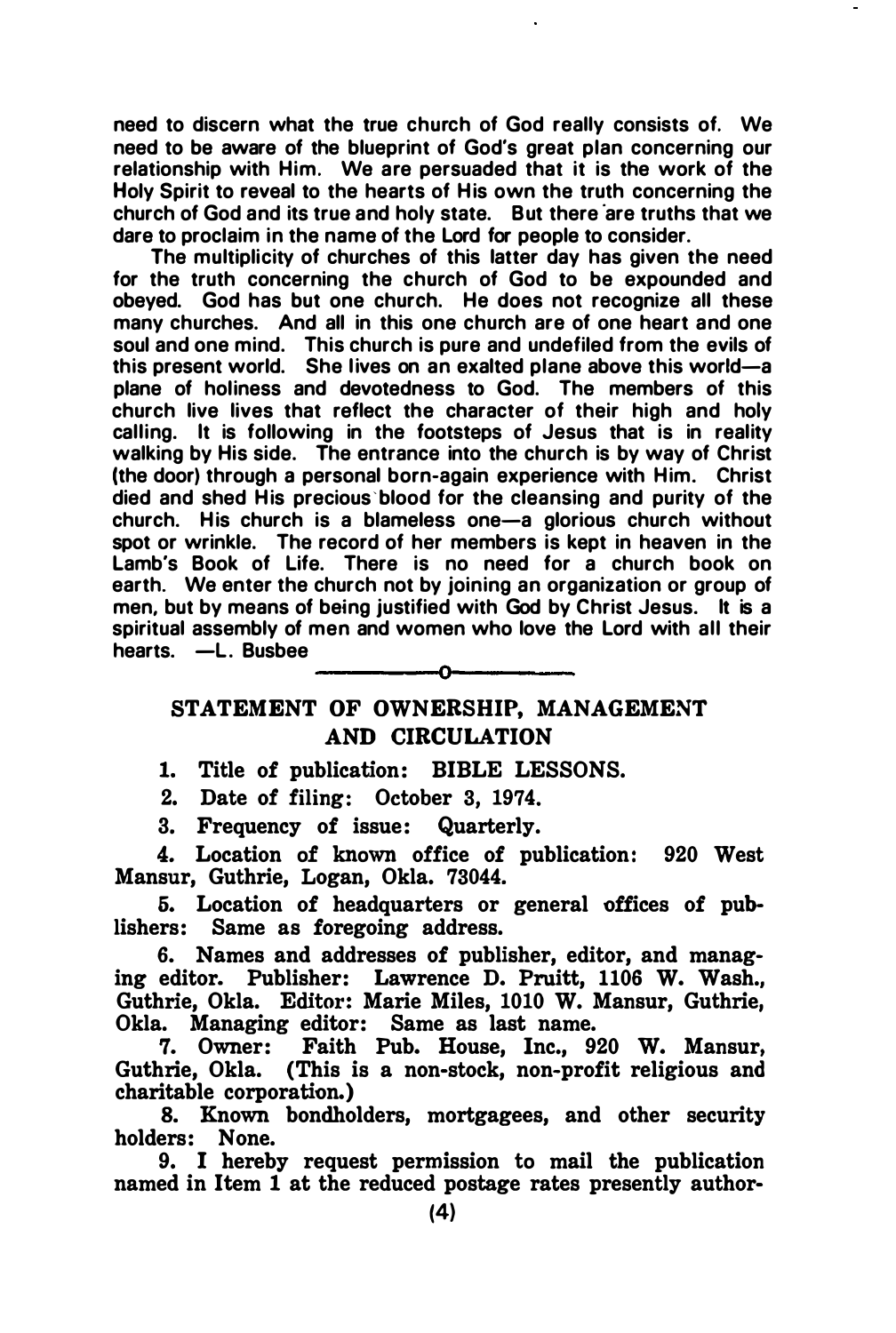need to discern what the true church of God really consists of. We need to be aware of the blueprint of God's great plan concerning our relationship with Him. We are persuaded that it is the work of the Holy Spirit to reveal to the hearts of His own the truth concerning the church of God and its true and holy state. But there are truths that we dare to proclaim in the name of the Lord for people to consider.

The multiplicity of churches of this latter day has given the need for the truth concerning the church of God to be expounded and obeyed. God has but one church. He does not recognize all these many churches. And all in this one church are of one heart and one soul and one mind. This church is pure and undefiled from the evils of this present world. She lives on an exalted plane above this world—a plane of holiness and devotedness to God. The members of this church live lives that reflect the character of their high and holy calling. It is following in the footsteps of Jesus that is in reality walking by His side. The entrance into the church is by way of Christ (the door) through a personal born-again experience with Him. Christ died and shed His precious blood for the cleansing and purity of the church. His church is a blameless one—a glorious church without spot or wrinkle. The record of her members is kept in heaven in the Lamb's Book of Life. There is no need for a church book on earth. We enter the church not by joining an organization or group of men, but by means of being justified with God by Christ Jesus. It is a spiritual assembly of men and women who love the Lord with all their hearts. —L. Busbee

---o---

## STATEMENT OF OWNERSHIP, MANAGEMENT AND CIRCULATION

1. Title of publication: BIBLE LESSONS.

2. Date of filing: October 3, 1974.

3. Frequency of issue: Quarterly.

4. Location of known office of publication: 920 West Mansur, Guthrie, Logan, Okla. 73044.

5. Location of headquarters or general offices of publishers: Same as foregoing address.

6. Names and addresses of publisher, editor, and managing editor. Publisher: Lawrence D. Pruitt, 1106 W. Wash., Guthrie, Okla. Editor: Marie Miles, 1010 W. Mansur, Guthrie, Okla. Managing editor: Same as last name.

7. Owner: Faith Pub. House, Inc., 920 W. Mansur, Guthrie, Okla. (This is a non-stock, non-profit religious and charitable corporation.)

8. Known bondholders, mortgagees, and other security holders: None.

9. I hereby request permission to mail the publication named in Item 1 at the reduced postage rates presently author-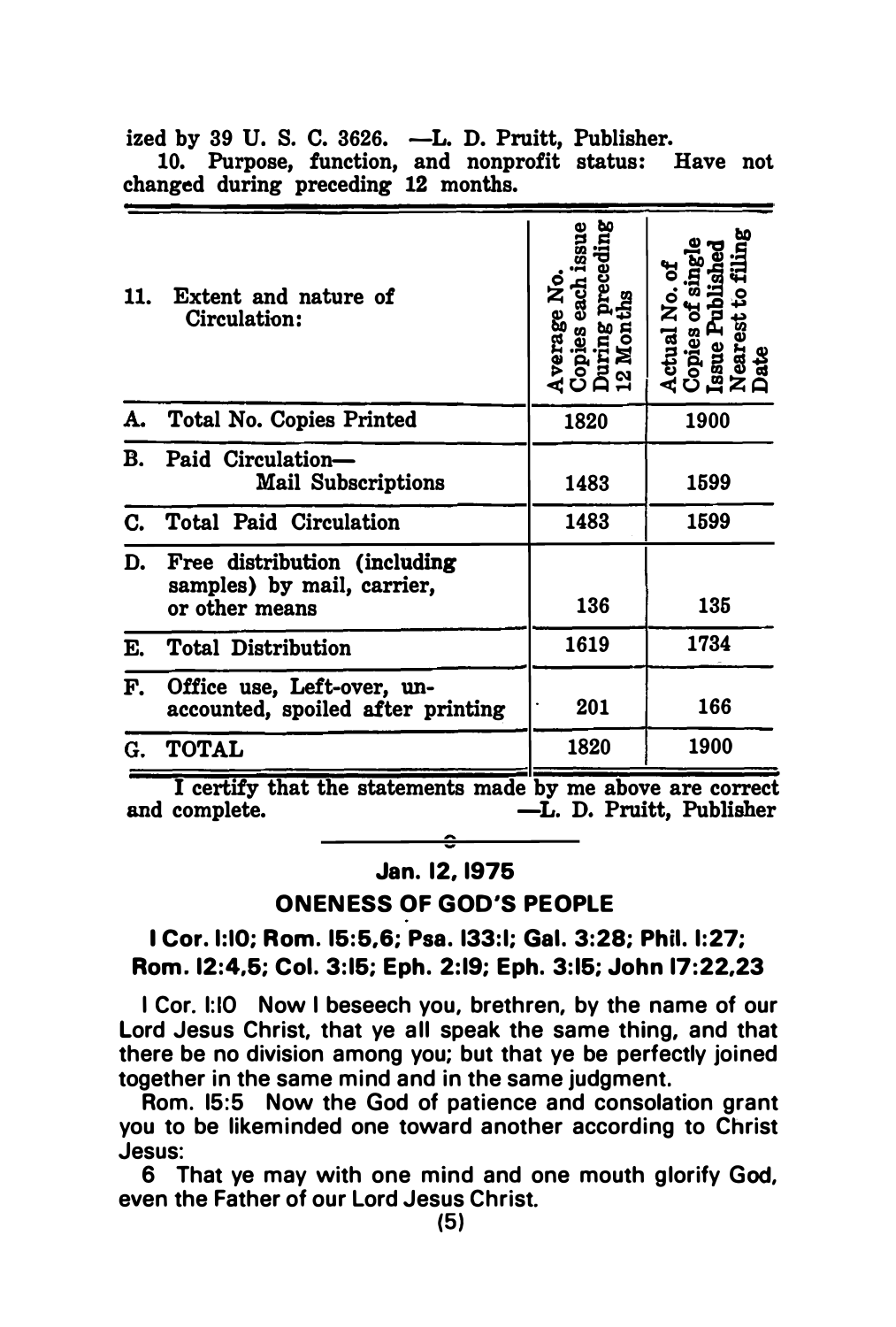ized by 39 U. S. C. 3626. —L. D. Pruitt, Publisher.

10. Purpose, function, and nonprofit status: Have not changed during preceding 12 months.

| 11. Extent and nature of Circulation: | Average No. Copies each issue During preceding 12 Months | Actual No. of Copies of single Issue Published Nearest to filing Date |
|---|---|---|
| A. Total No. Copies Printed | 1820 | 1900 |
| B. Paid Circulation— Mail Subscriptions | 1483 | 1599 |
| C. Total Paid Circulation | 1483 | 1599 |
| D. Free distribution (including samples) by mail, carrier, or other means | 136 | 135 |
| E. Total Distribution | 1619 | 1734 |
| F. Office use, Left-over, unaccounted, spoiled after printing | 201 | 166 |
| G. TOTAL | 1820 | 1900 |

I certify that the statements made by me above are correct and complete. —L. D. Pruitt, Publisher

---

**Jan. 12, 1975**

## ONENESS OF GOD'S PEOPLE

**I Cor. 1:10; Rom. 15:5,6; Psa. 133:1; Gal. 3:28; Phil. 1:27; Rom. 12:4,5; Col. 3:15; Eph. 2:19; Eph. 3:15; John 17:22,23**

I Cor. 1:10 Now I beseech you, brethren, by the name of our Lord Jesus Christ, that ye all speak the same thing, and that there be no division among you; but that ye be perfectly joined together in the same mind and in the same judgment.

Rom. 15:5 Now the God of patience and consolation grant you to be likeminded one toward another according to Christ Jesus:

6 That ye may with one mind and one mouth glorify God, even the Father of our Lord Jesus Christ.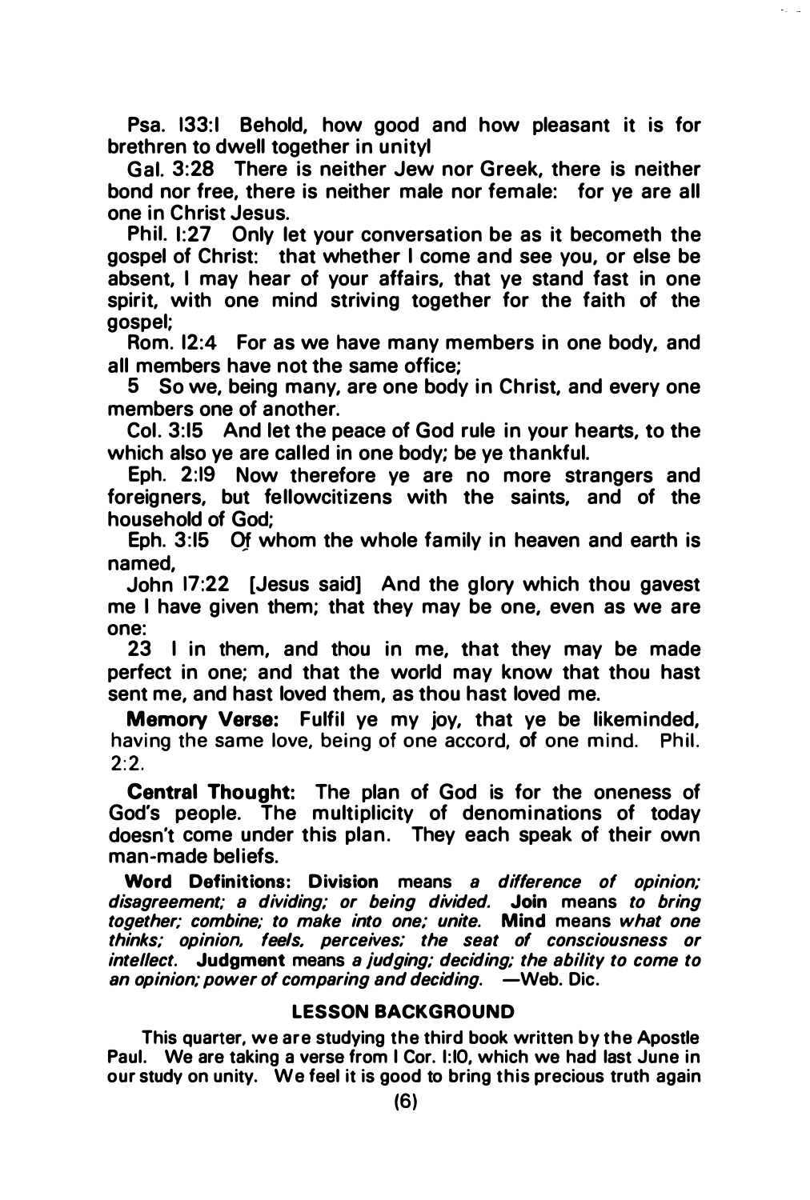Psa. 133:1 Behold, how good and how pleasant it is for brethren to dwell together in unityl

Gal. 3:28 There is neither Jew nor Greek, there is neither bond nor free, there is neither male nor female: for ye are all one in Christ Jesus.

Phil. 1:27 Only let your conversation be as it becometh the gospel of Christ: that whether I come and see you, or else be absent, I may hear of your affairs, that ye stand fast in one spirit, with one mind striving together for the faith of the gospel;

Rom. 12:4 For as we have many members in one body, and all members have not the same office;

5 So we, being many, are one body in Christ, and every one members one of another.

Col. 3:15 And let the peace of God rule in your hearts, to the which also ye are called in one body; be ye thankful.

Eph. 2:19 Now therefore ye are no more strangers and foreigners, but fellowcitizens with the saints, and of the household of God;

Eph. 3:15 Of whom the whole family in heaven and earth is named,

John 17:22 [Jesus said] And the glory which thou gavest me I have given them; that they may be one, even as we are one:

23 I in them, and thou in me, that they may be made perfect in one; and that the world may know that thou hast sent me, and hast loved them, as thou hast loved me.

**Memory Verse:** Fulfil ye my joy, that ye be likeminded, having the same love, being of one accord, of one mind. Phil. 2:2.

**Central Thought:** The plan of God is for the oneness of God's people. The multiplicity of denominations of today doesn't come under this plan. They each speak of their own man-made beliefs.

**Word Definitions: Division** means *a difference of opinion; disagreement; a dividing; or being divided.* **Join** means *to bring together; combine; to make into one; unite.* **Mind** means *what one thinks; opinion, feels, perceives; the seat of consciousness or intellect.* **Judgment** means *a judging; deciding; the ability to come to an opinion; power of comparing and deciding.* —Web. Dic.

## LESSON BACKGROUND

This quarter, we are studying the third book written by the Apostle Paul. We are taking a verse from I Cor. 1:10, which we had last June in our study on unity. We feel it is good to bring this precious truth again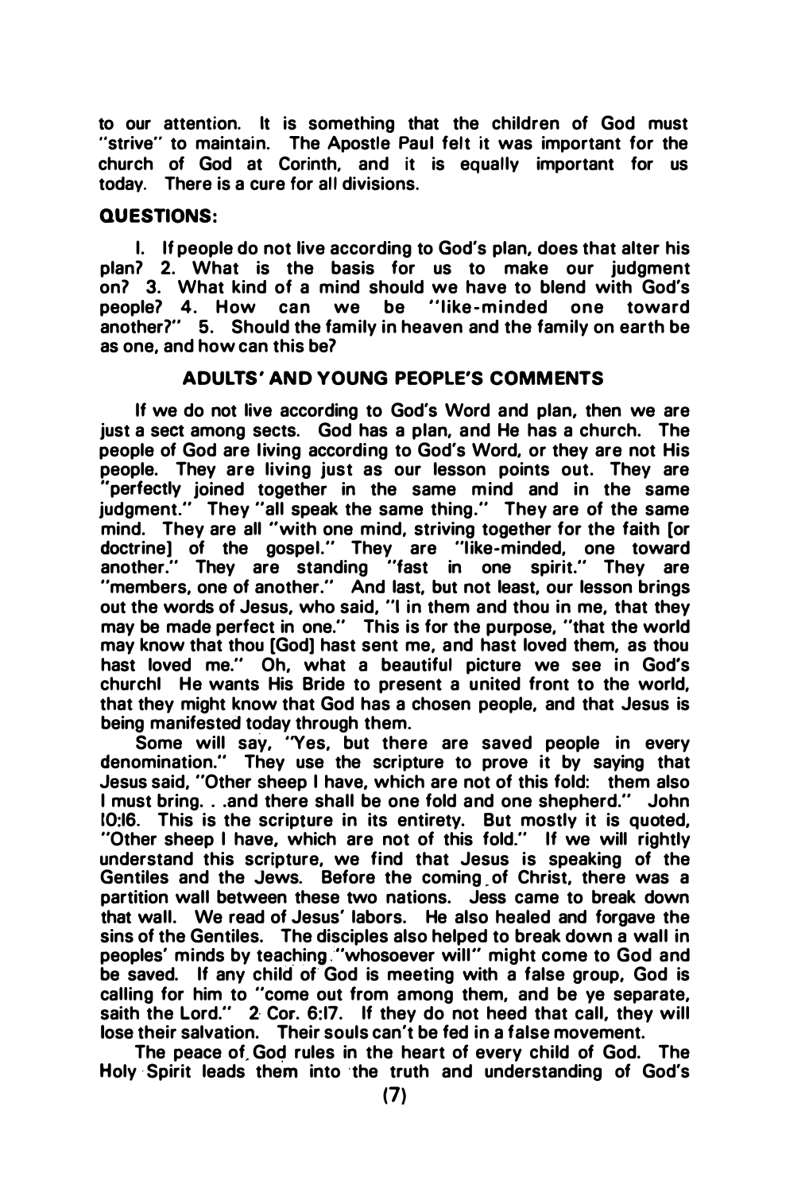to our attention. It is something that the children of God must "strive" to maintain. The Apostle Paul felt it was important for the church of God at Corinth, and it is equally important for us today. There is a cure for all divisions.

## QUESTIONS:

1. If people do not live according to God's plan, does that alter his plan? 2. What is the basis for us to make our judgment on? 3. What kind of a mind should we have to blend with God's people? 4. How can we be "like-minded one toward another?" 5. Should the family in heaven and the family on earth be as one, and how can this be?

## ADULTS' AND YOUNG PEOPLE'S COMMENTS

If we do not live according to God's Word and plan, then we are just a sect among sects. God has a plan, and He has a church. The people of God are living according to God's Word, or they are not His people. They are living just as our lesson points out. They are "perfectly joined together in the same mind and in the same judgment." They "all speak the same thing." They are of the same mind. They are all "with one mind, striving together for the faith [or doctrine] of the gospel." They are "like-minded, one toward another." They are standing "fast in one spirit." They are "members, one of another." And last, but not least, our lesson brings out the words of Jesus, who said, "I in them and thou in me, that they may be made perfect in one." This is for the purpose, "that the world may know that thou [God] hast sent me, and hast loved them, as thou hast loved me." Oh, what a beautiful picture we see in God's church! He wants His Bride to present a united front to the world, that they might know that God has a chosen people, and that Jesus is being manifested today through them.

Some will say, "Yes, but there are saved people in every denomination." They use the scripture to prove it by saying that Jesus said, "Other sheep I have, which are not of this fold: them also I must bring. . .and there shall be one fold and one shepherd." John 10:16. This is the scripture in its entirety. But mostly it is quoted, "Other sheep I have, which are not of this fold." If we will rightly understand this scripture, we find that Jesus is speaking of the Gentiles and the Jews. Before the coming of Christ, there was a partition wall between these two nations. Jess came to break down that wall. We read of Jesus' labors. He also healed and forgave the sins of the Gentiles. The disciples also helped to break down a wall in peoples' minds by teaching "whosoever will" might come to God and be saved. If any child of God is meeting with a false group, God is calling for him to "come out from among them, and be ye separate, saith the Lord." 2 Cor. 6:17. If they do not heed that call, they will lose their salvation. Their souls can't be fed in a false movement.

The peace of God rules in the heart of every child of God. The Holy Spirit leads them into the truth and understanding of God's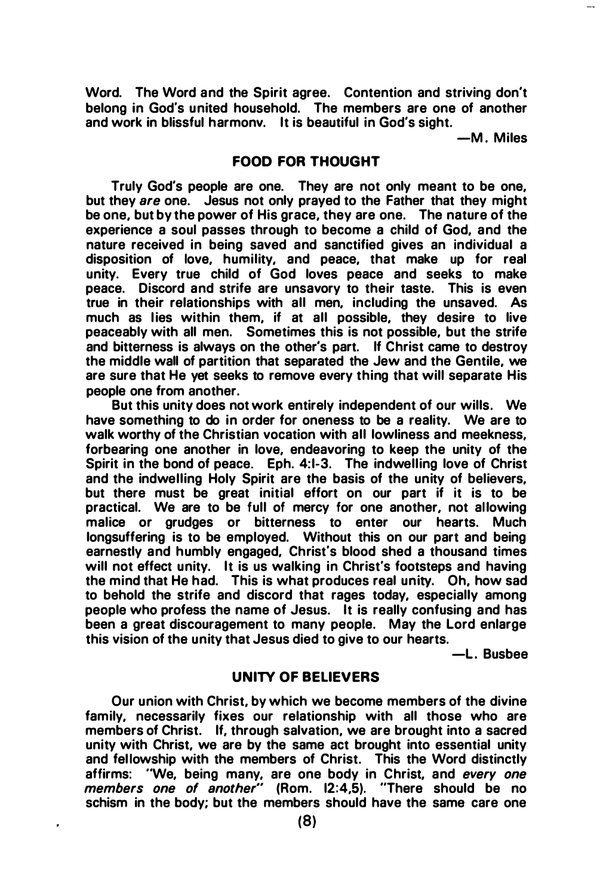Word. The Word and the Spirit agree. Contention and striving don't belong in God's united household. The members are one of another and work in blissful harmonv. It is beautiful in God's sight.

—M. Miles

## FOOD FOR THOUGHT

Truly God's people are one. They are not only meant to be one, but they *are* one. Jesus not only prayed to the Father that they might be one, but by the power of His grace, they are one. The nature of the experience a soul passes through to become a child of God, and the nature received in being saved and sanctified gives an individual a disposition of love, humility, and peace, that make up for real unity. Every true child of God loves peace and seeks to make peace. Discord and strife are unsavory to their taste. This is even true in their relationships with all men, including the unsaved. As much as lies within them, if at all possible, they desire to live peaceably with all men. Sometimes this is not possible, but the strife and bitterness is always on the other's part. If Christ came to destroy the middle wall of partition that separated the Jew and the Gentile, we are sure that He yet seeks to remove every thing that will separate His people one from another.

But this unity does not work entirely independent of our wills. We have something to do in order for oneness to be a reality. We are to walk worthy of the Christian vocation with all lowliness and meekness, forbearing one another in love, endeavoring to keep the unity of the Spirit in the bond of peace. Eph. 4:1-3. The indwelling love of Christ and the indwelling Holy Spirit are the basis of the unity of believers, but there must be great initial effort on our part if it is to be practical. We are to be full of mercy for one another, not allowing malice or grudges or bitterness to enter our hearts. Much longsuffering is to be employed. Without this on our part and being earnestly and humbly engaged, Christ's blood shed a thousand times will not effect unity. It is us walking in Christ's footsteps and having the mind that He had. This is what produces real unity. Oh, how sad to behold the strife and discord that rages today, especially among people who profess the name of Jesus. It is really confusing and has been a great discouragement to many people. May the Lord enlarge this vision of the unity that Jesus died to give to our hearts.

—L. Busbee

## UNITY OF BELIEVERS

Our union with Christ, by which we become members of the divine family, necessarily fixes our relationship with all those who are members of Christ. If, through salvation, we are brought into a sacred unity with Christ, we are by the same act brought into essential unity and fellowship with the members of Christ. This the Word distinctly affirms: "We, being many, are one body in Christ, and *every one members one of another*" (Rom. 12:4,5). "There should be no schism in the body; but the members should have the same care one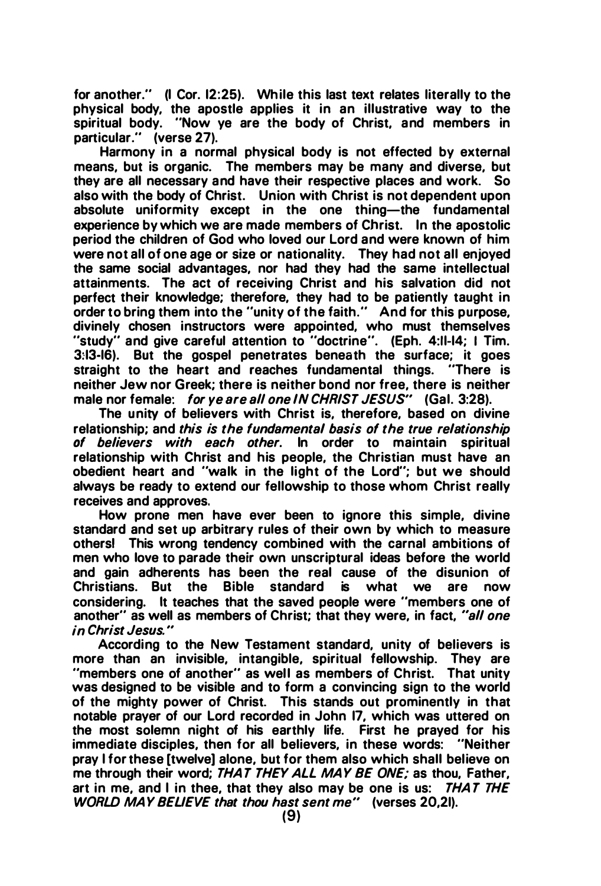for another." (I Cor. 12:25). While this last text relates literally to the physical body, the apostle applies it in an illustrative way to the spiritual body. "Now ye are the body of Christ, and members in particular." (verse 27).

Harmony in a normal physical body is not effected by external means, but is organic. The members may be many and diverse, but they are all necessary and have their respective places and work. So also with the body of Christ. Union with Christ is not dependent upon absolute uniformity except in the one thing—the fundamental experience by which we are made members of Christ. In the apostolic period the children of God who loved our Lord and were known of him were not all of one age or size or nationality. They had not all enjoyed the same social advantages, nor had they had the same intellectual attainments. The act of receiving Christ and his salvation did not perfect their knowledge; therefore, they had to be patiently taught in order to bring them into the "unity of the faith." And for this purpose, divinely chosen instructors were appointed, who must themselves "study" and give careful attention to "doctrine". (Eph. 4:11-14; I Tim. 3:13-16). But the gospel penetrates beneath the surface; it goes straight to the heart and reaches fundamental things. "There is neither Jew nor Greek; there is neither bond nor free, there is neither male nor female: *for ye are all one IN CHRIST JESUS*" (Gal. 3:28).

The unity of believers with Christ is, therefore, based on divine relationship; and *this is the fundamental basis of the true relationship of believers with each other.* In order to maintain spiritual relationship with Christ and his people, the Christian must have an obedient heart and "walk in the light of the Lord"; but we should always be ready to extend our fellowship to those whom Christ really receives and approves.

How prone men have ever been to ignore this simple, divine standard and set up arbitrary rules of their own by which to measure others! This wrong tendency combined with the carnal ambitions of men who love to parade their own unscriptural ideas before the world and gain adherents has been the real cause of the disunion of Christians. But the Bible standard is what we are now considering. It teaches that the saved people were "members one of another" as well as members of Christ; that they were, in fact, *"all one in Christ Jesus."*

According to the New Testament standard, unity of believers is more than an invisible, intangible, spiritual fellowship. They are "members one of another" as well as members of Christ. That unity was designed to be visible and to form a convincing sign to the world of the mighty power of Christ. This stands out prominently in that notable prayer of our Lord recorded in John 17, which was uttered on the most solemn night of his earthly life. First he prayed for his immediate disciples, then for all believers, in these words: "Neither pray I for these [twelve] alone, but for them also which shall believe on me through their word; *THAT THEY ALL MAY BE ONE;* as thou, Father, art in me, and I in thee, that they also may be one is us: *THAT THE WORLD MAY BELIEVE that thou hast sent me*" (verses 20,21).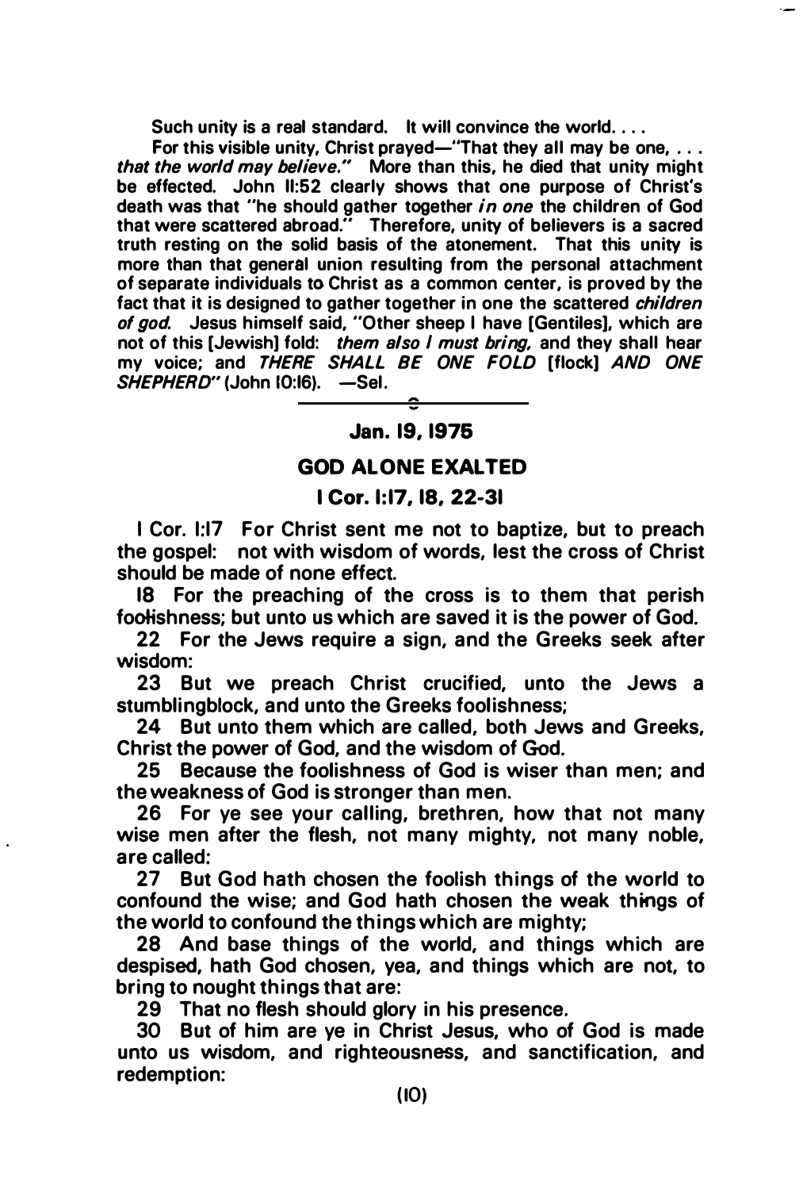Such unity is a real standard. It will convince the world. . . .

For this visible unity, Christ prayed—"That they all may be one, . . . *that the world may believe."* More than this, he died that unity might be effected. John 11:52 clearly shows that one purpose of Christ's death was that "he should gather together *in one* the children of God that were scattered abroad." Therefore, unity of believers is a sacred truth resting on the solid basis of the atonement. That this unity is more than that general union resulting from the personal attachment of separate individuals to Christ as a common center, is proved by the fact that it is designed to gather together in one the scattered *children of god.* Jesus himself said, "Other sheep I have [Gentiles], which are not of this [Jewish] fold: *them also I must bring,* and they shall hear my voice; and *THERE SHALL BE ONE FOLD* [flock] *AND ONE SHEPHERD"* (John 10:16). —Sel.

---

**Jan. 19, 1975**

## GOD ALONE EXALTED

### I Cor. 1:17, 18, 22-31

I Cor. 1:17 For Christ sent me not to baptize, but to preach the gospel: not with wisdom of words, lest the cross of Christ should be made of none effect.

18 For the preaching of the cross is to them that perish foolishness; but unto us which are saved it is the power of God.

22 For the Jews require a sign, and the Greeks seek after wisdom:

23 But we preach Christ crucified, unto the Jews a stumblingblock, and unto the Greeks foolishness;

24 But unto them which are called, both Jews and Greeks, Christ the power of God, and the wisdom of God.

25 Because the foolishness of God is wiser than men; and the weakness of God is stronger than men.

26 For ye see your calling, brethren, how that not many wise men after the flesh, not many mighty, not many noble, are called:

27 But God hath chosen the foolish things of the world to confound the wise; and God hath chosen the weak things of the world to confound the things which are mighty;

28 And base things of the world, and things which are despised, hath God chosen, yea, and things which are not, to bring to nought things that are:

29 That no flesh should glory in his presence.

30 But of him are ye in Christ Jesus, who of God is made unto us wisdom, and righteousness, and sanctification, and redemption: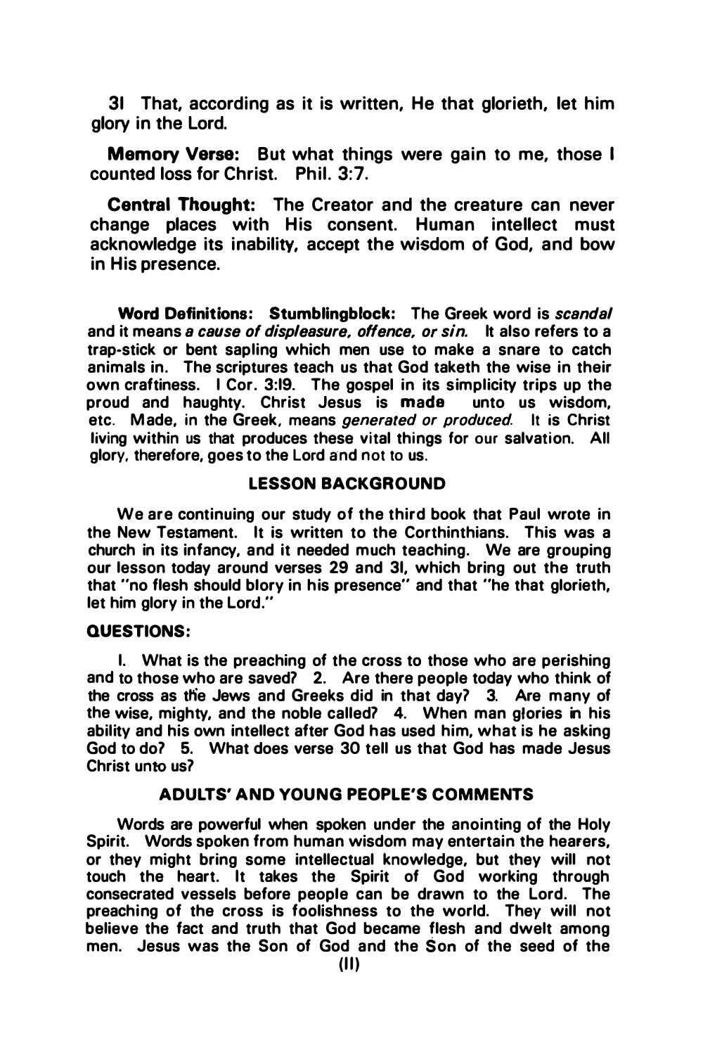31 That, according as it is written, He that glorieth, let him glory in the Lord.

**Memory Verse:** But what things were gain to me, those I counted loss for Christ. Phil. 3:7.

**Central Thought:** The Creator and the creature can never change places with His consent. Human intellect must acknowledge its inability, accept the wisdom of God, and bow in His presence.

**Word Definitions: Stumblingblock:** The Greek word is *scandal* and it means *a cause of displeasure, offence, or sin.* It also refers to a trap-stick or bent sapling which men use to make a snare to catch animals in. The scriptures teach us that God taketh the wise in their own craftiness. I Cor. 3:19. The gospel in its simplicity trips up the proud and haughty. Christ Jesus is **made** unto us wisdom, etc. Made, in the Greek, means *generated or produced.* It is Christ living within us that produces these vital things for our salvation. All glory, therefore, goes to the Lord and not to us.

## LESSON BACKGROUND

We are continuing our study of the third book that Paul wrote in the New Testament. It is written to the Corthinthians. This was a church in its infancy, and it needed much teaching. We are grouping our lesson today around verses 29 and 31, which bring out the truth that "no flesh should blory in his presence" and that "he that glorieth, let him glory in the Lord."

### QUESTIONS:

1. What is the preaching of the cross to those who are perishing and to those who are saved? 2. Are there people today who think of the cross as the Jews and Greeks did in that day? 3. Are many of the wise, mighty, and the noble called? 4. When man glories in his ability and his own intellect after God has used him, what is he asking God to do? 5. What does verse 30 tell us that God has made Jesus Christ unto us?

## ADULTS' AND YOUNG PEOPLE'S COMMENTS

Words are powerful when spoken under the anointing of the Holy Spirit. Words spoken from human wisdom may entertain the hearers, or they might bring some intellectual knowledge, but they will not touch the heart. It takes the Spirit of God working through consecrated vessels before people can be drawn to the Lord. The preaching of the cross is foolishness to the world. They will not believe the fact and truth that God became flesh and dwelt among men. Jesus was the Son of God and the Son of the seed of the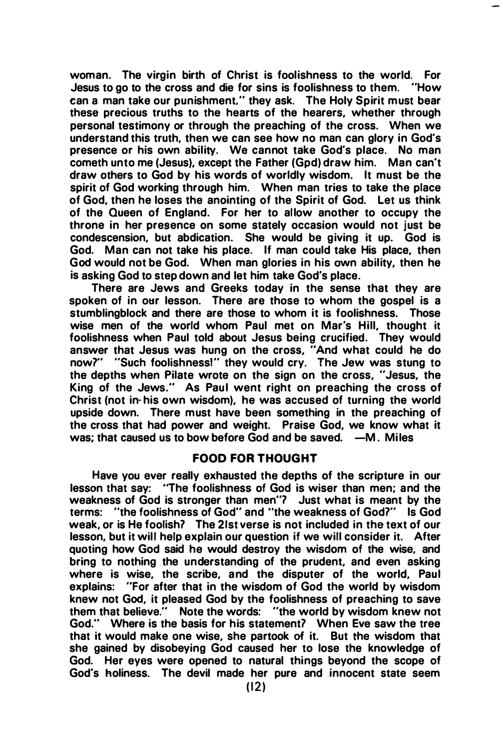woman. The virgin birth of Christ is foolishness to the world. For Jesus to go to the cross and die for sins is foolishness to them. "How can a man take our punishment," they ask. The Holy Spirit must bear these precious truths to the hearts of the hearers, whether through personal testimony or through the preaching of the cross. When we understand this truth, then we can see how no man can glory in God's presence or his own ability. We cannot take God's place. No man cometh unto me (Jesus), except the Father (Gpd) draw him. Man can't draw others to God by his words of worldly wisdom. It must be the spirit of God working through him. When man tries to take the place of God, then he loses the anointing of the Spirit of God. Let us think of the Queen of England. For her to allow another to occupy the throne in her presence on some stately occasion would not just be condescension, but abdication. She would be giving it up. God is God. Man can not take his place. If man could take His place, then God would not be God. When man glories in his own ability, then he is asking God to step down and let him take God's place.

There are Jews and Greeks today in the sense that they are spoken of in our lesson. There are those to whom the gospel is a stumblingblock and there are those to whom it is foolishness. Those wise men of the world whom Paul met on Mar's Hill, thought it foolishness when Paul told about Jesus being crucified. They would answer that Jesus was hung on the cross, "And what could he do now?" "Such foolishness!" they would cry. The Jew was stung to the depths when Pilate wrote on the sign on the cross, "Jesus, the King of the Jews." As Paul went right on preaching the cross of Christ (not in his own wisdom), he was accused of turning the world upside down. There must have been something in the preaching of the cross that had power and weight. Praise God, we know what it was; that caused us to bow before God and be saved. —M. Miles

## FOOD FOR THOUGHT

Have you ever really exhausted the depths of the scripture in our lesson that say: "The foolishness of God is wiser than men; and the weakness of God is stronger than men"? Just what is meant by the terms: "the foolishness of God" and "the weakness of God?" Is God weak, or is He foolish? The 21st verse is not included in the text of our lesson, but it will help explain our question if we will consider it. After quoting how God said he would destroy the wisdom of the wise, and bring to nothing the understanding of the prudent, and even asking where is wise, the scribe, and the disputer of the world, Paul explains: "For after that in the wisdom of God the world by wisdom knew not God, it pleased God by the foolishness of preaching to save them that believe." Note the words: "the world by wisdom knew not God." Where is the basis for his statement? When Eve saw the tree that it would make one wise, she partook of it. But the wisdom that she gained by disobeying God caused her to lose the knowledge of God. Her eyes were opened to natural things beyond the scope of God's holiness. The devil made her pure and innocent state seem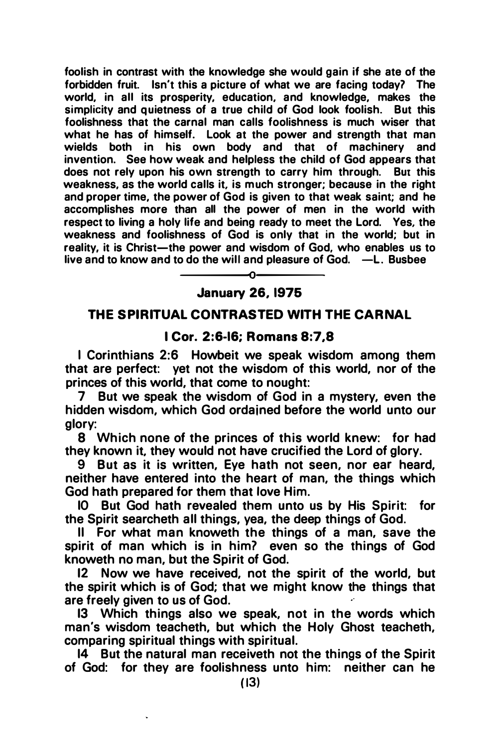foolish in contrast with the knowledge she would gain if she ate of the forbidden fruit. Isn't this a picture of what we are facing today? The world, in all its prosperity, education, and knowledge, makes the simplicity and quietness of a true child of God look foolish. But this foolishness that the carnal man calls foolishness is much wiser that what he has of himself. Look at the power and strength that man wields both in his own body and that of machinery and invention. See how weak and helpless the child of God appears that does not rely upon his own strength to carry him through. But this weakness, as the world calls it, is much stronger; because in the right and proper time, the power of God is given to that weak saint; and he accomplishes more than all the power of men in the world with respect to living a holy life and being ready to meet the Lord. Yes, the weakness and foolishness of God is only that in the world; but in reality, it is Christ—the power and wisdom of God, who enables us to live and to know and to do the will and pleasure of God. —L. Busbee

o

**January 26, 1975**

## THE SPIRITUAL CONTRASTED WITH THE CARNAL

### I Cor. 2:6-16; Romans 8:7,8

I Corinthians 2:6 Howbeit we speak wisdom among them that are perfect: yet not the wisdom of this world, nor of the princes of this world, that come to nought:

7 But we speak the wisdom of God in a mystery, even the hidden wisdom, which God ordained before the world unto our glory:

8 Which none of the princes of this world knew: for had they known it, they would not have crucified the Lord of glory.

9 But as it is written, Eye hath not seen, nor ear heard, neither have entered into the heart of man, the things which God hath prepared for them that love Him.

10 But God hath revealed them unto us by His Spirit: for the Spirit searcheth all things, yea, the deep things of God.

11 For what man knoweth the things of a man, save the spirit of man which is in him? even so the things of God knoweth no man, but the Spirit of God.

12 Now we have received, not the spirit of the world, but the spirit which is of God; that we might know the things that are freely given to us of God.

13 Which things also we speak, not in the words which man's wisdom teacheth, but which the Holy Ghost teacheth, comparing spiritual things with spiritual.

14 But the natural man receiveth not the things of the Spirit of God: for they are foolishness unto him: neither can he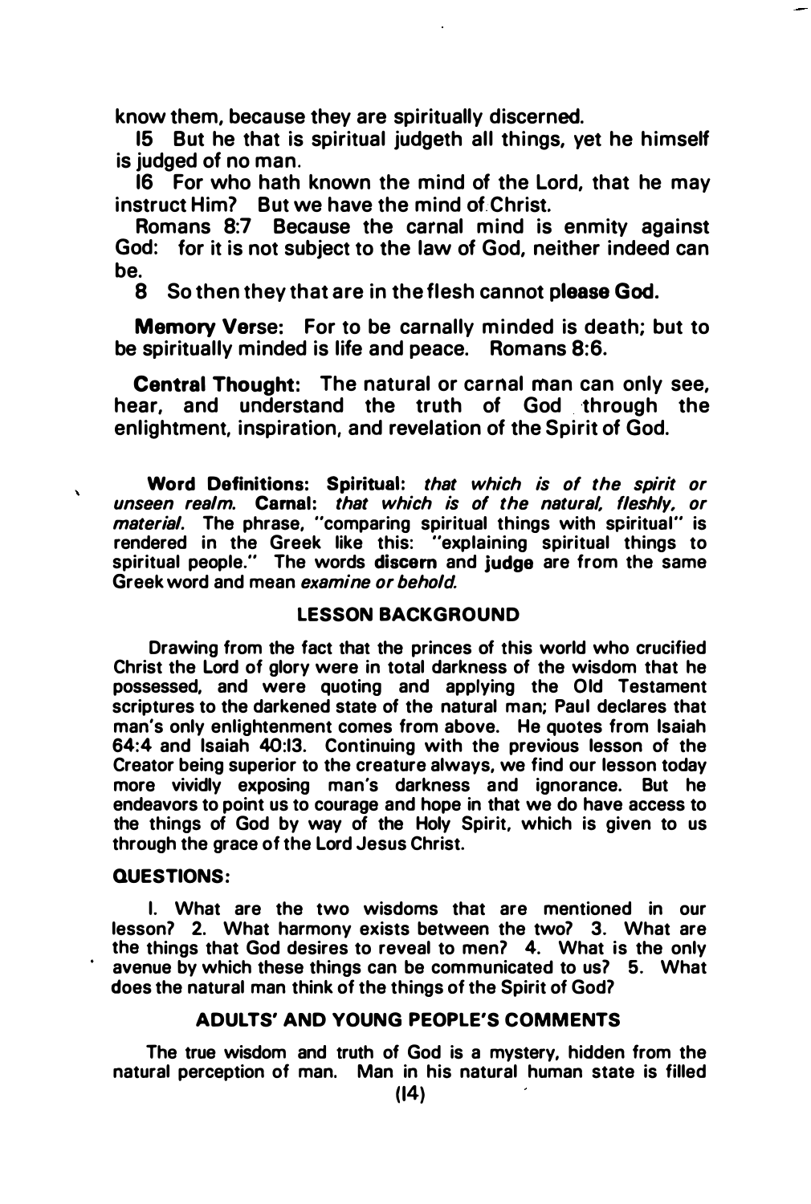know them, because they are spiritually discerned.

15 But he that is spiritual judgeth all things, yet he himself is judged of no man.

16 For who hath known the mind of the Lord, that he may instruct Him? But we have the mind of Christ.

Romans 8:7 Because the carnal mind is enmity against God: for it is not subject to the law of God, neither indeed can be.

8 So then they that are in the flesh cannot **please God.**

**Memory Verse:** For to be carnally minded is death; but to be spiritually minded is life and peace. Romans 8:6.

**Central Thought:** The natural or carnal man can only see, hear, and understand the truth of God through the enlightment, inspiration, and revelation of the Spirit of God.

**Word Definitions: Spiritual:** *that which is of the spirit or unseen realm.* **Carnal:** *that which is of the natural, fleshly, or material.* The phrase, "comparing spiritual things with spiritual" is rendered in the Greek like this: "explaining spiritual things to spiritual people." The words **discern** and **judge** are from the same Greek word and mean *examine or behold.*

## LESSON BACKGROUND

Drawing from the fact that the princes of this world who crucified Christ the Lord of glory were in total darkness of the wisdom that he possessed, and were quoting and applying the Old Testament scriptures to the darkened state of the natural man; Paul declares that man's only enlightenment comes from above. He quotes from Isaiah 64:4 and Isaiah 40:13. Continuing with the previous lesson of the Creator being superior to the creature always, we find our lesson today more vividly exposing man's darkness and ignorance. But he endeavors to point us to courage and hope in that we do have access to the things of God by way of the Holy Spirit, which is given to us through the grace of the Lord Jesus Christ.

## QUESTIONS:

1. What are the two wisdoms that are mentioned in our lesson? 2. What harmony exists between the two? 3. What are the things that God desires to reveal to men? 4. What is the only avenue by which these things can be communicated to us? 5. What does the natural man think of the things of the Spirit of God?

## ADULTS' AND YOUNG PEOPLE'S COMMENTS

The true wisdom and truth of God is a mystery, hidden from the natural perception of man. Man in his natural human state is filled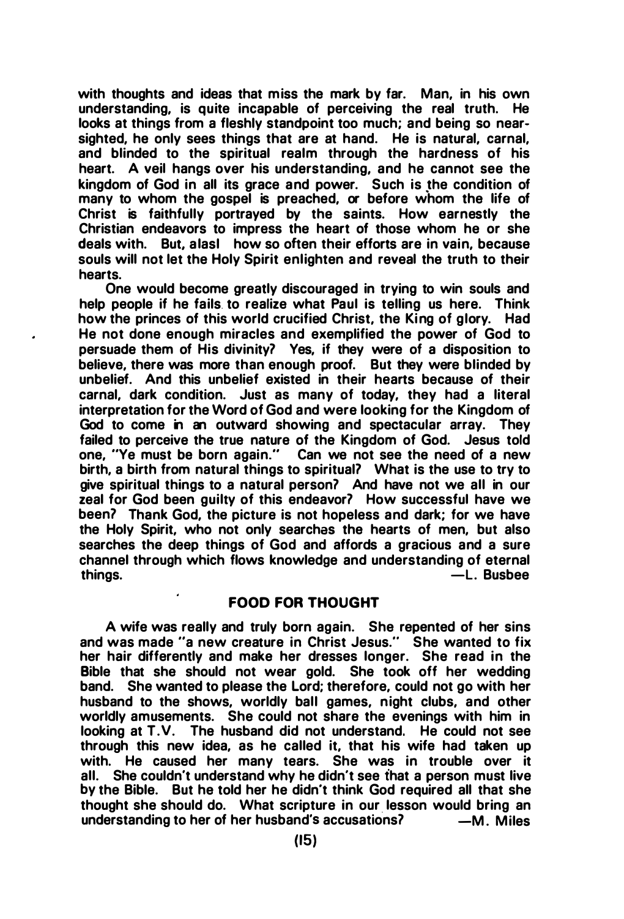with thoughts and ideas that miss the mark by far. Man, in his own understanding, is quite incapable of perceiving the real truth. He looks at things from a fleshly standpoint too much; and being so near-sighted, he only sees things that are at hand. He is natural, carnal, and blinded to the spiritual realm through the hardness of his heart. A veil hangs over his understanding, and he cannot see the kingdom of God in all its grace and power. Such is the condition of many to whom the gospel is preached, or before whom the life of Christ is faithfully portrayed by the saints. How earnestly the Christian endeavors to impress the heart of those whom he or she deals with. But, alas! how so often their efforts are in vain, because souls will not let the Holy Spirit enlighten and reveal the truth to their hearts.

One would become greatly discouraged in trying to win souls and help people if he fails to realize what Paul is telling us here. Think how the princes of this world crucified Christ, the King of glory. Had He not done enough miracles and exemplified the power of God to persuade them of His divinity? Yes, if they were of a disposition to believe, there was more than enough proof. But they were blinded by unbelief. And this unbelief existed in their hearts because of their carnal, dark condition. Just as many of today, they had a literal interpretation for the Word of God and were looking for the Kingdom of God to come in an outward showing and spectacular array. They failed to perceive the true nature of the Kingdom of God. Jesus told one, "Ye must be born again." Can we not see the need of a new birth, a birth from natural things to spiritual? What is the use to try to give spiritual things to a natural person? And have not we all in our zeal for God been guilty of this endeavor? How successful have we been? Thank God, the picture is not hopeless and dark; for we have the Holy Spirit, who not only searches the hearts of men, but also searches the deep things of God and affords a gracious and a sure channel through which flows knowledge and understanding of eternal things.

—L. Busbee

## FOOD FOR THOUGHT

A wife was really and truly born again. She repented of her sins and was made "a new creature in Christ Jesus." She wanted to fix her hair differently and make her dresses longer. She read in the Bible that she should not wear gold. She took off her wedding band. She wanted to please the Lord; therefore, could not go with her husband to the shows, worldly ball games, night clubs, and other worldly amusements. She could not share the evenings with him in looking at T.V. The husband did not understand. He could not see through this new idea, as he called it, that his wife had taken up with. He caused her many tears. She was in trouble over it all. She couldn't understand why he didn't see that a person must live by the Bible. But he told her he didn't think God required all that she thought she should do. What scripture in our lesson would bring an understanding to her of her husband's accusations?

—M. Miles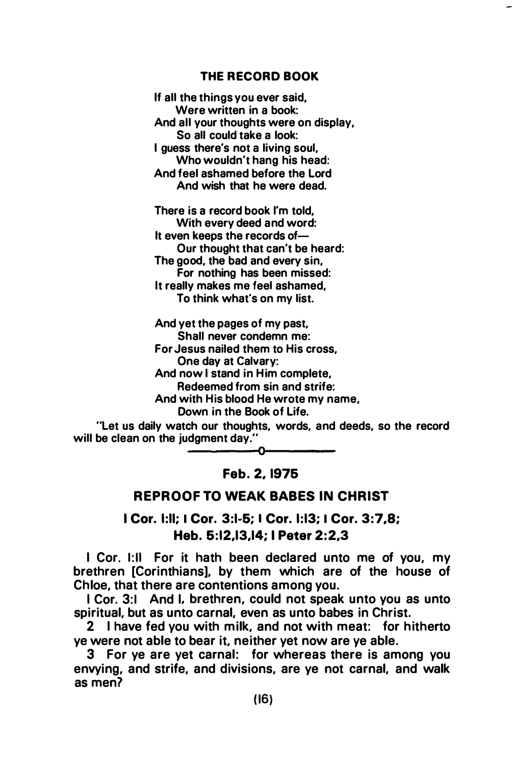## THE RECORD BOOK

If all the things you ever said,
  Were written in a book:
And all your thoughts were on display,
  So all could take a look:
I guess there's not a living soul,
  Who wouldn't hang his head:
And feel ashamed before the Lord
  And wish that he were dead.

There is a record book I'm told,
  With every deed and word:
It even keeps the records of—
  Our thought that can't be heard:
The good, the bad and every sin,
  For nothing has been missed:
It really makes me feel ashamed,
  To think what's on my list.

And yet the pages of my past,
  Shall never condemn me:
For Jesus nailed them to His cross,
  One day at Calvary:
And now I stand in Him complete,
  Redeemed from sin and strife:
And with His blood He wrote my name,
  Down in the Book of Life.

"Let us daily watch our thoughts, words, and deeds, so the record will be clean on the judgment day."

—————o—————

**Feb. 2, 1975**

## REPROOF TO WEAK BABES IN CHRIST

### I Cor. 1:11; I Cor. 3:1-5; I Cor. 1:13; I Cor. 3:7,8; Heb. 5:12,13,14; I Peter 2:2,3

I Cor. 1:11 For it hath been declared unto me of you, my brethren [Corinthians], by them which are of the house of Chloe, that there are contentions among you.

I Cor. 3:1 And I, brethren, could not speak unto you as unto spiritual, but as unto carnal, even as unto babes in Christ.

2 I have fed you with milk, and not with meat: for hitherto ye were not able to bear it, neither yet now are ye able.

3 For ye are yet carnal: for whereas there is among you envying, and strife, and divisions, are ye not carnal, and walk as men?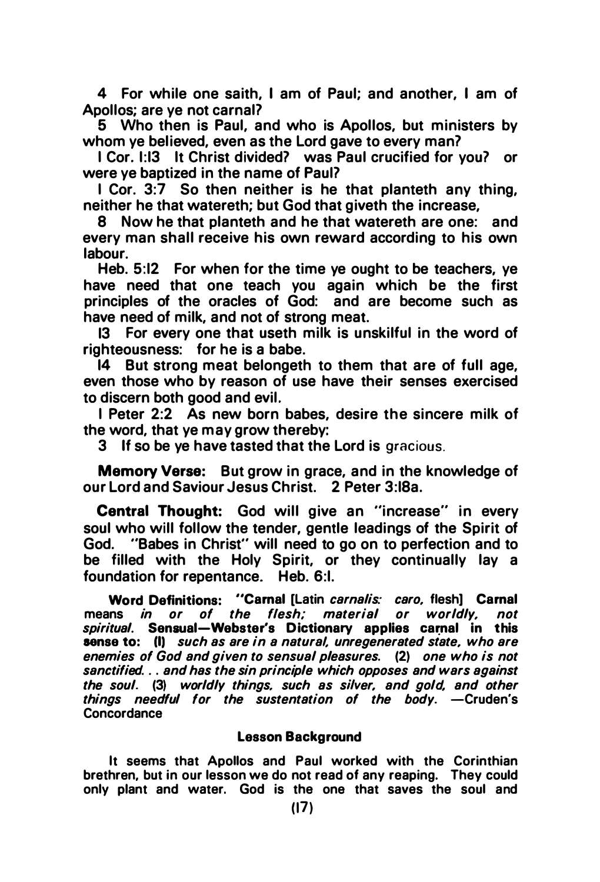4 For while one saith, I am of Paul; and another, I am of Apollos; are ye not carnal?

5 Who then is Paul, and who is Apollos, but ministers by whom ye believed, even as the Lord gave to every man?

I Cor. 1:13 It Christ divided? was Paul crucified for you? or were ye baptized in the name of Paul?

I Cor. 3:7 So then neither is he that planteth any thing, neither he that watereth; but God that giveth the increase,

8 Now he that planteth and he that watereth are one: and every man shall receive his own reward according to his own labour.

Heb. 5:12 For when for the time ye ought to be teachers, ye have need that one teach you again which be the first principles of the oracles of God: and are become such as have need of milk, and not of strong meat.

13 For every one that useth milk is unskilful in the word of righteousness: for he is a babe.

14 But strong meat belongeth to them that are of full age, even those who by reason of use have their senses exercised to discern both good and evil.

I Peter 2:2 As new born babes, desire the sincere milk of the word, that ye may grow thereby:

3 If so be ye have tasted that the Lord is gracious.

**Memory Verse:** But grow in grace, and in the knowledge of our Lord and Saviour Jesus Christ. 2 Peter 3:18a.

**Central Thought:** God will give an "increase" in every soul who will follow the tender, gentle leadings of the Spirit of God. "Babes in Christ" will need to go on to perfection and to be filled with the Holy Spirit, or they continually lay a foundation for repentance. Heb. 6:1.

**Word Definitions:** "**Carnal** [Latin *carnalis: caro,* flesh] **Carnal** means *in or of the flesh; material or worldly, not spiritual.* **Sensual—Webster's Dictionary applies carnal in this sense to: (1)** *such as are in a natural, unregenerated state, who are enemies of God and given to sensual pleasures.* **(2)** *one who is not sanctified. . . and has the sin principle which opposes and wars against the soul.* **(3)** *worldly things, such as silver, and gold, and other things needful for the sustentation of the body.* —Cruden's Concordance

### Lesson Background

It seems that Apollos and Paul worked with the Corinthian brethren, but in our lesson we do not read of any reaping. They could only plant and water. God is the one that saves the soul and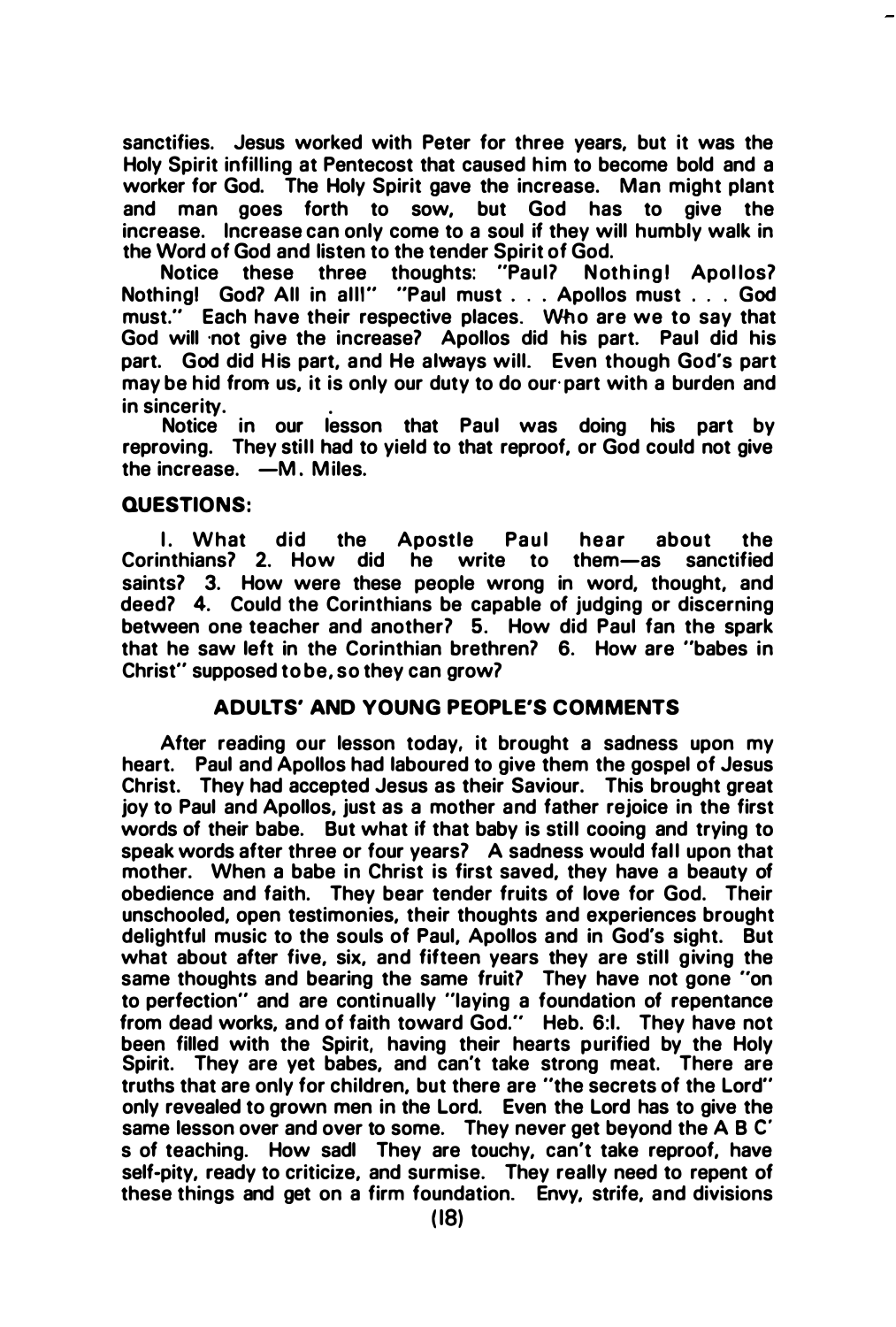sanctifies. Jesus worked with Peter for three years, but it was the Holy Spirit infilling at Pentecost that caused him to become bold and a worker for God. The Holy Spirit gave the increase. Man might plant and man goes forth to sow, but God has to give the increase. Increase can only come to a soul if they will humbly walk in the Word of God and listen to the tender Spirit of God.

Notice these three thoughts: "Paul? Nothing! Apollos? Nothing! God? All in all!" "Paul must . . . Apollos must . . . God must." Each have their respective places. Who are we to say that God will not give the increase? Apollos did his part. Paul did his part. God did His part, and He always will. Even though God's part may be hid from us, it is only our duty to do our part with a burden and in sincerity.

Notice in our lesson that Paul was doing his part by reproving. They still had to yield to that reproof, or God could not give the increase. —M. Miles.

**QUESTIONS:**

1. What did the Apostle Paul hear about the Corinthians? 2. How did he write to them—as sanctified saints? 3. How were these people wrong in word, thought, and deed? 4. Could the Corinthians be capable of judging or discerning between one teacher and another? 5. How did Paul fan the spark that he saw left in the Corinthian brethren? 6. How are "babes in Christ" supposed to be, so they can grow?

## ADULTS' AND YOUNG PEOPLE'S COMMENTS

After reading our lesson today, it brought a sadness upon my heart. Paul and Apollos had laboured to give them the gospel of Jesus Christ. They had accepted Jesus as their Saviour. This brought great joy to Paul and Apollos, just as a mother and father rejoice in the first words of their babe. But what if that baby is still cooing and trying to speak words after three or four years? A sadness would fall upon that mother. When a babe in Christ is first saved, they have a beauty of obedience and faith. They bear tender fruits of love for God. Their unschooled, open testimonies, their thoughts and experiences brought delightful music to the souls of Paul, Apollos and in God's sight. But what about after five, six, and fifteen years they are still giving the same thoughts and bearing the same fruit? They have not gone "on to perfection" and are continually "laying a foundation of repentance from dead works, and of faith toward God." Heb. 6:1. They have not been filled with the Spirit, having their hearts purified by the Holy Spirit. They are yet babes, and can't take strong meat. There are truths that are only for children, but there are "the secrets of the Lord" only revealed to grown men in the Lord. Even the Lord has to give the same lesson over and over to some. They never get beyond the A B C's of teaching. How sad! They are touchy, can't take reproof, have self-pity, ready to criticize, and surmise. They really need to repent of these things and get on a firm foundation. Envy, strife, and divisions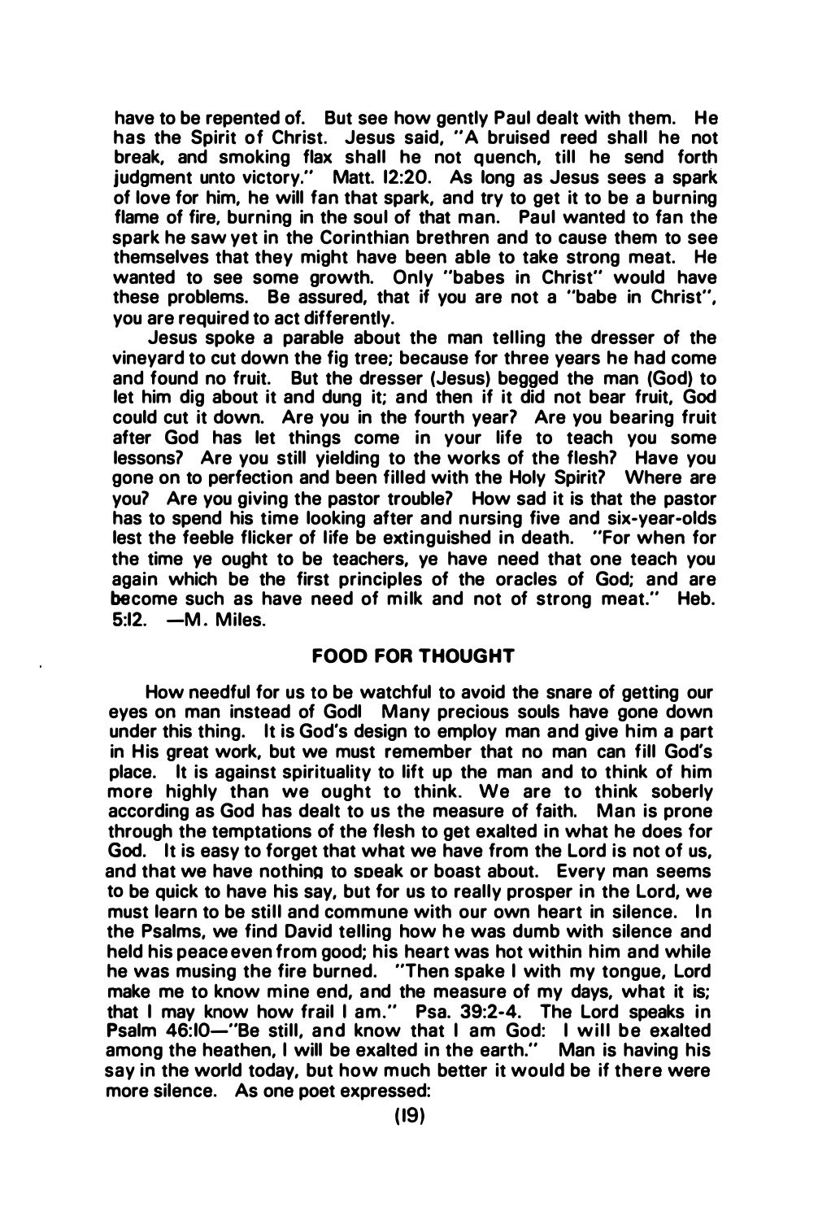have to be repented of. But see how gently Paul dealt with them. He has the Spirit of Christ. Jesus said, "A bruised reed shall he not break, and smoking flax shall he not quench, till he send forth judgment unto victory." Matt. 12:20. As long as Jesus sees a spark of love for him, he will fan that spark, and try to get it to be a burning flame of fire, burning in the soul of that man. Paul wanted to fan the spark he saw yet in the Corinthian brethren and to cause them to see themselves that they might have been able to take strong meat. He wanted to see some growth. Only "babes in Christ" would have these problems. Be assured, that if you are not a "babe in Christ", you are required to act differently.

Jesus spoke a parable about the man telling the dresser of the vineyard to cut down the fig tree; because for three years he had come and found no fruit. But the dresser (Jesus) begged the man (God) to let him dig about it and dung it; and then if it did not bear fruit, God could cut it down. Are you in the fourth year? Are you bearing fruit after God has let things come in your life to teach you some lessons? Are you still yielding to the works of the flesh? Have you gone on to perfection and been filled with the Holy Spirit? Where are you? Are you giving the pastor trouble? How sad it is that the pastor has to spend his time looking after and nursing five and six-year-olds lest the feeble flicker of life be extinguished in death. "For when for the time ye ought to be teachers, ye have need that one teach you again which be the first principles of the oracles of God; and are become such as have need of milk and not of strong meat." Heb. 5:12. —M. Miles.

## FOOD FOR THOUGHT

How needful for us to be watchful to avoid the snare of getting our eyes on man instead of God! Many precious souls have gone down under this thing. It is God's design to employ man and give him a part in His great work, but we must remember that no man can fill God's place. It is against spirituality to lift up the man and to think of him more highly than we ought to think. We are to think soberly according as God has dealt to us the measure of faith. Man is prone through the temptations of the flesh to get exalted in what he does for God. It is easy to forget that what we have from the Lord is not of us, and that we have nothing to speak or boast about. Every man seems to be quick to have his say, but for us to really prosper in the Lord, we must learn to be still and commune with our own heart in silence. In the Psalms, we find David telling how he was dumb with silence and held his peace even from good; his heart was hot within him and while he was musing the fire burned. "Then spake I with my tongue, Lord make me to know mine end, and the measure of my days, what it is; that I may know how frail I am." Psa. 39:2-4. The Lord speaks in Psalm 46:10—"Be still, and know that I am God: I will be exalted among the heathen, I will be exalted in the earth." Man is having his say in the world today, but how much better it would be if there were more silence. As one poet expressed: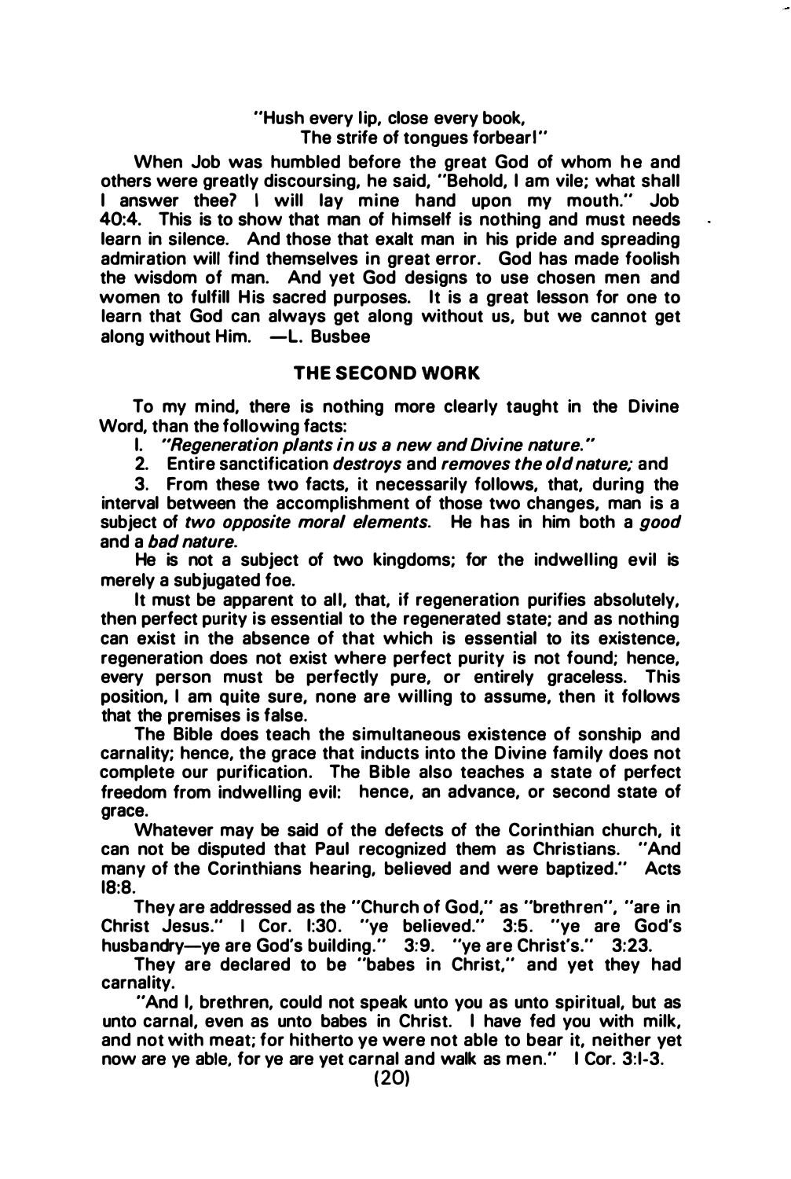"Hush every lip, close every book,
The strife of tongues forbear!"

When Job was humbled before the great God of whom he and others were greatly discoursing, he said, "Behold, I am vile; what shall I answer thee? I will lay mine hand upon my mouth." Job 40:4. This is to show that man of himself is nothing and must needs learn in silence. And those that exalt man in his pride and spreading admiration will find themselves in great error. God has made foolish the wisdom of man. And yet God designs to use chosen men and women to fulfill His sacred purposes. It is a great lesson for one to learn that God can always get along without us, but we cannot get along without Him. —L. Busbee

## THE SECOND WORK

To my mind, there is nothing more clearly taught in the Divine Word, than the following facts:

1. *"Regeneration plants in us a new and Divine nature."*
2. Entire sanctification *destroys* and *removes the old nature;* and
3. From these two facts, it necessarily follows, that, during the interval between the accomplishment of those two changes, man is a subject of *two opposite moral elements*. He has in him both a *good* and a *bad nature*.

He is not a subject of two kingdoms; for the indwelling evil is merely a subjugated foe.

It must be apparent to all, that, if regeneration purifies absolutely, then perfect purity is essential to the regenerated state; and as nothing can exist in the absence of that which is essential to its existence, regeneration does not exist where perfect purity is not found; hence, every person must be perfectly pure, or entirely graceless. This position, I am quite sure, none are willing to assume, then it follows that the premises is false.

The Bible does teach the simultaneous existence of sonship and carnality; hence, the grace that inducts into the Divine family does not complete our purification. The Bible also teaches a state of perfect freedom from indwelling evil: hence, an advance, or second state of grace.

Whatever may be said of the defects of the Corinthian church, it can not be disputed that Paul recognized them as Christians. "And many of the Corinthians hearing, believed and were baptized." Acts 18:8.

They are addressed as the "Church of God," as "brethren", "are in Christ Jesus." I Cor. 1:30. "ye believed." 3:5. "ye are God's husbandry—ye are God's building." 3:9. "ye are Christ's." 3:23.

They are declared to be "babes in Christ," and yet they had carnality.

"And I, brethren, could not speak unto you as unto spiritual, but as unto carnal, even as unto babes in Christ. I have fed you with milk, and not with meat; for hitherto ye were not able to bear it, neither yet now are ye able, for ye are yet carnal and walk as men." I Cor. 3:1-3.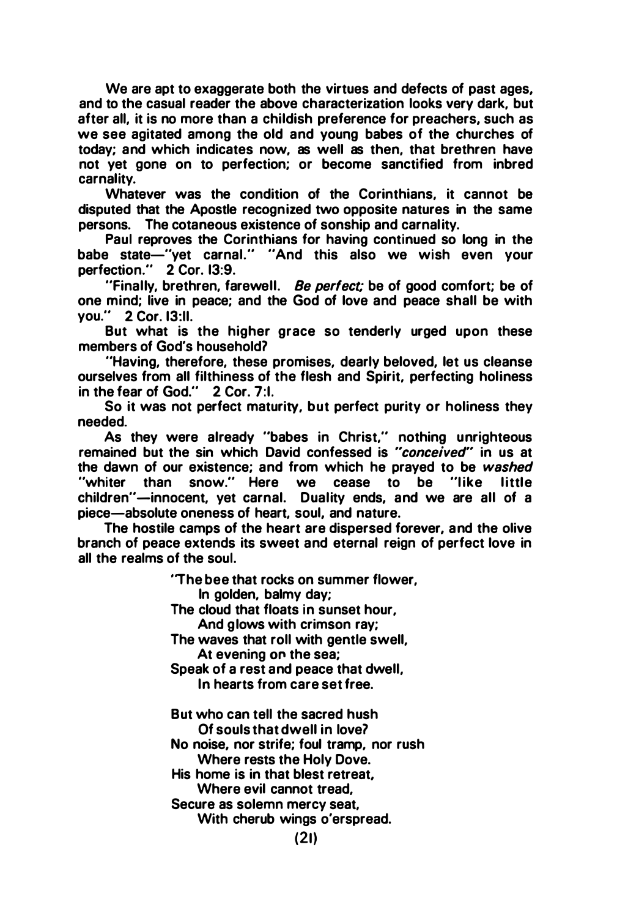We are apt to exaggerate both the virtues and defects of past ages, and to the casual reader the above characterization looks very dark, but after all, it is no more than a childish preference for preachers, such as we see agitated among the old and young babes of the churches of today; and which indicates now, as well as then, that brethren have not yet gone on to perfection; or become sanctified from inbred carnality.

Whatever was the condition of the Corinthians, it cannot be disputed that the Apostle recognized two opposite natures in the same persons. The cotaneous existence of sonship and carnality.

Paul reproves the Corinthians for having continued so long in the babe state—"yet carnal." "And this also we wish even your perfection." 2 Cor. 13:9.

"Finally, brethren, farewell. *Be perfect;* be of good comfort; be of one mind; live in peace; and the God of love and peace shall be with you." 2 Cor. 13:11.

But what is the higher grace so tenderly urged upon these members of God's household?

"Having, therefore, these promises, dearly beloved, let us cleanse ourselves from all filthiness of the flesh and Spirit, perfecting holiness in the fear of God." 2 Cor. 7:1.

So it was not perfect maturity, but perfect purity or holiness they needed.

As they were already "babes in Christ," nothing unrighteous remained but the sin which David confessed is *"conceived"* in us at the dawn of our existence; and from which he prayed to be *washed* "whiter than snow." Here we cease to be "like little children"—innocent, yet carnal. Duality ends, and we are all of a piece—absolute oneness of heart, soul, and nature.

The hostile camps of the heart are dispersed forever, and the olive branch of peace extends its sweet and eternal reign of perfect love in all the realms of the soul.

"The bee that rocks on summer flower,
    In golden, balmy day;
The cloud that floats in sunset hour,
    And glows with crimson ray;
The waves that roll with gentle swell,
    At evening on the sea;
Speak of a rest and peace that dwell,
    In hearts from care set free.

But who can tell the sacred hush
    Of souls that dwell in love?
No noise, nor strife; foul tramp, nor rush
    Where rests the Holy Dove.
His home is in that blest retreat,
    Where evil cannot tread,
Secure as solemn mercy seat,
    With cherub wings o'erspread.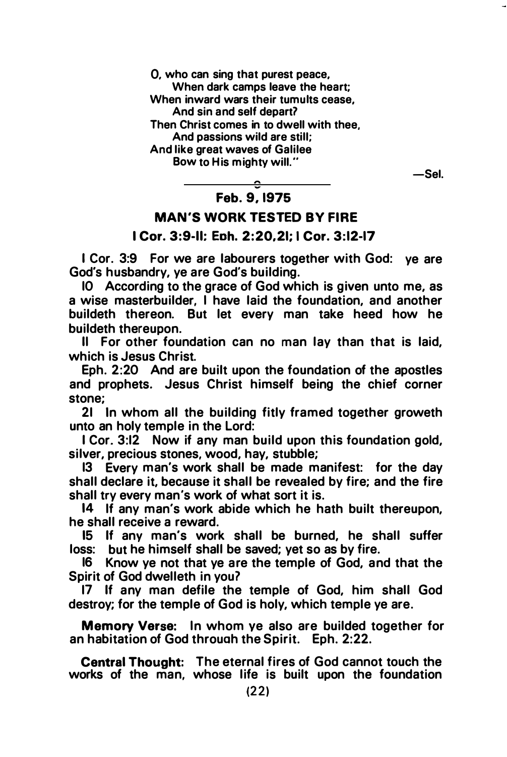O, who can sing that purest peace,
    When dark camps leave the heart;
When inward wars their tumults cease,
    And sin and self depart?
Then Christ comes in to dwell with thee,
    And passions wild are still;
And like great waves of Galilee
    Bow to His mighty will."

—Sel.

---

## Feb. 9, 1975

## MAN'S WORK TESTED BY FIRE

### I Cor. 3:9-11; Eph. 2:20,21; I Cor. 3:12-17

I Cor. 3:9 For we are labourers together with God: ye are God's husbandry, ye are God's building.

10 According to the grace of God which is given unto me, as a wise masterbuilder, I have laid the foundation, and another buildeth thereon. But let every man take heed how he buildeth thereupon.

11 For other foundation can no man lay than that is laid, which is Jesus Christ.

Eph. 2:20 And are built upon the foundation of the apostles and prophets. Jesus Christ himself being the chief corner stone;

21 In whom all the building fitly framed together groweth unto an holy temple in the Lord:

I Cor. 3:12 Now if any man build upon this foundation gold, silver, precious stones, wood, hay, stubble;

13 Every man's work shall be made manifest: for the day shall declare it, because it shall be revealed by fire; and the fire shall try every man's work of what sort it is.

14 If any man's work abide which he hath built thereupon, he shall receive a reward.

15 If any man's work shall be burned, he shall suffer loss: but he himself shall be saved; yet so as by fire.

16 Know ye not that ye are the temple of God, and that the Spirit of God dwelleth in you?

17 If any man defile the temple of God, him shall God destroy; for the temple of God is holy, which temple ye are.

**Memory Verse:** In whom ye also are builded together for an habitation of God through the Spirit. Eph. 2:22.

**Central Thought:** The eternal fires of God cannot touch the works of the man, whose life is built upon the foundation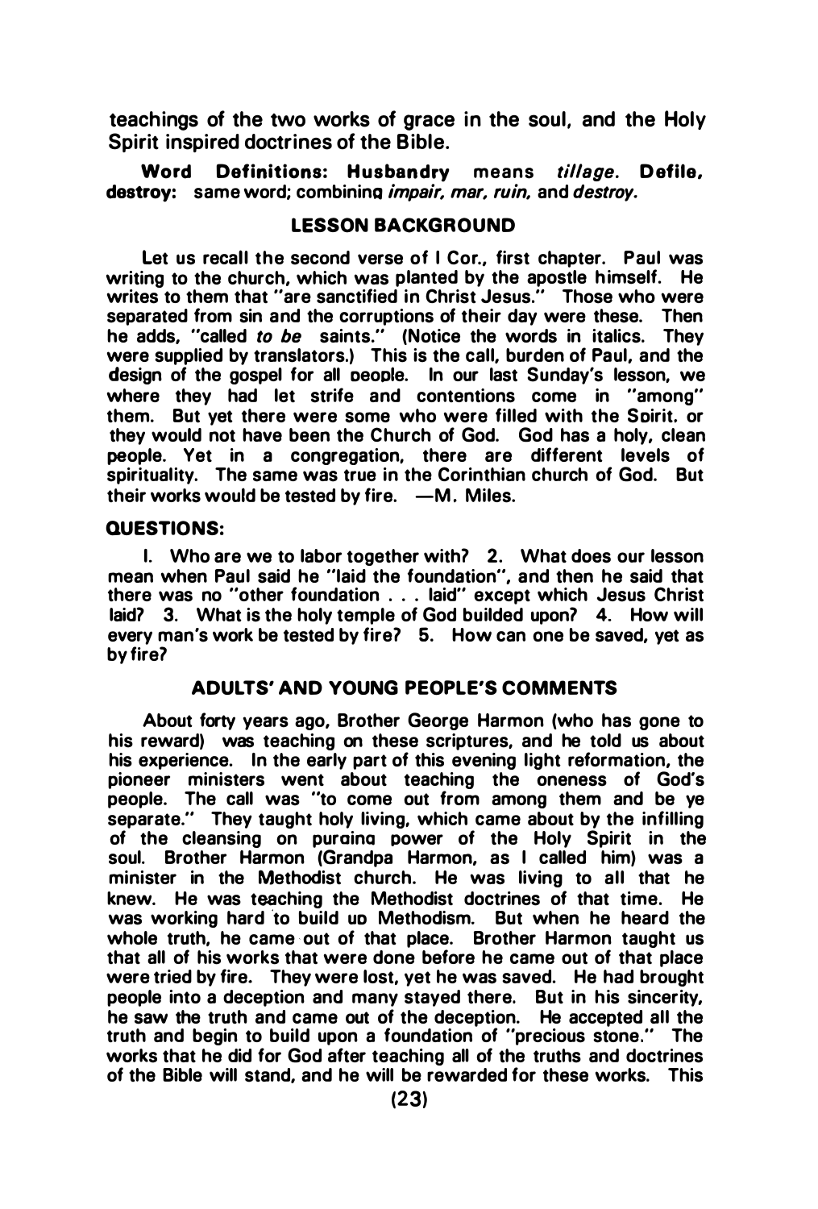teachings of the two works of grace in the soul, and the Holy Spirit inspired doctrines of the Bible.

**Word Definitions: Husbandry** means *tillage*. **Defile, destroy:** same word; combining *impair, mar, ruin,* and *destroy.*

### LESSON BACKGROUND

Let us recall the second verse of I Cor., first chapter. Paul was writing to the church, which was planted by the apostle himself. He writes to them that "are sanctified in Christ Jesus." Those who were separated from sin and the corruptions of their day were these. Then he adds, "called *to be* saints." (Notice the words in italics. They were supplied by translators.) This is the call, burden of Paul, and the design of the gospel for all people. In our last Sunday's lesson, we where they had let strife and contentions come in "among" them. But yet there were some who were filled with the Spirit, or they would not have been the Church of God. God has a holy, clean people. Yet in a congregation, there are different levels of spirituality. The same was true in the Corinthian church of God. But their works would be tested by fire. —M. Miles.

### QUESTIONS:

I. Who are we to labor together with? 2. What does our lesson mean when Paul said he "laid the foundation", and then he said that there was no "other foundation . . . laid" except which Jesus Christ laid? 3. What is the holy temple of God builded upon? 4. How will every man's work be tested by fire? 5. How can one be saved, yet as by fire?

### ADULTS' AND YOUNG PEOPLE'S COMMENTS

About forty years ago, Brother George Harmon (who has gone to his reward) was teaching on these scriptures, and he told us about his experience. In the early part of this evening light reformation, the pioneer ministers went about teaching the oneness of God's people. The call was "to come out from among them and be ye separate." They taught holy living, which came about by the infilling of the cleansing on purging power of the Holy Spirit in the soul. Brother Harmon (Grandpa Harmon, as I called him) was a minister in the Methodist church. He was living to all that he knew. He was teaching the Methodist doctrines of that time. He was working hard to build up Methodism. But when he heard the whole truth, he came out of that place. Brother Harmon taught us that all of his works that were done before he came out of that place were tried by fire. They were lost, yet he was saved. He had brought people into a deception and many stayed there. But in his sincerity, he saw the truth and came out of the deception. He accepted all the truth and begin to build upon a foundation of "precious stone." The works that he did for God after teaching all of the truths and doctrines of the Bible will stand, and he will be rewarded for these works. This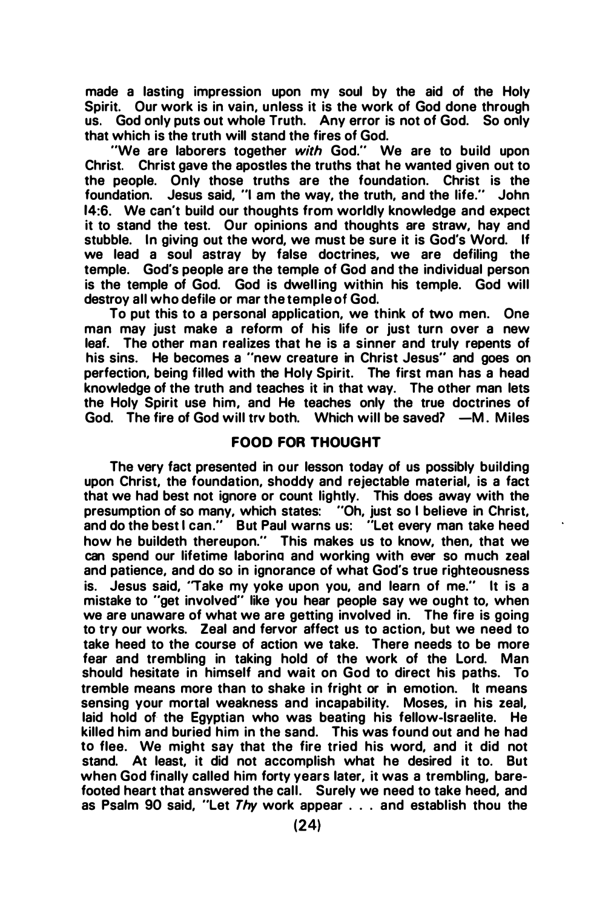made a lasting impression upon my soul by the aid of the Holy Spirit. Our work is in vain, unless it is the work of God done through us. God only puts out whole Truth. Any error is not of God. So only that which is the truth will stand the fires of God.

"We are laborers together *with* God." We are to build upon Christ. Christ gave the apostles the truths that he wanted given out to the people. Only those truths are the foundation. Christ is the foundation. Jesus said, "I am the way, the truth, and the life." John 14:6. We can't build our thoughts from worldly knowledge and expect it to stand the test. Our opinions and thoughts are straw, hay and stubble. In giving out the word, we must be sure it is God's Word. If we lead a soul astray by false doctrines, we are defiling the temple. God's people are the temple of God and the individual person is the temple of God. God is dwelling within his temple. God will destroy all who defile or mar the temple of God.

To put this to a personal application, we think of two men. One man may just make a reform of his life or just turn over a new leaf. The other man realizes that he is a sinner and truly repents of his sins. He becomes a "new creature in Christ Jesus" and goes on perfection, being filled with the Holy Spirit. The first man has a head knowledge of the truth and teaches it in that way. The other man lets the Holy Spirit use him, and He teaches only the true doctrines of God. The fire of God will trv both. Which will be saved? —M. Miles

## FOOD FOR THOUGHT

The very fact presented in our lesson today of us possibly building upon Christ, the foundation, shoddy and rejectable material, is a fact that we had best not ignore or count lightly. This does away with the presumption of so many, which states: "Oh, just so I believe in Christ, and do the best I can." But Paul warns us: "Let every man take heed how he buildeth thereupon." This makes us to know, then, that we can spend our lifetime laborinq and working with ever so much zeal and patience, and do so in ignorance of what God's true righteousness is. Jesus said, "Take my yoke upon you, and learn of me." It is a mistake to "get involved" like you hear people say we ought to, when we are unaware of what we are getting involved in. The fire is going to try our works. Zeal and fervor affect us to action, but we need to take heed to the course of action we take. There needs to be more fear and trembling in taking hold of the work of the Lord. Man should hesitate in himself and wait on God to direct his paths. To tremble means more than to shake in fright or in emotion. It means sensing your mortal weakness and incapability. Moses, in his zeal, laid hold of the Egyptian who was beating his fellow-Israelite. He killed him and buried him in the sand. This was found out and he had to flee. We might say that the fire tried his word, and it did not stand. At least, it did not accomplish what he desired it to. But when God finally called him forty years later, it was a trembling, bare-footed heart that answered the call. Surely we need to take heed, and as Psalm 90 said, "Let *Thy* work appear . . . and establish thou the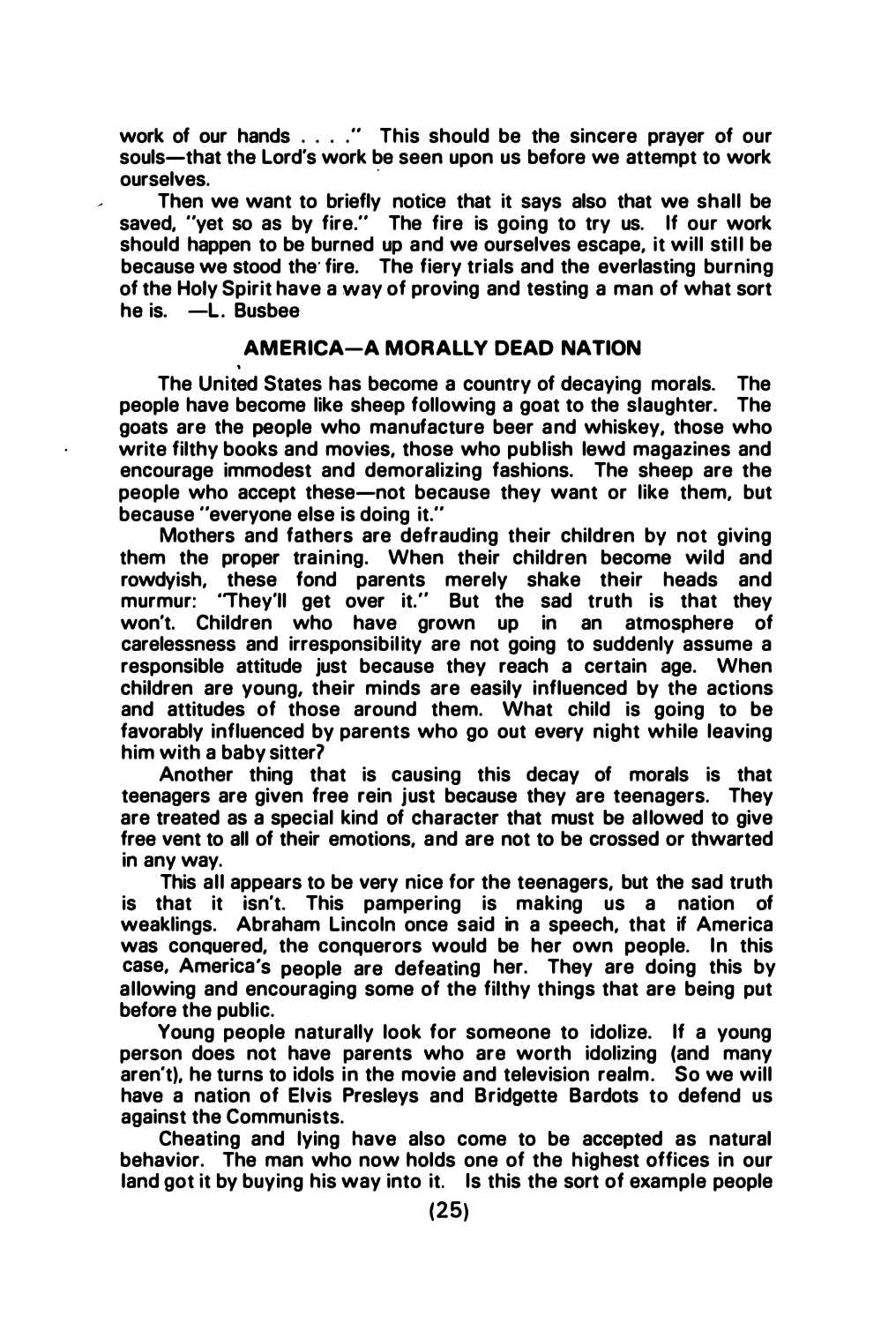work of our hands . . . ." This should be the sincere prayer of our souls—that the Lord's work be seen upon us before we attempt to work ourselves.

Then we want to briefly notice that it says also that we shall be saved, "yet so as by fire." The fire is going to try us. If our work should happen to be burned up and we ourselves escape, it will still be because we stood the fire. The fiery trials and the everlasting burning of the Holy Spirit have a way of proving and testing a man of what sort he is. —L. Busbee

## AMERICA—A MORALLY DEAD NATION

The United States has become a country of decaying morals. The people have become like sheep following a goat to the slaughter. The goats are the people who manufacture beer and whiskey, those who write filthy books and movies, those who publish lewd magazines and encourage immodest and demoralizing fashions. The sheep are the people who accept these—not because they want or like them, but because "everyone else is doing it."

Mothers and fathers are defrauding their children by not giving them the proper training. When their children become wild and rowdyish, these fond parents merely shake their heads and murmur: "They'll get over it." But the sad truth is that they won't. Children who have grown up in an atmosphere of carelessness and irresponsibility are not going to suddenly assume a responsible attitude just because they reach a certain age. When children are young, their minds are easily influenced by the actions and attitudes of those around them. What child is going to be favorably influenced by parents who go out every night while leaving him with a baby sitter?

Another thing that is causing this decay of morals is that teenagers are given free rein just because they are teenagers. They are treated as a special kind of character that must be allowed to give free vent to all of their emotions, and are not to be crossed or thwarted in any way.

This all appears to be very nice for the teenagers, but the sad truth is that it isn't. This pampering is making us a nation of weaklings. Abraham Lincoln once said in a speech, that if America was conquered, the conquerors would be her own people. In this case, America's people are defeating her. They are doing this by allowing and encouraging some of the filthy things that are being put before the public.

Young people naturally look for someone to idolize. If a young person does not have parents who are worth idolizing (and many aren't), he turns to idols in the movie and television realm. So we will have a nation of Elvis Presleys and Bridgette Bardots to defend us against the Communists.

Cheating and lying have also come to be accepted as natural behavior. The man who now holds one of the highest offices in our land got it by buying his way into it. Is this the sort of example people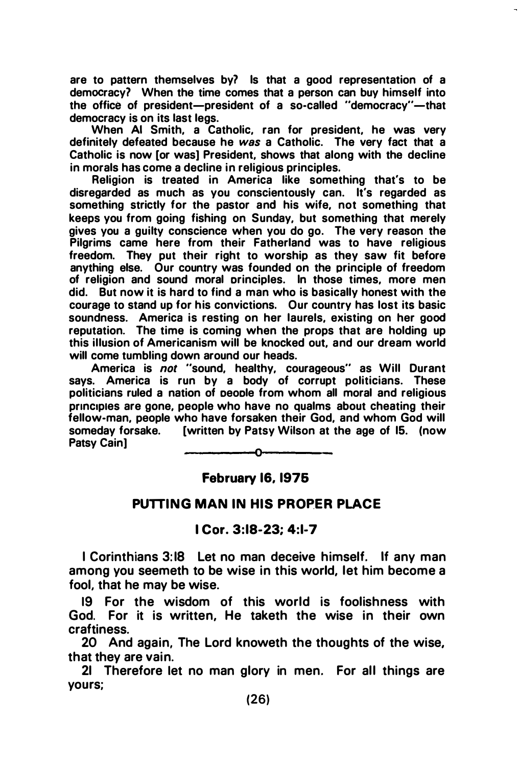are to pattern themselves by? Is that a good representation of a democracy? When the time comes that a person can buy himself into the office of president—president of a so-called "democracy"—that democracy is on its last legs.

When Al Smith, a Catholic, ran for president, he was very definitely defeated because he *was* a Catholic. The very fact that a Catholic is now [or was] President, shows that along with the decline in morals has come a decline in religious principles.

Religion is treated in America like something that's to be disregarded as much as you conscientously can. It's regarded as something strictly for the pastor and his wife, not something that keeps you from going fishing on Sunday, but something that merely gives you a guilty conscience when you do go. The very reason the Pilgrims came here from their Fatherland was to have religious freedom. They put their right to worship as they saw fit before anything else. Our country was founded on the principle of freedom of religion and sound moral principles. In those times, more men did. But now it is hard to find a man who is basically honest with the courage to stand up for his convictions. Our country has lost its basic soundness. America is resting on her laurels, existing on her good reputation. The time is coming when the props that are holding up this illusion of Americanism will be knocked out, and our dream world will come tumbling down around our heads.

America is *not* "sound, healthy, courageous" as Will Durant says. America is run by a body of corrupt politicians. These politicians ruled a nation of people from whom all moral and religious principles are gone, people who have no qualms about cheating their fellow-man, people who have forsaken their God, and whom God will someday forsake. [written by Patsy Wilson at the age of 15. (now Patsy Cain]

---

**February 16, 1975**

## PUTTING MAN IN HIS PROPER PLACE

### I Cor. 3:18-23; 4:1-7

I Corinthians 3:18 Let no man deceive himself. If any man among you seemeth to be wise in this world, let him become a fool, that he may be wise.

19 For the wisdom of this world is foolishness with God. For it is written, He taketh the wise in their own craftiness.

20 And again, The Lord knoweth the thoughts of the wise, that they are vain.

21 Therefore let no man glory in men. For all things are yours;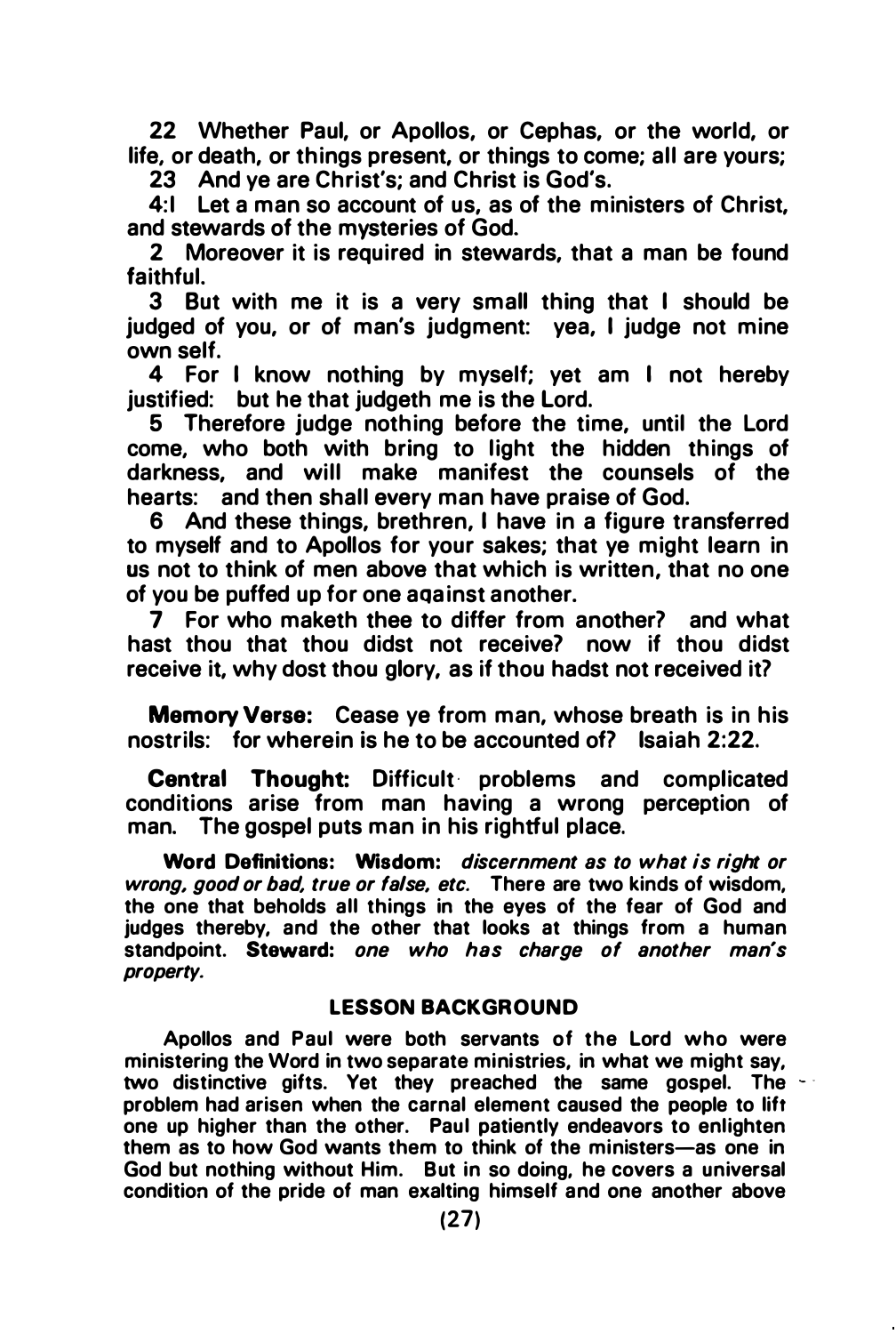22 Whether Paul, or Apollos, or Cephas, or the world, or life, or death, or things present, or things to come; all are yours;

23 And ye are Christ's; and Christ is God's.

4:1 Let a man so account of us, as of the ministers of Christ, and stewards of the mysteries of God.

2 Moreover it is required in stewards, that a man be found faithful.

3 But with me it is a very small thing that I should be judged of you, or of man's judgment: yea, I judge not mine own self.

4 For I know nothing by myself; yet am I not hereby justified: but he that judgeth me is the Lord.

5 Therefore judge nothing before the time, until the Lord come, who both with bring to light the hidden things of darkness, and will make manifest the counsels of the hearts: and then shall every man have praise of God.

6 And these things, brethren, I have in a figure transferred to myself and to Apollos for your sakes; that ye might learn in us not to think of men above that which is written, that no one of you be puffed up for one aqainst another.

7 For who maketh thee to differ from another? and what hast thou that thou didst not receive? now if thou didst receive it, why dost thou glory, as if thou hadst not received it?

**Memory Verse:** Cease ye from man, whose breath is in his nostrils: for wherein is he to be accounted of? Isaiah 2:22.

**Central Thought:** Difficult problems and complicated conditions arise from man having a wrong perception of man. The gospel puts man in his rightful place.

**Word Definitions:** **Wisdom:** *discernment as to what is right or wrong, good or bad, true or false, etc.* There are two kinds of wisdom, the one that beholds all things in the eyes of the fear of God and judges thereby, and the other that looks at things from a human standpoint. **Steward:** *one who has charge of another man's property.*

### LESSON BACKGROUND

Apollos and Paul were both servants of the Lord who were ministering the Word in two separate ministries, in what we might say, two distinctive gifts. Yet they preached the same gospel. The problem had arisen when the carnal element caused the people to lift one up higher than the other. Paul patiently endeavors to enlighten them as to how God wants them to think of the ministers—as one in God but nothing without Him. But in so doing, he covers a universal condition of the pride of man exalting himself and one another above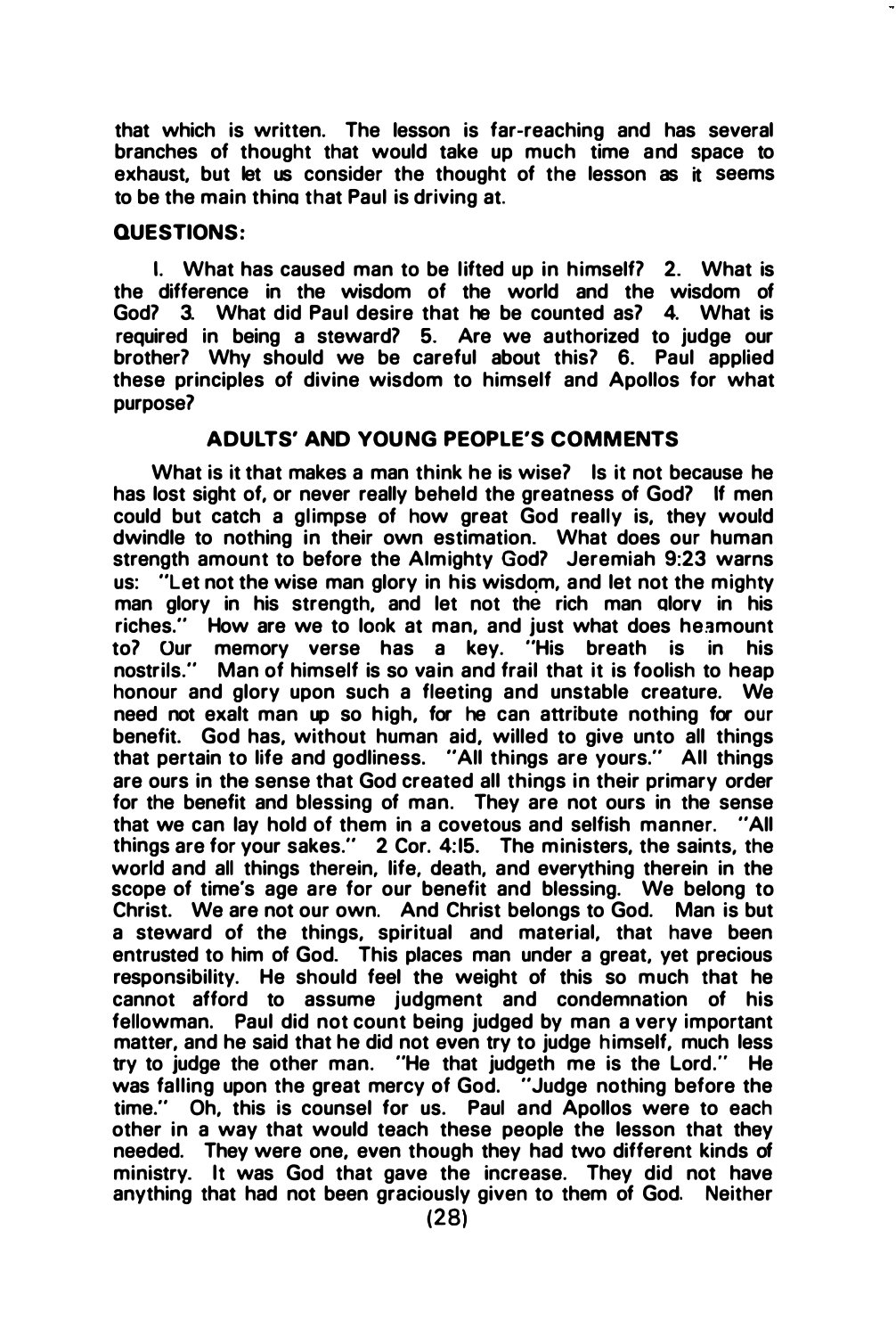that which is written. The lesson is far-reaching and has several branches of thought that would take up much time and space to exhaust, but let us consider the thought of the lesson as it seems to be the main thing that Paul is driving at.

## QUESTIONS:

1. What has caused man to be lifted up in himself? 2. What is the difference in the wisdom of the world and the wisdom of God? 3. What did Paul desire that he be counted as? 4. What is required in being a steward? 5. Are we authorized to judge our brother? Why should we be careful about this? 6. Paul applied these principles of divine wisdom to himself and Apollos for what purpose?

## ADULTS' AND YOUNG PEOPLE'S COMMENTS

What is it that makes a man think he is wise? Is it not because he has lost sight of, or never really beheld the greatness of God? If men could but catch a glimpse of how great God really is, they would dwindle to nothing in their own estimation. What does our human strength amount to before the Almighty God? Jeremiah 9:23 warns us: "Let not the wise man glory in his wisdom, and let not the mighty man glory in his strength, and let not the rich man glory in his riches." How are we to look at man, and just what does he amount to? Our memory verse has a key. "His breath is in his nostrils." Man of himself is so vain and frail that it is foolish to heap honour and glory upon such a fleeting and unstable creature. We need not exalt man up so high, for he can attribute nothing for our benefit. God has, without human aid, willed to give unto all things that pertain to life and godliness. "All things are yours." All things are ours in the sense that God created all things in their primary order for the benefit and blessing of man. They are not ours in the sense that we can lay hold of them in a covetous and selfish manner. "All things are for your sakes." 2 Cor. 4:15. The ministers, the saints, the world and all things therein, life, death, and everything therein in the scope of time's age are for our benefit and blessing. We belong to Christ. We are not our own. And Christ belongs to God. Man is but a steward of the things, spiritual and material, that have been entrusted to him of God. This places man under a great, yet precious responsibility. He should feel the weight of this so much that he cannot afford to assume judgment and condemnation of his fellowman. Paul did not count being judged by man a very important matter, and he said that he did not even try to judge himself, much less try to judge the other man. "He that judgeth me is the Lord." He was falling upon the great mercy of God. "Judge nothing before the time." Oh, this is counsel for us. Paul and Apollos were to each other in a way that would teach these people the lesson that they needed. They were one, even though they had two different kinds of ministry. It was God that gave the increase. They did not have anything that had not been graciously given to them of God. Neither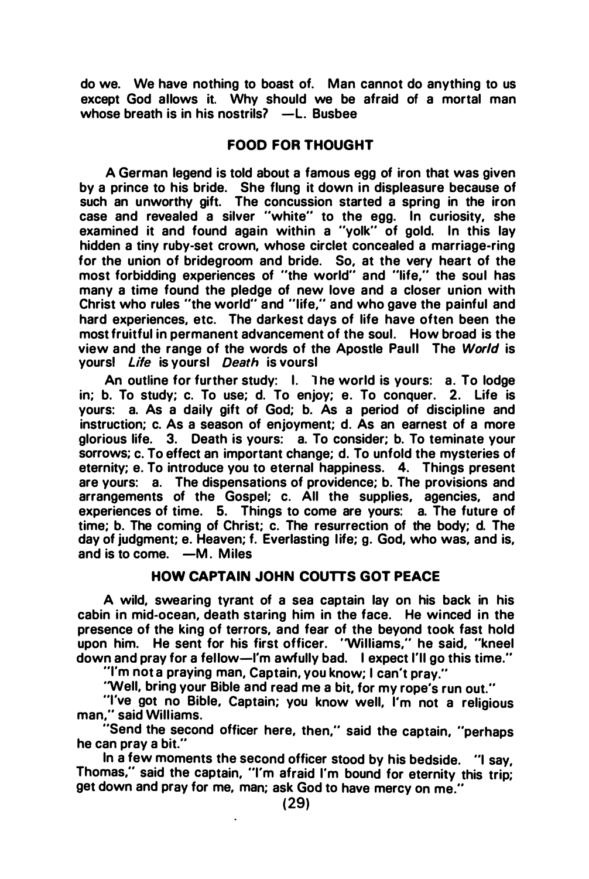do we. We have nothing to boast of. Man cannot do anything to us except God allows it. Why should we be afraid of a mortal man whose breath is in his nostrils? —L. Busbee

## FOOD FOR THOUGHT

A German legend is told about a famous egg of iron that was given by a prince to his bride. She flung it down in displeasure because of such an unworthy gift. The concussion started a spring in the iron case and revealed a silver "white" to the egg. In curiosity, she examined it and found again within a "yolk" of gold. In this lay hidden a tiny ruby-set crown, whose circlet concealed a marriage-ring for the union of bridegroom and bride. So, at the very heart of the most forbidding experiences of "the world" and "life," the soul has many a time found the pledge of new love and a closer union with Christ who rules "the world" and "life," and who gave the painful and hard experiences, etc. The darkest days of life have often been the most fruitful in permanent advancement of the soul. How broad is the view and the range of the words of the Apostle Paul! The *World* is yours! *Life* is yours! *Death* is yours!

An outline for further study: I. The world is yours: a. To lodge in; b. To study; c. To use; d. To enjoy; e. To conquer. 2. Life is yours: a. As a daily gift of God; b. As a period of discipline and instruction; c. As a season of enjoyment; d. As an earnest of a more glorious life. 3. Death is yours: a. To consider; b. To teminate your sorrows; c. To effect an important change; d. To unfold the mysteries of eternity; e. To introduce you to eternal happiness. 4. Things present are yours: a. The dispensations of providence; b. The provisions and arrangements of the Gospel; c. All the supplies, agencies, and experiences of time. 5. Things to come are yours: a. The future of time; b. The coming of Christ; c. The resurrection of the body; d. The day of judgment; e. Heaven; f. Everlasting life; g. God, who was, and is, and is to come. —M. Miles

## HOW CAPTAIN JOHN COUTTS GOT PEACE

A wild, swearing tyrant of a sea captain lay on his back in his cabin in mid-ocean, death staring him in the face. He winced in the presence of the king of terrors, and fear of the beyond took fast hold upon him. He sent for his first officer. "Williams," he said, "kneel down and pray for a fellow—I'm awfully bad. I expect I'll go this time."

"I'm not a praying man, Captain, you know; I can't pray."

"Well, bring your Bible and read me a bit, for my rope's run out."

"I've got no Bible, Captain; you know well, I'm not a religious man," said Williams.

"Send the second officer here, then," said the captain, "perhaps he can pray a bit."

In a few moments the second officer stood by his bedside. "I say, Thomas," said the captain, "I'm afraid I'm bound for eternity this trip; get down and pray for me, man; ask God to have mercy on me."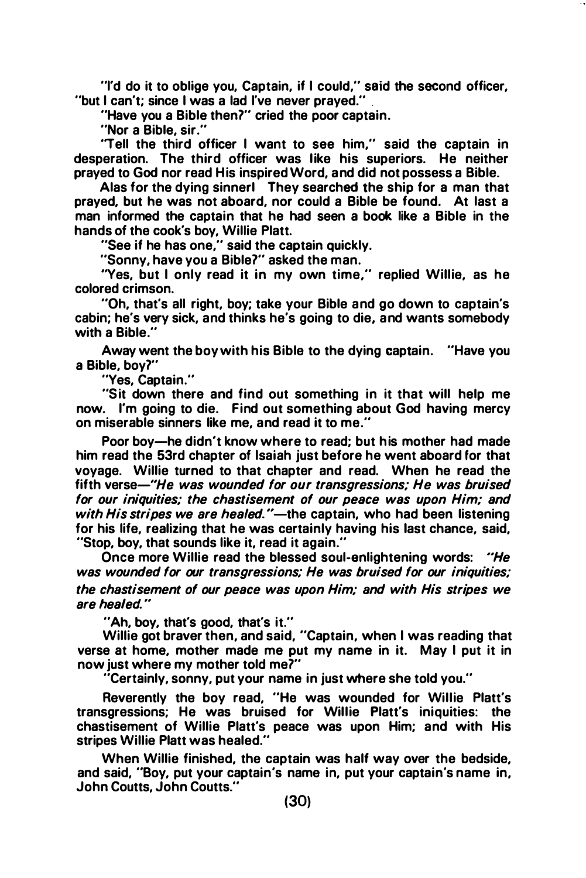"I'd do it to oblige you, Captain, if I could," said the second officer, "but I can't; since I was a lad I've never prayed."

"Have you a Bible then?" cried the poor captain.

"Nor a Bible, sir."

"Tell the third officer I want to see him," said the captain in desperation. The third officer was like his superiors. He neither prayed to God nor read His inspired Word, and did not possess a Bible.

Alas for the dying sinner! They searched the ship for a man that prayed, but he was not aboard, nor could a Bible be found. At last a man informed the captain that he had seen a book like a Bible in the hands of the cook's boy, Willie Platt.

"See if he has one," said the captain quickly.

"Sonny, have you a Bible?" asked the man.

"Yes, but I only read it in my own time," replied Willie, as he colored crimson.

"Oh, that's all right, boy; take your Bible and go down to captain's cabin; he's very sick, and thinks he's going to die, and wants somebody with a Bible."

Away went the boy with his Bible to the dying captain. "Have you a Bible, boy?"

"Yes, Captain."

"Sit down there and find out something in it that will help me now. I'm going to die. Find out something about God having mercy on miserable sinners like me, and read it to me."

Poor boy—he didn't know where to read; but his mother had made him read the 53rd chapter of Isaiah just before he went aboard for that voyage. Willie turned to that chapter and read. When he read the fifth verse—*"He was wounded for our transgressions; He was bruised for our iniquities; the chastisement of our peace was upon Him; and with His stripes we are healed."*—the captain, who had been listening for his life, realizing that he was certainly having his last chance, said, "Stop, boy, that sounds like it, read it again."

Once more Willie read the blessed soul-enlightening words: *"He was wounded for our transgressions; He was bruised for our iniquities; the chastisement of our peace was upon Him; and with His stripes we are healed."*

"Ah, boy, that's good, that's it."

Willie got braver then, and said, "Captain, when I was reading that verse at home, mother made me put my name in it. May I put it in now just where my mother told me?"

"Certainly, sonny, put your name in just where she told you."

Reverently the boy read, "He was wounded for Willie Platt's transgressions; He was bruised for Willie Platt's iniquities: the chastisement of Willie Platt's peace was upon Him; and with His stripes Willie Platt was healed."

When Willie finished, the captain was half way over the bedside, and said, "Boy, put your captain's name in, put your captain's name in, John Coutts, John Coutts."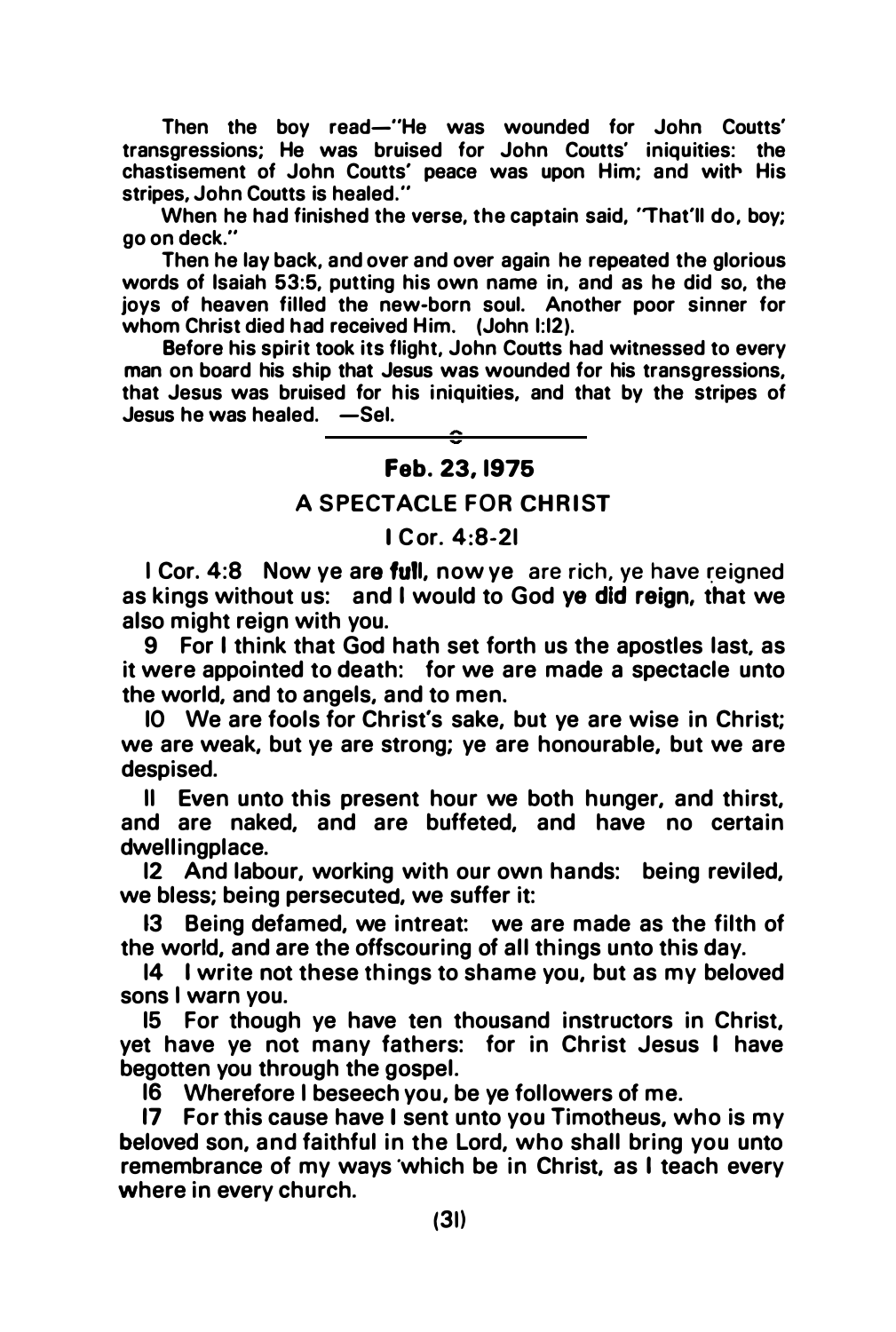Then the boy read—"He was wounded for John Coutts' transgressions; He was bruised for John Coutts' iniquities: the chastisement of John Coutts' peace was upon Him; and with His stripes, John Coutts is healed."

When he had finished the verse, the captain said, "That'll do, boy; go on deck."

Then he lay back, and over and over again he repeated the glorious words of Isaiah 53:5, putting his own name in, and as he did so, the joys of heaven filled the new-born soul. Another poor sinner for whom Christ died had received Him. (John 1:12).

Before his spirit took its flight, John Coutts had witnessed to every man on board his ship that Jesus was wounded for his transgressions, that Jesus was bruised for his iniquities, and that by the stripes of Jesus he was healed. —Sel.

---

## Feb. 23, 1975

### A SPECTACLE FOR CHRIST

### I Cor. 4:8-21

I Cor. 4:8 Now ye **are full**, now ye are rich, ye have reigned as kings without us: and I would to God **ye did reign**, that we also might reign with you.

9 For I think that God hath set forth us the apostles last, as it were appointed to death: for we are made a spectacle unto the world, and to angels, and to men.

10 We are fools for Christ's sake, but ye are wise in Christ; we are weak, but ye are strong; ye are honourable, but we are despised.

11 Even unto this present hour we both hunger, and thirst, and are naked, and are buffeted, and have no certain dwellingplace.

12 And labour, working with our own hands: being reviled, we bless; being persecuted, we suffer it:

13 Being defamed, we intreat: we are made as the filth of the world, and are the offscouring of all things unto this day.

14 I write not these things to shame you, but as my beloved sons I warn you.

15 For though ye have ten thousand instructors in Christ, yet have ye not many fathers: for in Christ Jesus I have begotten you through the gospel.

16 Wherefore I beseech you, be ye followers of me.

17 For this cause have I sent unto you Timotheus, who is my beloved son, and faithful in the Lord, who shall bring you unto remembrance of my ways which be in Christ, as I teach every where in every church.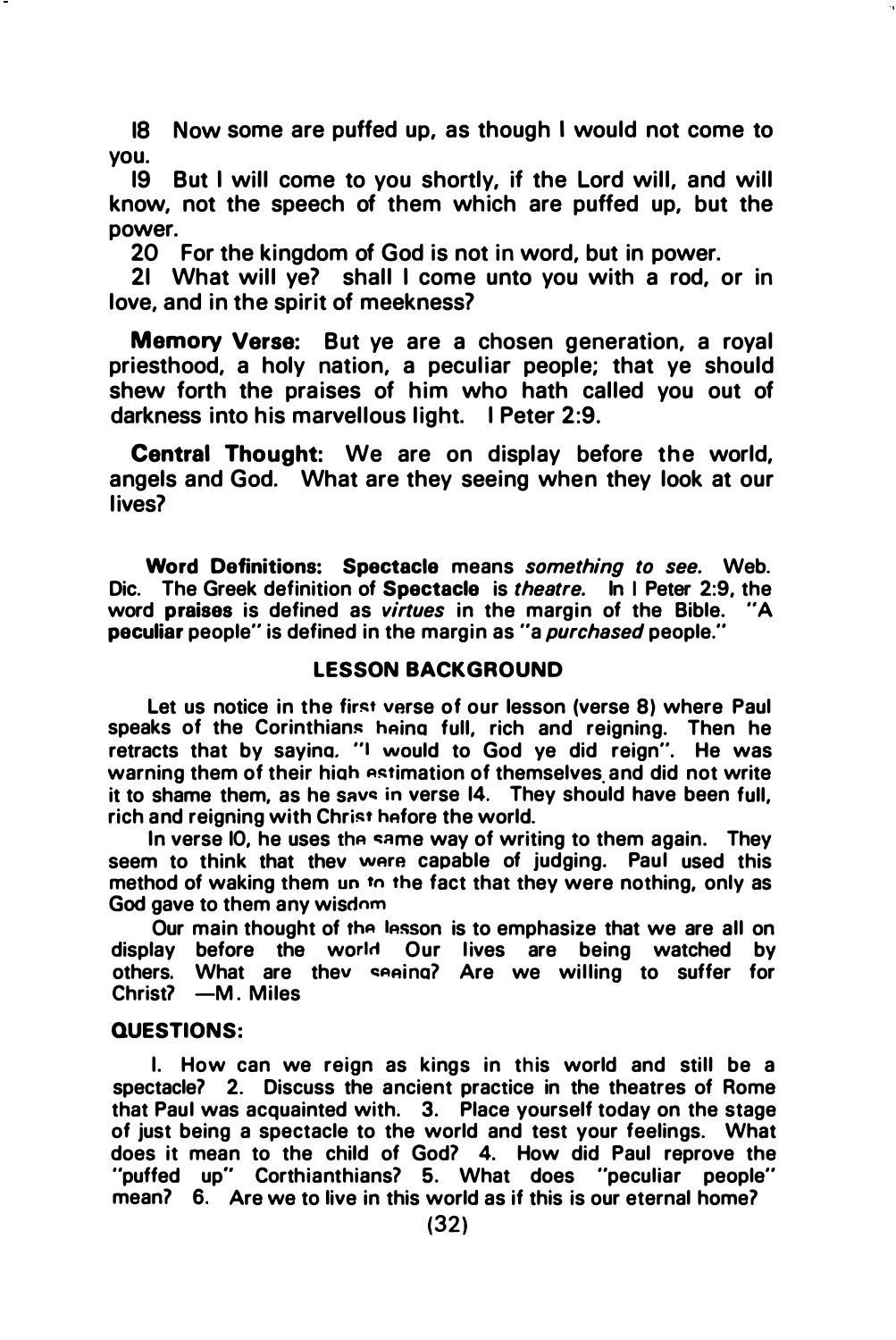18 Now some are puffed up, as though I would not come to you.

19 But I will come to you shortly, if the Lord will, and will know, not the speech of them which are puffed up, but the power.

20 For the kingdom of God is not in word, but in power.

21 What will ye? shall I come unto you with a rod, or in love, and in the spirit of meekness?

**Memory Verse:** But ye are a chosen generation, a royal priesthood, a holy nation, a peculiar people; that ye should shew forth the praises of him who hath called you out of darkness into his marvellous light. I Peter 2:9.

**Central Thought:** We are on display before the world, angels and God. What are they seeing when they look at our lives?

**Word Definitions: Spectacle** means *something to see.* Web. Dic. The Greek definition of **Spectacle** is *theatre.* In I Peter 2:9, the word **praises** is defined as *virtues* in the margin of the Bible. "A **peculiar** people" is defined in the margin as "a *purchased* people."

## LESSON BACKGROUND

Let us notice in the first verse of our lesson (verse 8) where Paul speaks of the Corinthians being full, rich and reigning. Then he retracts that by saying, "I would to God ye did reign". He was warning them of their high estimation of themselves and did not write it to shame them, as he says in verse 14. They should have been full, rich and reigning with Christ before the world.

In verse 10, he uses the same way of writing to them again. They seem to think that they were capable of judging. Paul used this method of waking them up to the fact that they were nothing, only as God gave to them any wisdom

Our main thought of the lesson is to emphasize that we are all on display before the world Our lives are being watched by others. What are they seeing? Are we willing to suffer for Christ? —M. Miles

**QUESTIONS:**

1. How can we reign as kings in this world and still be a spectacle? 2. Discuss the ancient practice in the theatres of Rome that Paul was acquainted with. 3. Place yourself today on the stage of just being a spectacle to the world and test your feelings. What does it mean to the child of God? 4. How did Paul reprove the "puffed up" Corthianthians? 5. What does "peculiar people" mean? 6. Are we to live in this world as if this is our eternal home?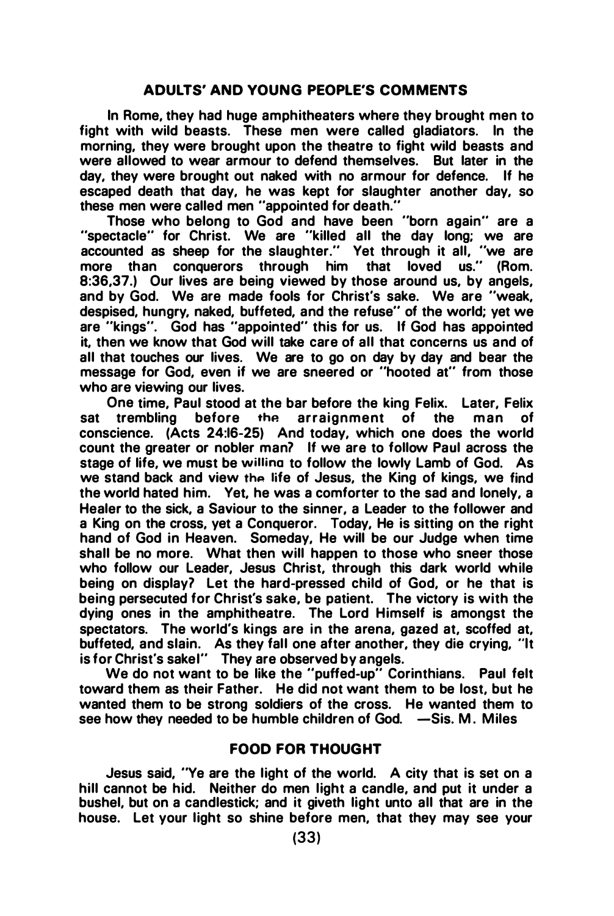## ADULTS' AND YOUNG PEOPLE'S COMMENTS

In Rome, they had huge amphitheaters where they brought men to fight with wild beasts. These men were called gladiators. In the morning, they were brought upon the theatre to fight wild beasts and were allowed to wear armour to defend themselves. But later in the day, they were brought out naked with no armour for defence. If he escaped death that day, he was kept for slaughter another day, so these men were called men "appointed for death."

Those who belong to God and have been "born again" are a "spectacle" for Christ. We are "killed all the day long; we are accounted as sheep for the slaughter." Yet through it all, "we are more than conquerors through him that loved us." (Rom. 8:36,37.) Our lives are being viewed by those around us, by angels, and by God. We are made fools for Christ's sake. We are "weak, despised, hungry, naked, buffeted, and the refuse" of the world; yet we are "kings". God has "appointed" this for us. If God has appointed it, then we know that God will take care of all that concerns us and of all that touches our lives. We are to go on day by day and bear the message for God, even if we are sneered or "hooted at" from those who are viewing our lives.

One time, Paul stood at the bar before the king Felix. Later, Felix sat trembling before the arraignment of the man of conscience. (Acts 24:16-25) And today, which one does the world count the greater or nobler man? If we are to follow Paul across the stage of life, we must be willing to follow the lowly Lamb of God. As we stand back and view the life of Jesus, the King of kings, we find the world hated him. Yet, he was a comforter to the sad and lonely, a Healer to the sick, a Saviour to the sinner, a Leader to the follower and a King on the cross, yet a Conqueror. Today, He is sitting on the right hand of God in Heaven. Someday, He will be our Judge when time shall be no more. What then will happen to those who sneer those who follow our Leader, Jesus Christ, through this dark world while being on display? Let the hard-pressed child of God, or he that is being persecuted for Christ's sake, be patient. The victory is with the dying ones in the amphitheatre. The Lord Himself is amongst the spectators. The world's kings are in the arena, gazed at, scoffed at, buffeted, and slain. As they fall one after another, they die crying, "It is for Christ's sake!" They are observed by angels.

We do not want to be like the "puffed-up" Corinthians. Paul felt toward them as their Father. He did not want them to be lost, but he wanted them to be strong soldiers of the cross. He wanted them to see how they needed to be humble children of God. —Sis. M. Miles

## FOOD FOR THOUGHT

Jesus said, "Ye are the light of the world. A city that is set on a hill cannot be hid. Neither do men light a candle, and put it under a bushel, but on a candlestick; and it giveth light unto all that are in the house. Let your light so shine before men, that they may see your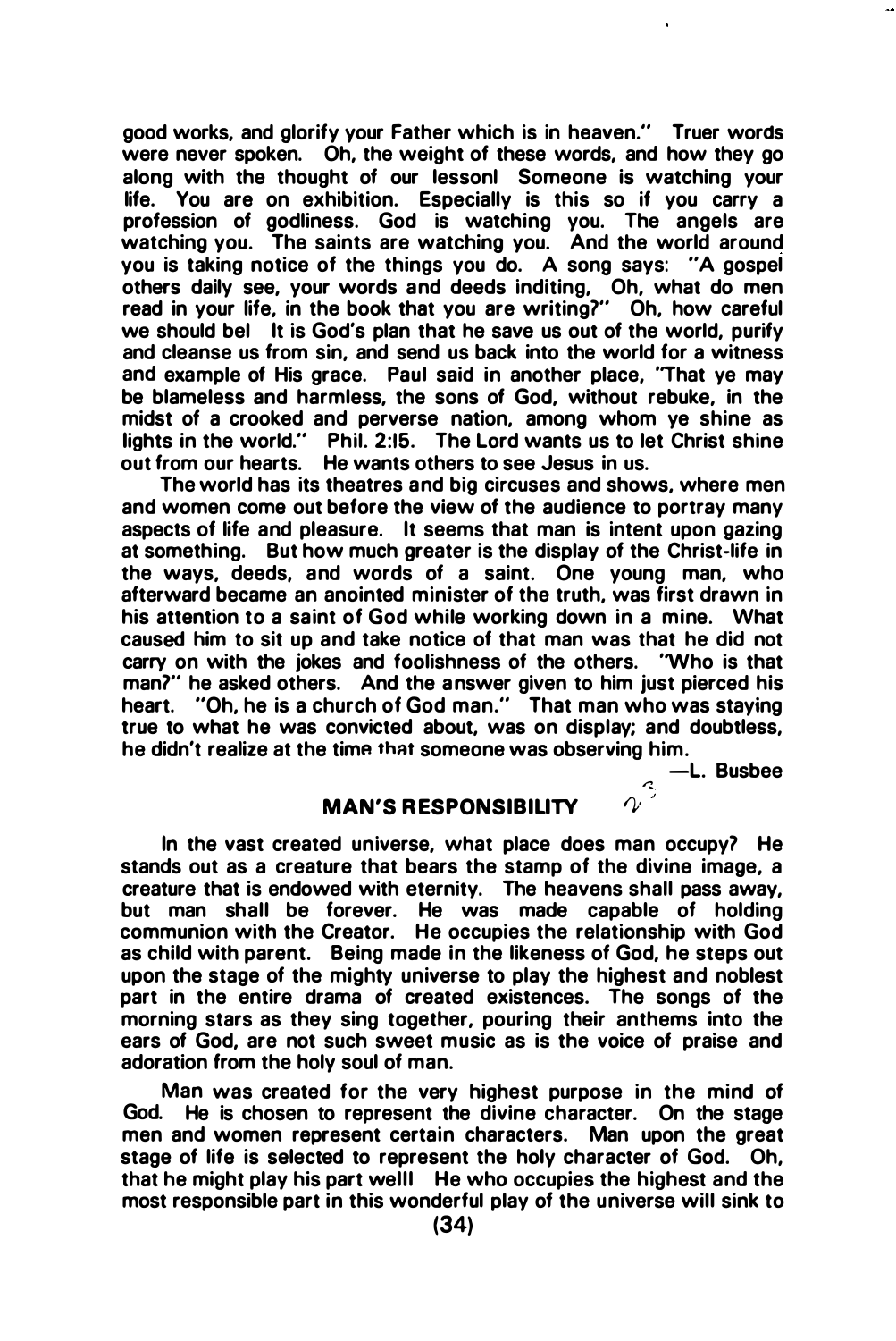good works, and glorify your Father which is in heaven." Truer words were never spoken. Oh, the weight of these words, and how they go along with the thought of our lesson! Someone is watching your life. You are on exhibition. Especially is this so if you carry a profession of godliness. God is watching you. The angels are watching you. The saints are watching you. And the world around you is taking notice of the things you do. A song says: "A gospel others daily see, your words and deeds inditing, Oh, what do men read in your life, in the book that you are writing?" Oh, how careful we should be! It is God's plan that he save us out of the world, purify and cleanse us from sin, and send us back into the world for a witness and example of His grace. Paul said in another place, "That ye may be blameless and harmless, the sons of God, without rebuke, in the midst of a crooked and perverse nation, among whom ye shine as lights in the world." Phil. 2:15. The Lord wants us to let Christ shine out from our hearts. He wants others to see Jesus in us.

The world has its theatres and big circuses and shows, where men and women come out before the view of the audience to portray many aspects of life and pleasure. It seems that man is intent upon gazing at something. But how much greater is the display of the Christ-life in the ways, deeds, and words of a saint. One young man, who afterward became an anointed minister of the truth, was first drawn in his attention to a saint of God while working down in a mine. What caused him to sit up and take notice of that man was that he did not carry on with the jokes and foolishness of the others. "Who is that man?" he asked others. And the answer given to him just pierced his heart. "Oh, he is a church of God man." That man who was staying true to what he was convicted about, was on display; and doubtless, he didn't realize at the time that someone was observing him.

—L. Busbee

## MAN'S RESPONSIBILITY

In the vast created universe, what place does man occupy? He stands out as a creature that bears the stamp of the divine image, a creature that is endowed with eternity. The heavens shall pass away, but man shall be forever. He was made capable of holding communion with the Creator. He occupies the relationship with God as child with parent. Being made in the likeness of God, he steps out upon the stage of the mighty universe to play the highest and noblest part in the entire drama of created existences. The songs of the morning stars as they sing together, pouring their anthems into the ears of God, are not such sweet music as is the voice of praise and adoration from the holy soul of man.

Man was created for the very highest purpose in the mind of God. He is chosen to represent the divine character. On the stage men and women represent certain characters. Man upon the great stage of life is selected to represent the holy character of God. Oh, that he might play his part well! He who occupies the highest and the most responsible part in this wonderful play of the universe will sink to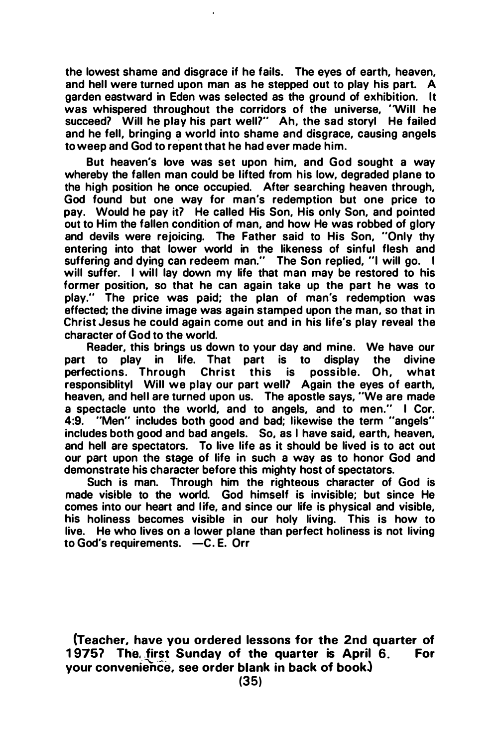the lowest shame and disgrace if he fails. The eyes of earth, heaven, and hell were turned upon man as he stepped out to play his part. A garden eastward in Eden was selected as the ground of exhibition. It was whispered throughout the corridors of the universe, "Will he succeed? Will he play his part well?" Ah, the sad story! He failed and he fell, bringing a world into shame and disgrace, causing angels to weep and God to repent that he had ever made him.

But heaven's love was set upon him, and God sought a way whereby the fallen man could be lifted from his low, degraded plane to the high position he once occupied. After searching heaven through, God found but one way for man's redemption but one price to pay. Would he pay it? He called His Son, His only Son, and pointed out to Him the fallen condition of man, and how He was robbed of glory and devils were rejoicing. The Father said to His Son, "Only thy entering into that lower world in the likeness of sinful flesh and suffering and dying can redeem man." The Son replied, "I will go. I will suffer. I will lay down my life that man may be restored to his former position, so that he can again take up the part he was to play." The price was paid; the plan of man's redemption was effected; the divine image was again stamped upon the man, so that in Christ Jesus he could again come out and in his life's play reveal the character of God to the world.

Reader, this brings us down to your day and mine. We have our part to play in life. That part is to display the divine perfections. Through Christ this is possible. Oh, what responsiblity! Will we play our part well? Again the eyes of earth, heaven, and hell are turned upon us. The apostle says, "We are made a spectacle unto the world, and to angels, and to men." I Cor. 4:9. "Men" includes both good and bad; likewise the term "angels" includes both good and bad angels. So, as I have said, earth, heaven, and hell are spectators. To live life as it should be lived is to act out our part upon the stage of life in such a way as to honor God and demonstrate his character before this mighty host of spectators.

Such is man. Through him the righteous character of God is made visible to the world. God himself is invisible; but since He comes into our heart and life, and since our life is physical and visible, his holiness becomes visible in our holy living. This is how to live. He who lives on a lower plane than perfect holiness is not living to God's requirements. —C. E. Orr

**(Teacher, have you ordered lessons for the 2nd quarter of 1975? The first Sunday of the quarter is April 6. For your convenience, see order blank in back of book.)**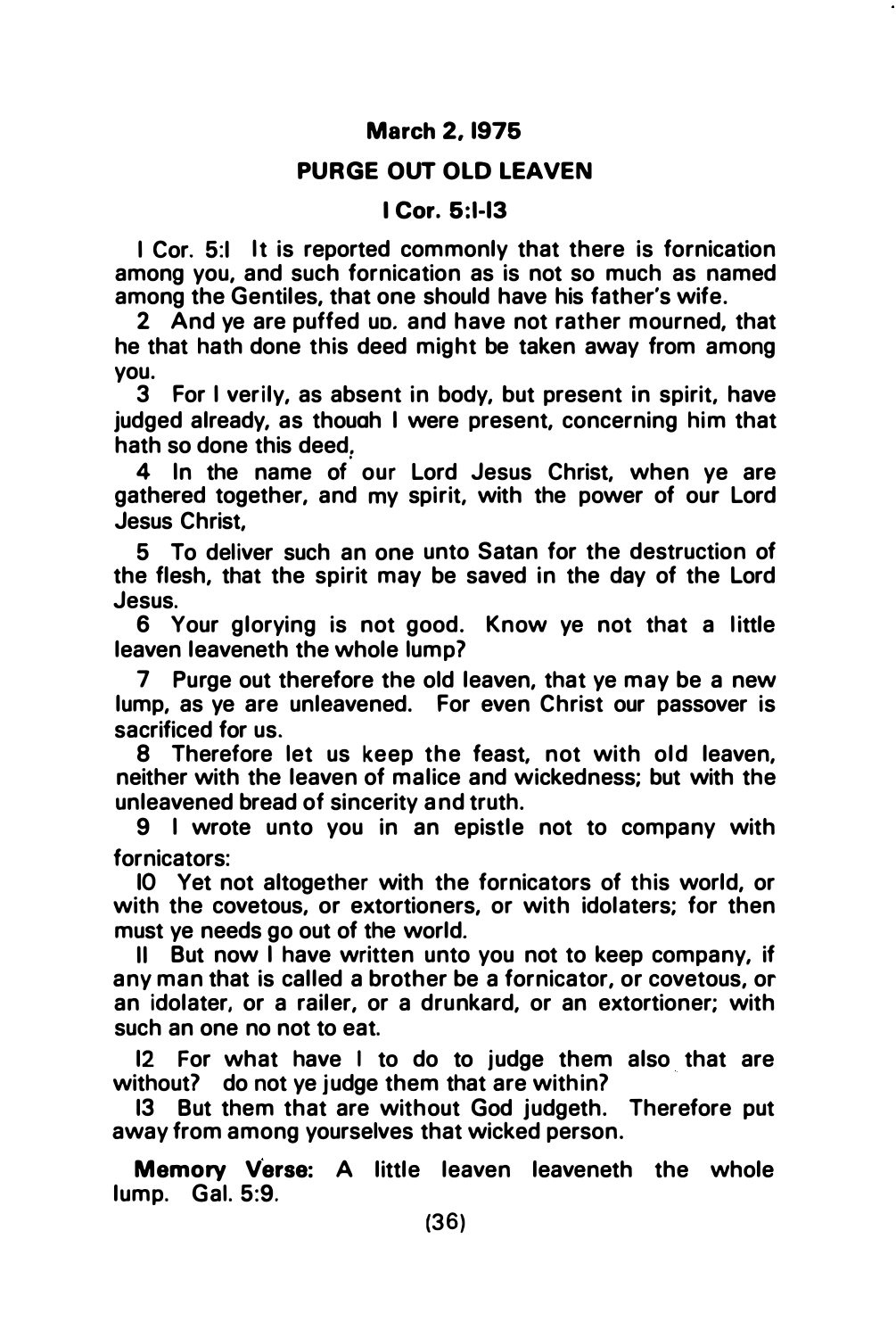## March 2, 1975

## PURGE OUT OLD LEAVEN

### I Cor. 5:1-13

I Cor. 5:1 It is reported commonly that there is fornication among you, and such fornication as is not so much as named among the Gentiles, that one should have his father's wife.

2 And ye are puffed up, and have not rather mourned, that he that hath done this deed might be taken away from among you.

3 For I verily, as absent in body, but present in spirit, have judged already, as though I were present, concerning him that hath so done this deed,

4 In the name of our Lord Jesus Christ, when ye are gathered together, and my spirit, with the power of our Lord Jesus Christ,

5 To deliver such an one unto Satan for the destruction of the flesh, that the spirit may be saved in the day of the Lord Jesus.

6 Your glorying is not good. Know ye not that a little leaven leaveneth the whole lump?

7 Purge out therefore the old leaven, that ye may be a new lump, as ye are unleavened. For even Christ our passover is sacrificed for us.

8 Therefore let us keep the feast, not with old leaven, neither with the leaven of malice and wickedness; but with the unleavened bread of sincerity and truth.

9 I wrote unto you in an epistle not to company with fornicators:

10 Yet not altogether with the fornicators of this world, or with the covetous, or extortioners, or with idolaters; for then must ye needs go out of the world.

11 But now I have written unto you not to keep company, if any man that is called a brother be a fornicator, or covetous, or an idolater, or a railer, or a drunkard, or an extortioner; with such an one no not to eat.

12 For what have I to do to judge them also that are without? do not ye judge them that are within?

13 But them that are without God judgeth. Therefore put away from among yourselves that wicked person.

**Memory Verse:** A little leaven leaveneth the whole lump. Gal. 5:9.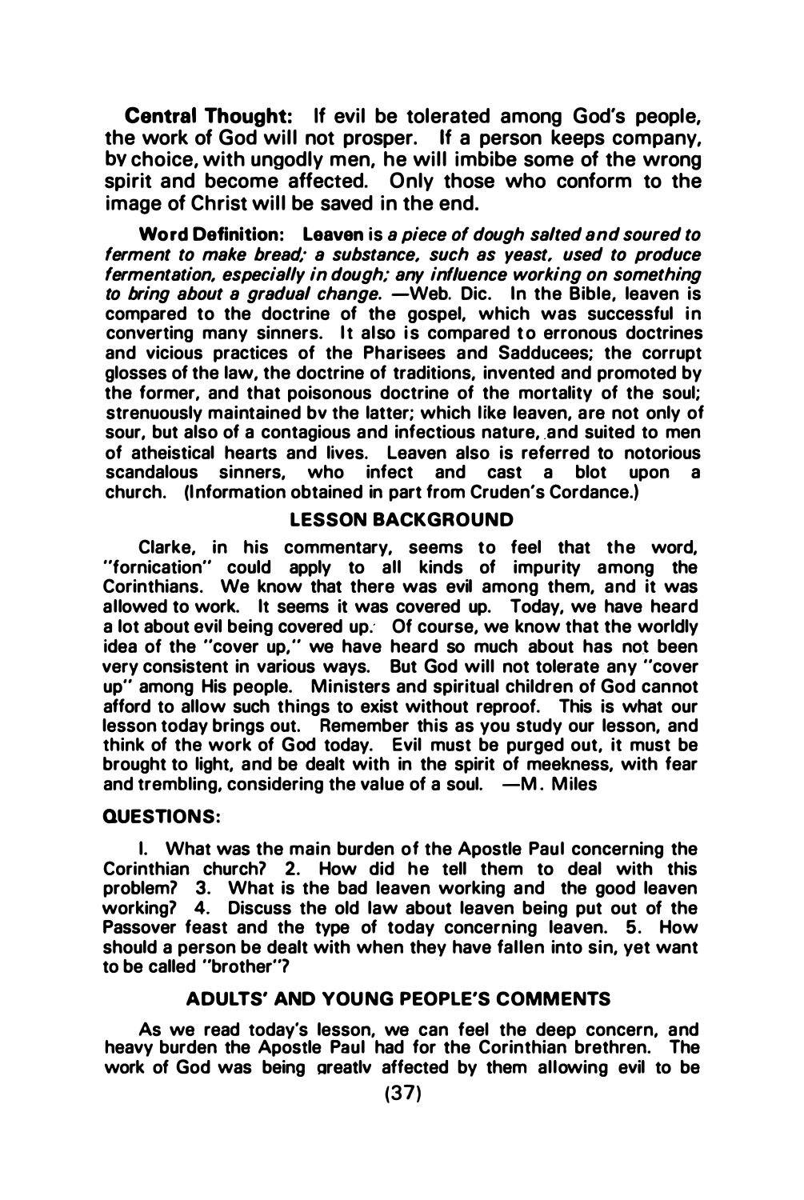**Central Thought:** If evil be tolerated among God's people, the work of God will not prosper. If a person keeps company, bv choice, with ungodly men, he will imbibe some of the wrong spirit and become affected. Only those who conform to the image of Christ will be saved in the end.

**Word Definition:** **Leaven** is *a piece of dough salted and soured to ferment to make bread; a substance, such as yeast, used to produce fermentation, especially in dough; any influence working on something to bring about a gradual change.* —Web. Dic. In the Bible, leaven is compared to the doctrine of the gospel, which was successful in converting many sinners. It also is compared to erronous doctrines and vicious practices of the Pharisees and Sadducees; the corrupt glosses of the law, the doctrine of traditions, invented and promoted by the former, and that poisonous doctrine of the mortality of the soul; strenuously maintained bv the latter; which like leaven, are not only of sour, but also of a contagious and infectious nature, and suited to men of atheistical hearts and lives. Leaven also is referred to notorious scandalous sinners, who infect and cast a blot upon a church. (Information obtained in part from Cruden's Cordance.)

## LESSON BACKGROUND

Clarke, in his commentary, seems to feel that the word, "fornication" could apply to all kinds of impurity among the Corinthians. We know that there was evil among them, and it was allowed to work. It seems it was covered up. Today, we have heard a lot about evil being covered up. Of course, we know that the worldly idea of the "cover up," we have heard so much about has not been very consistent in various ways. But God will not tolerate any "cover up" among His people. Ministers and spiritual children of God cannot afford to allow such things to exist without reproof. This is what our lesson today brings out. Remember this as you study our lesson, and think of the work of God today. Evil must be purged out, it must be brought to light, and be dealt with in the spirit of meekness, with fear and trembling, considering the value of a soul. —M. Miles

### QUESTIONS:

I. What was the main burden of the Apostle Paul concerning the Corinthian church? 2. How did he tell them to deal with this problem? 3. What is the bad leaven working and the good leaven working? 4. Discuss the old law about leaven being put out of the Passover feast and the type of today concerning leaven. 5. How should a person be dealt with when they have fallen into sin, yet want to be called "brother"?

## ADULTS' AND YOUNG PEOPLE'S COMMENTS

As we read today's lesson, we can feel the deep concern, and heavy burden the Apostle Paul had for the Corinthian brethren. The work of God was being greatlv affected by them allowing evil to be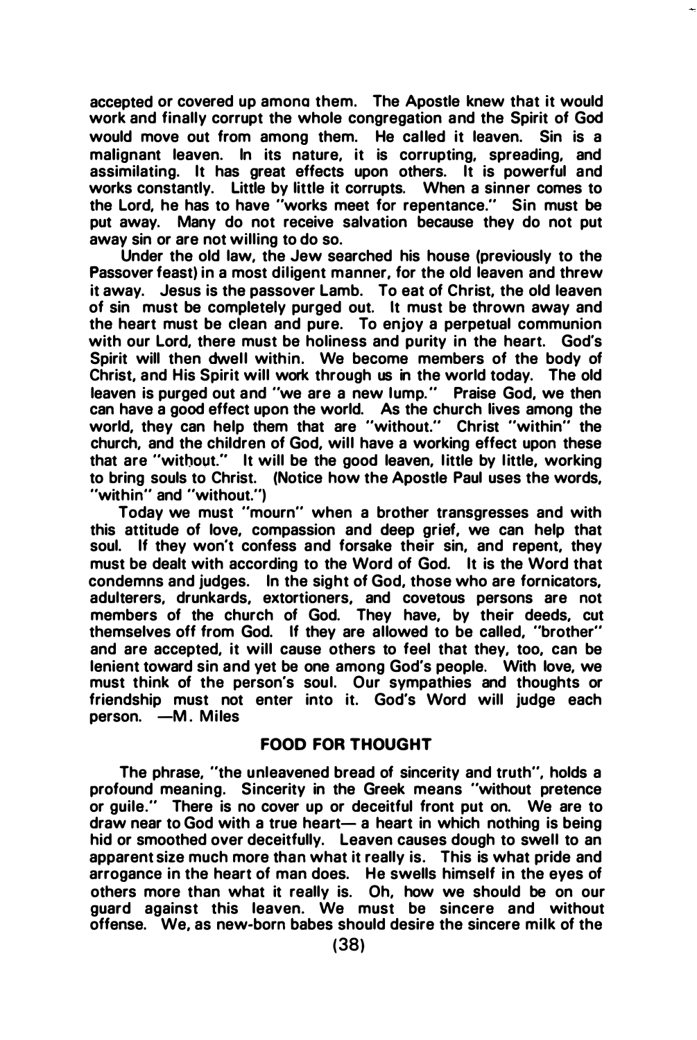accepted or covered up among them. The Apostle knew that it would work and finally corrupt the whole congregation and the Spirit of God would move out from among them. He called it leaven. Sin is a malignant leaven. In its nature, it is corrupting, spreading, and assimilating. It has great effects upon others. It is powerful and works constantly. Little by little it corrupts. When a sinner comes to the Lord, he has to have "works meet for repentance." Sin must be put away. Many do not receive salvation because they do not put away sin or are not willing to do so.

Under the old law, the Jew searched his house (previously to the Passover feast) in a most diligent manner, for the old leaven and threw it away. Jesus is the passover Lamb. To eat of Christ, the old leaven of sin must be completely purged out. It must be thrown away and the heart must be clean and pure. To enjoy a perpetual communion with our Lord, there must be holiness and purity in the heart. God's Spirit will then dwell within. We become members of the body of Christ, and His Spirit will work through us in the world today. The old leaven is purged out and "we are a new lump." Praise God, we then can have a good effect upon the world. As the church lives among the world, they can help them that are "without." Christ "within" the church, and the children of God, will have a working effect upon these that are "without." It will be the good leaven, little by little, working to bring souls to Christ. (Notice how the Apostle Paul uses the words, "within" and "without.")

Today we must "mourn" when a brother transgresses and with this attitude of love, compassion and deep grief, we can help that soul. If they won't confess and forsake their sin, and repent, they must be dealt with according to the Word of God. It is the Word that condemns and judges. In the sight of God, those who are fornicators, adulterers, drunkards, extortioners, and covetous persons are not members of the church of God. They have, by their deeds, cut themselves off from God. If they are allowed to be called, "brother" and are accepted, it will cause others to feel that they, too, can be lenient toward sin and yet be one among God's people. With love, we must think of the person's soul. Our sympathies and thoughts or friendship must not enter into it. God's Word will judge each person. —M. Miles

## FOOD FOR THOUGHT

The phrase, "the unleavened bread of sincerity and truth", holds a profound meaning. Sincerity in the Greek means "without pretence or guile." There is no cover up or deceitful front put on. We are to draw near to God with a true heart— a heart in which nothing is being hid or smoothed over deceitfully. Leaven causes dough to swell to an apparent size much more than what it really is. This is what pride and arrogance in the heart of man does. He swells himself in the eyes of others more than what it really is. Oh, how we should be on our guard against this leaven. We must be sincere and without offense. We, as new-born babes should desire the sincere milk of the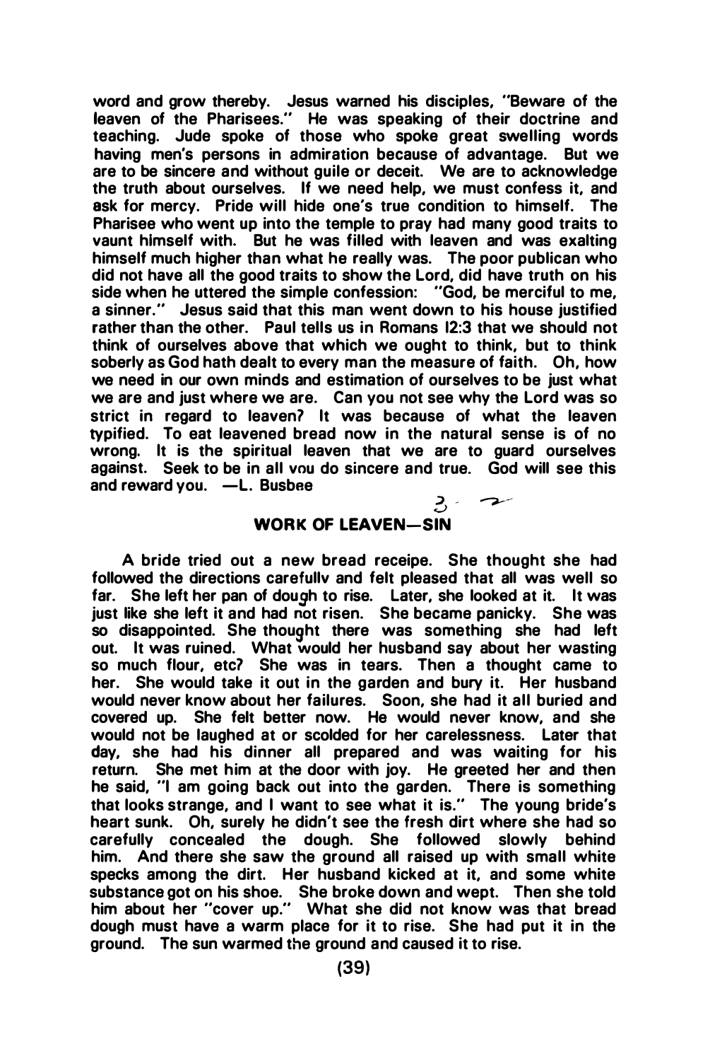word and grow thereby. Jesus warned his disciples, "Beware of the leaven of the Pharisees." He was speaking of their doctrine and teaching. Jude spoke of those who spoke great swelling words having men's persons in admiration because of advantage. But we are to be sincere and without guile or deceit. We are to acknowledge the truth about ourselves. If we need help, we must confess it, and ask for mercy. Pride will hide one's true condition to himself. The Pharisee who went up into the temple to pray had many good traits to vaunt himself with. But he was filled with leaven and was exalting himself much higher than what he really was. The poor publican who did not have all the good traits to show the Lord, did have truth on his side when he uttered the simple confession: "God, be merciful to me, a sinner." Jesus said that this man went down to his house justified rather than the other. Paul tells us in Romans 12:3 that we should not think of ourselves above that which we ought to think, but to think soberly as God hath dealt to every man the measure of faith. Oh, how we need in our own minds and estimation of ourselves to be just what we are and just where we are. Can you not see why the Lord was so strict in regard to leaven? It was because of what the leaven typified. To eat leavened bread now in the natural sense is of no wrong. It is the spiritual leaven that we are to guard ourselves against. Seek to be in all you do sincere and true. God will see this and reward you. —L. Busbee

## WORK OF LEAVEN—SIN

A bride tried out a new bread receipe. She thought she had followed the directions carefully and felt pleased that all was well so far. She left her pan of dough to rise. Later, she looked at it. It was just like she left it and had not risen. She became panicky. She was so disappointed. She thought there was something she had left out. It was ruined. What would her husband say about her wasting so much flour, etc? She was in tears. Then a thought came to her. She would take it out in the garden and bury it. Her husband would never know about her failures. Soon, she had it all buried and covered up. She felt better now. He would never know, and she would not be laughed at or scolded for her carelessness. Later that day, she had his dinner all prepared and was waiting for his return. She met him at the door with joy. He greeted her and then he said, "I am going back out into the garden. There is something that looks strange, and I want to see what it is." The young bride's heart sunk. Oh, surely he didn't see the fresh dirt where she had so carefully concealed the dough. She followed slowly behind him. And there she saw the ground all raised up with small white specks among the dirt. Her husband kicked at it, and some white substance got on his shoe. She broke down and wept. Then she told him about her "cover up." What she did not know was that bread dough must have a warm place for it to rise. She had put it in the ground. The sun warmed the ground and caused it to rise.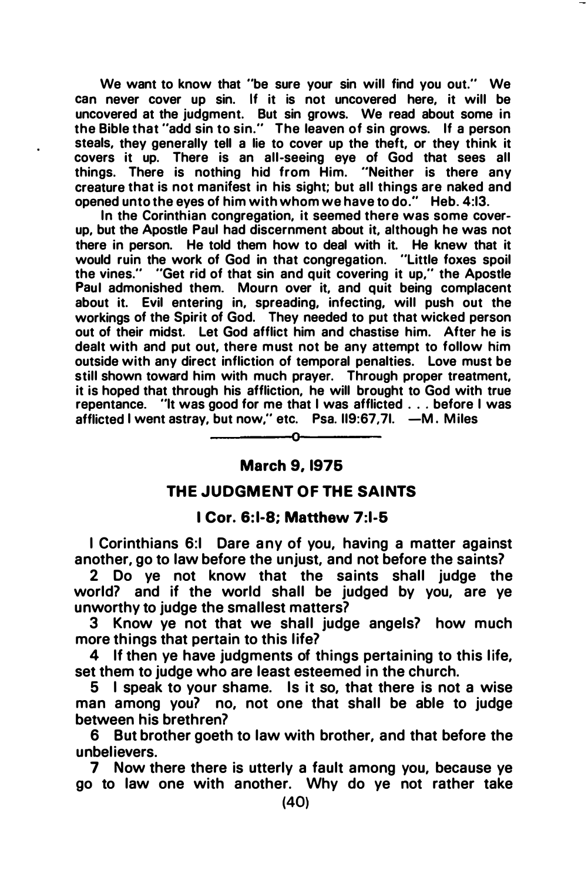We want to know that "be sure your sin will find you out." We can never cover up sin. If it is not uncovered here, it will be uncovered at the judgment. But sin grows. We read about some in the Bible that "add sin to sin." The leaven of sin grows. If a person steals, they generally tell a lie to cover up the theft, or they think it covers it up. There is an all-seeing eye of God that sees all things. There is nothing hid from Him. "Neither is there any creature that is not manifest in his sight; but all things are naked and opened unto the eyes of him with whom we have to do." Heb. 4:13.

In the Corinthian congregation, it seemed there was some cover-up, but the Apostle Paul had discernment about it, although he was not there in person. He told them how to deal with it. He knew that it would ruin the work of God in that congregation. "Little foxes spoil the vines." "Get rid of that sin and quit covering it up," the Apostle Paul admonished them. Mourn over it, and quit being complacent about it. Evil entering in, spreading, infecting, will push out the workings of the Spirit of God. They needed to put that wicked person out of their midst. Let God afflict him and chastise him. After he is dealt with and put out, there must not be any attempt to follow him outside with any direct infliction of temporal penalties. Love must be still shown toward him with much prayer. Through proper treatment, it is hoped that through his affliction, he will brought to God with true repentance. "It was good for me that I was afflicted . . . before I was afflicted I went astray, but now," etc. Psa. 119:67,71. —M. Miles

---

**March 9, 1975**

## THE JUDGMENT OF THE SAINTS

### I Cor. 6:1-8; Matthew 7:1-5

I Corinthians 6:1 Dare any of you, having a matter against another, go to law before the unjust, and not before the saints?

2 Do ye not know that the saints shall judge the world? and if the world shall be judged by you, are ye unworthy to judge the smallest matters?

3 Know ye not that we shall judge angels? how much more things that pertain to this life?

4 If then ye have judgments of things pertaining to this life, set them to judge who are least esteemed in the church.

5 I speak to your shame. Is it so, that there is not a wise man among you? no, not one that shall be able to judge between his brethren?

6 But brother goeth to law with brother, and that before the unbelievers.

7 Now there there is utterly a fault among you, because ye go to law one with another. Why do ye not rather take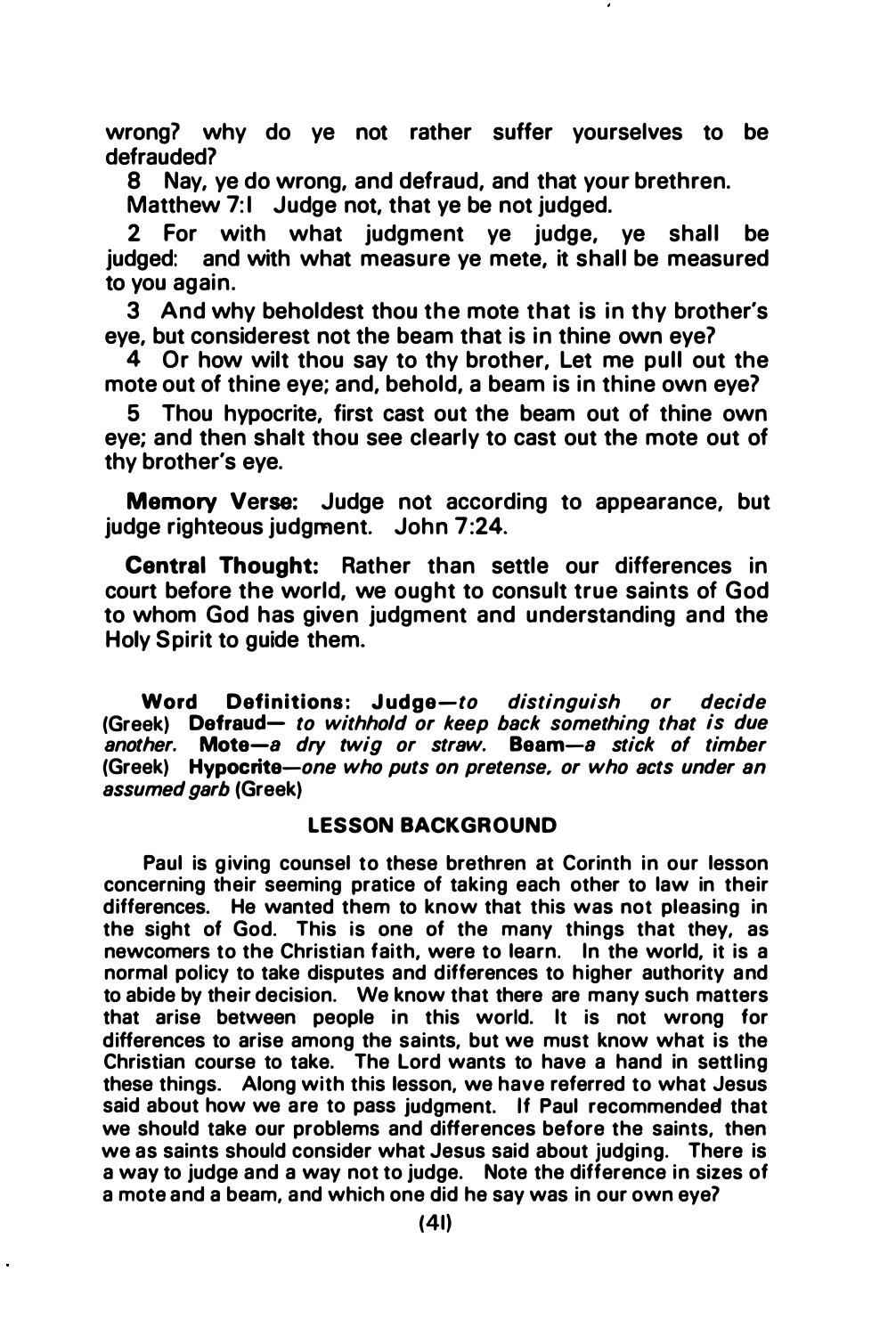wrong? why do ye not rather suffer yourselves to be defrauded?

8 Nay, ye do wrong, and defraud, and that your brethren.

Matthew 7:1 Judge not, that ye be not judged.

2 For with what judgment ye judge, ye shall be judged: and with what measure ye mete, it shall be measured to you again.

3 And why beholdest thou the mote that is in thy brother's eye, but considerest not the beam that is in thine own eye?

4 Or how wilt thou say to thy brother, Let me pull out the mote out of thine eye; and, behold, a beam is in thine own eye?

5 Thou hypocrite, first cast out the beam out of thine own eye; and then shalt thou see clearly to cast out the mote out of thy brother's eye.

**Memory Verse:** Judge not according to appearance, but judge righteous judgment. John 7:24.

**Central Thought:** Rather than settle our differences in court before the world, we ought to consult true saints of God to whom God has given judgment and understanding and the Holy Spirit to guide them.

**Word Definitions: Judge**—*to distinguish or decide* (Greek) **Defraud**— *to withhold or keep back something that is due another.* **Mote**—*a dry twig or straw.* **Beam**—*a stick of timber* (Greek) **Hypocrite**—*one who puts on pretense, or who acts under an assumed garb* (Greek)

## LESSON BACKGROUND

Paul is giving counsel to these brethren at Corinth in our lesson concerning their seeming pratice of taking each other to law in their differences. He wanted them to know that this was not pleasing in the sight of God. This is one of the many things that they, as newcomers to the Christian faith, were to learn. In the world, it is a normal policy to take disputes and differences to higher authority and to abide by their decision. We know that there are many such matters that arise between people in this world. It is not wrong for differences to arise among the saints, but we must know what is the Christian course to take. The Lord wants to have a hand in settling these things. Along with this lesson, we have referred to what Jesus said about how we are to pass judgment. If Paul recommended that we should take our problems and differences before the saints, then we as saints should consider what Jesus said about judging. There is a way to judge and a way not to judge. Note the difference in sizes of a mote and a beam, and which one did he say was in our own eye?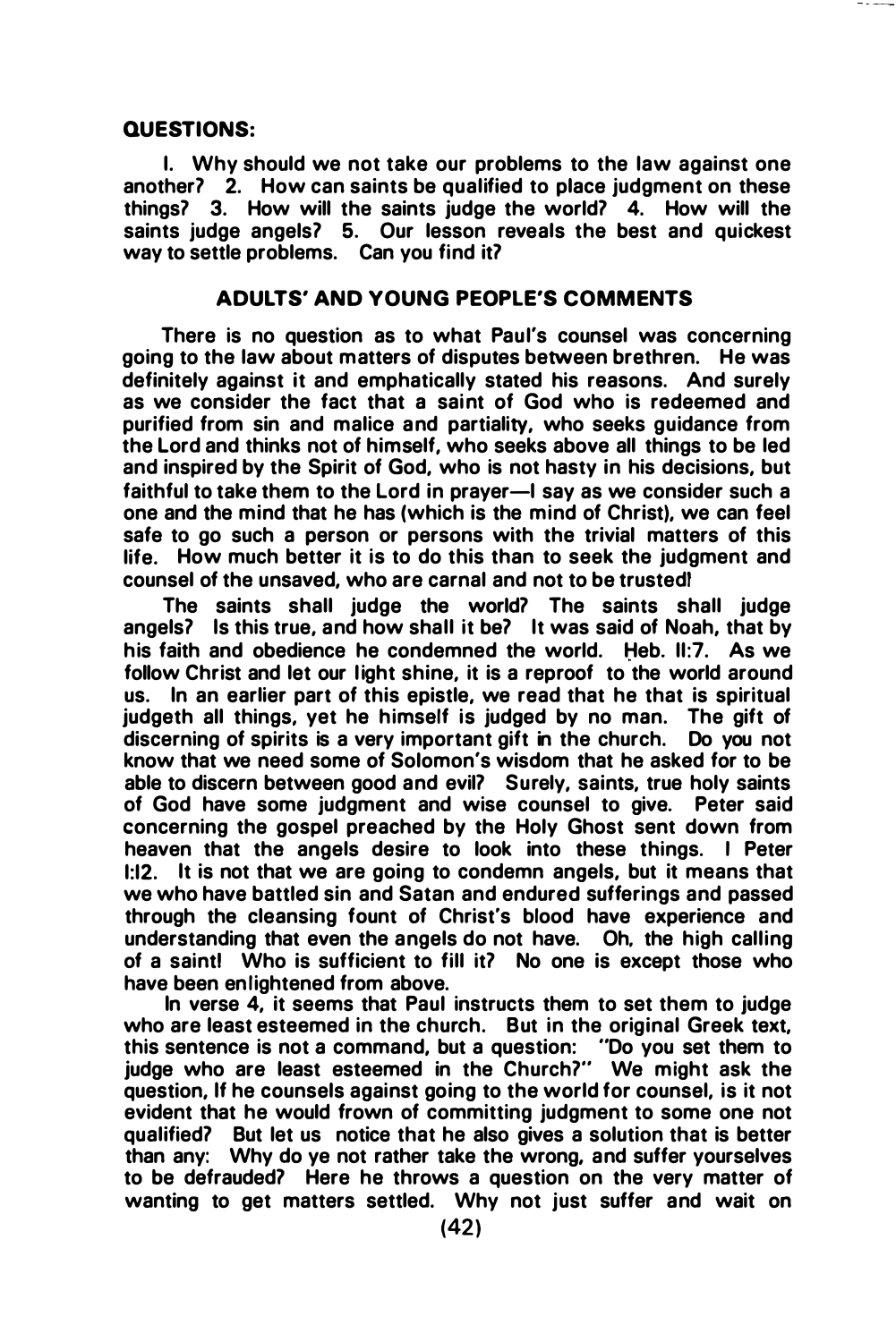**QUESTIONS:**

I. Why should we not take our problems to the law against one another? 2. How can saints be qualified to place judgment on these things? 3. How will the saints judge the world? 4. How will the saints judge angels? 5. Our lesson reveals the best and quickest way to settle problems. Can you find it?

## ADULTS' AND YOUNG PEOPLE'S COMMENTS

There is no question as to what Paul's counsel was concerning going to the law about matters of disputes between brethren. He was definitely against it and emphatically stated his reasons. And surely as we consider the fact that a saint of God who is redeemed and purified from sin and malice and partiality, who seeks guidance from the Lord and thinks not of himself, who seeks above all things to be led and inspired by the Spirit of God, who is not hasty in his decisions, but faithful to take them to the Lord in prayer—I say as we consider such a one and the mind that he has (which is the mind of Christ), we can feel safe to go such a person or persons with the trivial matters of this life. How much better it is to do this than to seek the judgment and counsel of the unsaved, who are carnal and not to be trusted!

The saints shall judge the world? The saints shall judge angels? Is this true, and how shall it be? It was said of Noah, that by his faith and obedience he condemned the world. Heb. II:7. As we follow Christ and let our light shine, it is a reproof to the world around us. In an earlier part of this epistle, we read that he that is spiritual judgeth all things, yet he himself is judged by no man. The gift of discerning of spirits is a very important gift in the church. Do you not know that we need some of Solomon's wisdom that he asked for to be able to discern between good and evil? Surely, saints, true holy saints of God have some judgment and wise counsel to give. Peter said concerning the gospel preached by the Holy Ghost sent down from heaven that the angels desire to look into these things. I Peter I:12. It is not that we are going to condemn angels, but it means that we who have battled sin and Satan and endured sufferings and passed through the cleansing fount of Christ's blood have experience and understanding that even the angels do not have. Oh, the high calling of a saint! Who is sufficient to fill it? No one is except those who have been enlightened from above.

In verse 4, it seems that Paul instructs them to set them to judge who are least esteemed in the church. But in the original Greek text, this sentence is not a command, but a question: "Do you set them to judge who are least esteemed in the Church?" We might ask the question, If he counsels against going to the world for counsel, is it not evident that he would frown of committing judgment to some one not qualified? But let us notice that he also gives a solution that is better than any: Why do ye not rather take the wrong, and suffer yourselves to be defrauded? Here he throws a question on the very matter of wanting to get matters settled. Why not just suffer and wait on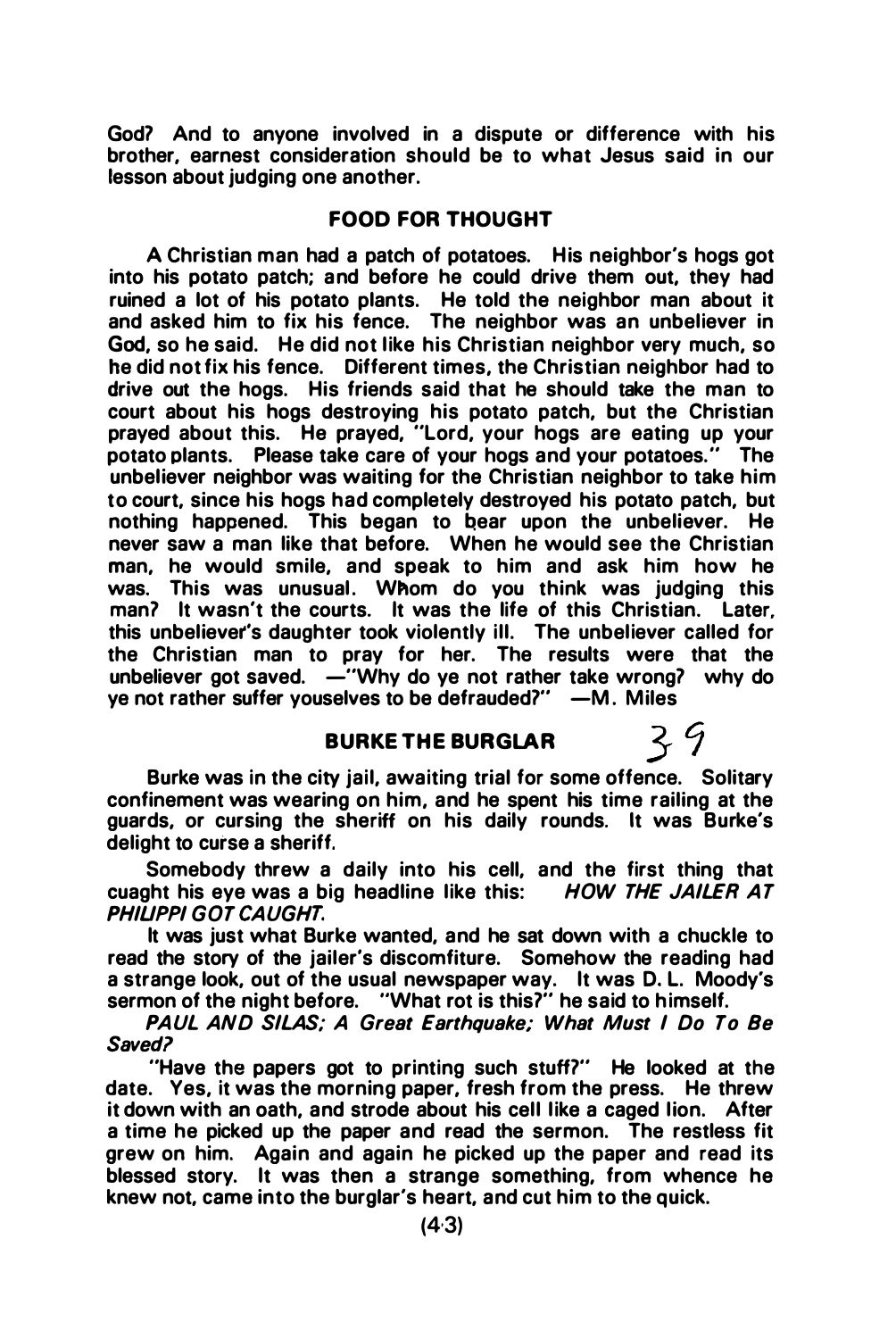God? And to anyone involved in a dispute or difference with his brother, earnest consideration should be to what Jesus said in our lesson about judging one another.

## FOOD FOR THOUGHT

A Christian man had a patch of potatoes. His neighbor's hogs got into his potato patch; and before he could drive them out, they had ruined a lot of his potato plants. He told the neighbor man about it and asked him to fix his fence. The neighbor was an unbeliever in God, so he said. He did not like his Christian neighbor very much, so he did not fix his fence. Different times, the Christian neighbor had to drive out the hogs. His friends said that he should take the man to court about his hogs destroying his potato patch, but the Christian prayed about this. He prayed, "Lord, your hogs are eating up your potato plants. Please take care of your hogs and your potatoes." The unbeliever neighbor was waiting for the Christian neighbor to take him to court, since his hogs had completely destroyed his potato patch, but nothing happened. This began to bear upon the unbeliever. He never saw a man like that before. When he would see the Christian man, he would smile, and speak to him and ask him how he was. This was unusual. Whom do you think was judging this man? It wasn't the courts. It was the life of this Christian. Later, this unbeliever's daughter took violently ill. The unbeliever called for the Christian man to pray for her. The results were that the unbeliever got saved. —"Why do ye not rather take wrong? why do ye not rather suffer youselves to be defrauded?" —M. Miles

## BURKE THE BURGLAR

39

Burke was in the city jail, awaiting trial for some offence. Solitary confinement was wearing on him, and he spent his time railing at the guards, or cursing the sheriff on his daily rounds. It was Burke's delight to curse a sheriff.

Somebody threw a daily into his cell, and the first thing that cuaght his eye was a big headline like this: *HOW THE JAILER AT PHILIPPI GOT CAUGHT.*

It was just what Burke wanted, and he sat down with a chuckle to read the story of the jailer's discomfiture. Somehow the reading had a strange look, out of the usual newspaper way. It was D. L. Moody's sermon of the night before. "What rot is this?" he said to himself.

*PAUL AND SILAS; A Great Earthquake; What Must I Do To Be Saved?*

"Have the papers got to printing such stuff?" He looked at the date. Yes, it was the morning paper, fresh from the press. He threw it down with an oath, and strode about his cell like a caged lion. After a time he picked up the paper and read the sermon. The restless fit grew on him. Again and again he picked up the paper and read its blessed story. It was then a strange something, from whence he knew not, came into the burglar's heart, and cut him to the quick.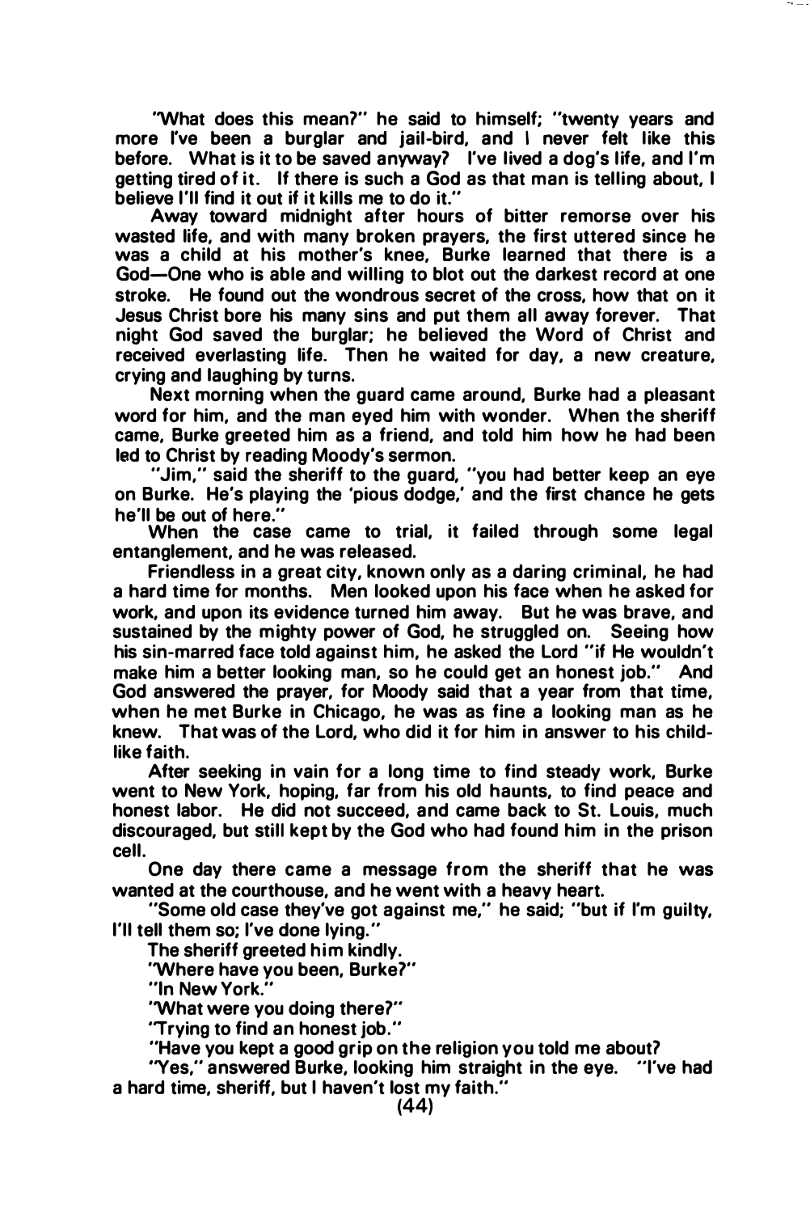"What does this mean?" he said to himself; "twenty years and more I've been a burglar and jail-bird, and I never felt like this before. What is it to be saved anyway? I've lived a dog's life, and I'm getting tired of it. If there is such a God as that man is telling about, I believe I'll find it out if it kills me to do it."

Away toward midnight after hours of bitter remorse over his wasted life, and with many broken prayers, the first uttered since he was a child at his mother's knee, Burke learned that there is a God—One who is able and willing to blot out the darkest record at one stroke. He found out the wondrous secret of the cross, how that on it Jesus Christ bore his many sins and put them all away forever. That night God saved the burglar; he believed the Word of Christ and received everlasting life. Then he waited for day, a new creature, crying and laughing by turns.

Next morning when the guard came around, Burke had a pleasant word for him, and the man eyed him with wonder. When the sheriff came, Burke greeted him as a friend, and told him how he had been led to Christ by reading Moody's sermon.

"Jim," said the sheriff to the guard, "you had better keep an eye on Burke. He's playing the 'pious dodge,' and the first chance he gets he'll be out of here."

When the case came to trial, it failed through some legal entanglement, and he was released.

Friendless in a great city, known only as a daring criminal, he had a hard time for months. Men looked upon his face when he asked for work, and upon its evidence turned him away. But he was brave, and sustained by the mighty power of God, he struggled on. Seeing how his sin-marred face told against him, he asked the Lord "if He wouldn't make him a better looking man, so he could get an honest job." And God answered the prayer, for Moody said that a year from that time, when he met Burke in Chicago, he was as fine a looking man as he knew. That was of the Lord, who did it for him in answer to his child-like faith.

After seeking in vain for a long time to find steady work, Burke went to New York, hoping, far from his old haunts, to find peace and honest labor. He did not succeed, and came back to St. Louis, much discouraged, but still kept by the God who had found him in the prison cell.

One day there came a message from the sheriff that he was wanted at the courthouse, and he went with a heavy heart.

"Some old case they've got against me," he said; "but if I'm guilty, I'll tell them so; I've done lying."

The sheriff greeted him kindly.

"Where have you been, Burke?"

"In New York."

"What were you doing there?"

"Trying to find an honest job."

"Have you kept a good grip on the religion you told me about?

"Yes," answered Burke, looking him straight in the eye. "I've had a hard time, sheriff, but I haven't lost my faith."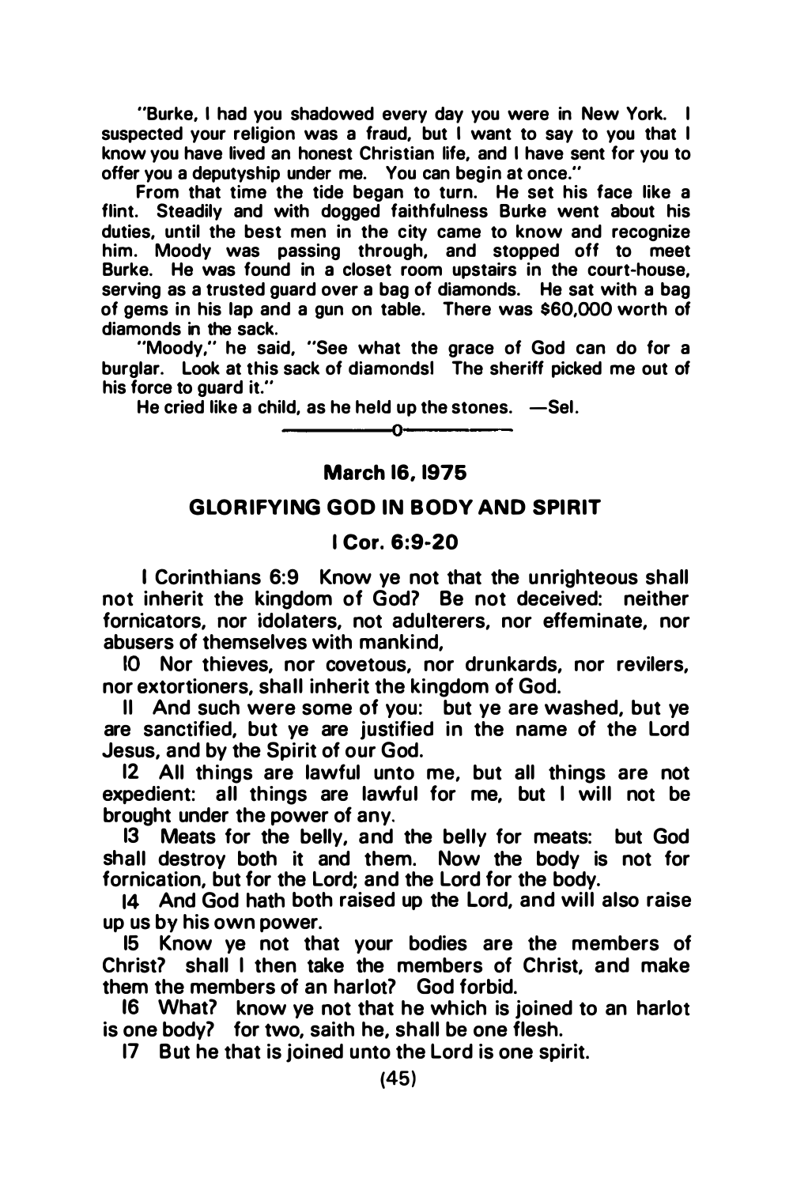"Burke, I had you shadowed every day you were in New York. I suspected your religion was a fraud, but I want to say to you that I know you have lived an honest Christian life, and I have sent for you to offer you a deputyship under me. You can begin at once."

From that time the tide began to turn. He set his face like a flint. Steadily and with dogged faithfulness Burke went about his duties, until the best men in the city came to know and recognize him. Moody was passing through, and stopped off to meet Burke. He was found in a closet room upstairs in the court-house, serving as a trusted guard over a bag of diamonds. He sat with a bag of gems in his lap and a gun on table. There was $60,000 worth of diamonds in the sack.

"Moody," he said, "See what the grace of God can do for a burglar. Look at this sack of diamondsl The sheriff picked me out of his force to guard it."

He cried like a child, as he held up the stones. —Sel.

---

**March 16, 1975**

**GLORIFYING GOD IN BODY AND SPIRIT**

**I Cor. 6:9-20**

I Corinthians 6:9 Know ye not that the unrighteous shall not inherit the kingdom of God? Be not deceived: neither fornicators, nor idolaters, not adulterers, nor effeminate, nor abusers of themselves with mankind,

10 Nor thieves, nor covetous, nor drunkards, nor revilers, nor extortioners, shall inherit the kingdom of God.

11 And such were some of you: but ye are washed, but ye are sanctified, but ye are justified in the name of the Lord Jesus, and by the Spirit of our God.

12 All things are lawful unto me, but all things are not expedient: all things are lawful for me, but I will not be brought under the power of any.

13 Meats for the belly, and the belly for meats: but God shall destroy both it and them. Now the body is not for fornication, but for the Lord; and the Lord for the body.

14 And God hath both raised up the Lord, and will also raise up us by his own power.

15 Know ye not that your bodies are the members of Christ? shall I then take the members of Christ, and make them the members of an harlot? God forbid.

16 What? know ye not that he which is joined to an harlot is one body? for two, saith he, shall be one flesh.

17 But he that is joined unto the Lord is one spirit.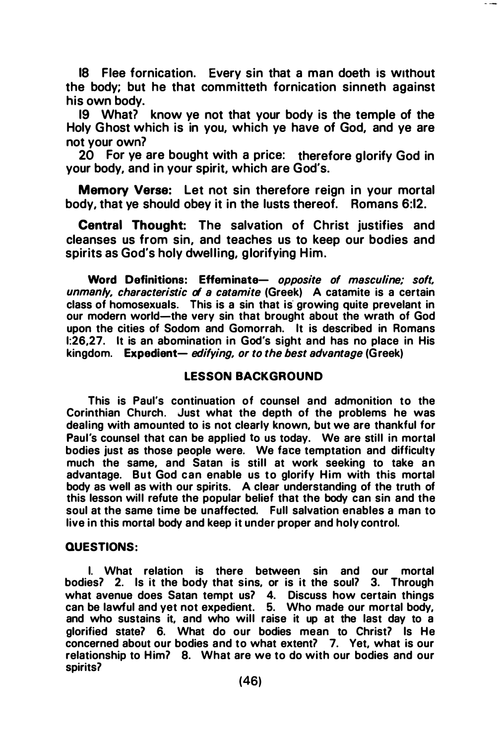18 Flee fornication. Every sin that a man doeth is without the body; but he that committeth fornication sinneth against his own body.

19 What? know ye not that your body is the temple of the Holy Ghost which is in you, which ye have of God, and ye are not your own?

20 For ye are bought with a price: therefore glorify God in your body, and in your spirit, which are God's.

**Memory Verse:** Let not sin therefore reign in your mortal body, that ye should obey it in the lusts thereof. Romans 6:12.

**Central Thought:** The salvation of Christ justifies and cleanses us from sin, and teaches us to keep our bodies and spirits as God's holy dwelling, glorifying Him.

**Word Definitions: Effeminate—** *opposite of masculine; soft, unmanly, characteristic of a catamite* (Greek) A catamite is a certain class of homosexuals. This is a sin that is growing quite prevelant in our modern world—the very sin that brought about the wrath of God upon the cities of Sodom and Gomorrah. It is described in Romans 1:26,27. It is an abomination in God's sight and has no place in His kingdom. **Expedient—** *edifying, or to the best advantage* (Greek)

## LESSON BACKGROUND

This is Paul's continuation of counsel and admonition to the Corinthian Church. Just what the depth of the problems he was dealing with amounted to is not clearly known, but we are thankful for Paul's counsel that can be applied to us today. We are still in mortal bodies just as those people were. We face temptation and difficulty much the same, and Satan is still at work seeking to take an advantage. But God can enable us to glorify Him with this mortal body as well as with our spirits. A clear understanding of the truth of this lesson will refute the popular belief that the body can sin and the soul at the same time be unaffected. Full salvation enables a man to live in this mortal body and keep it under proper and holy control.

**QUESTIONS:**

1. What relation is there between sin and our mortal bodies? 2. Is it the body that sins, or is it the soul? 3. Through what avenue does Satan tempt us? 4. Discuss how certain things can be lawful and yet not expedient. 5. Who made our mortal body, and who sustains it, and who will raise it up at the last day to a glorified state? 6. What do our bodies mean to Christ? Is He concerned about our bodies and to what extent? 7. Yet, what is our relationship to Him? 8. What are we to do with our bodies and our spirits?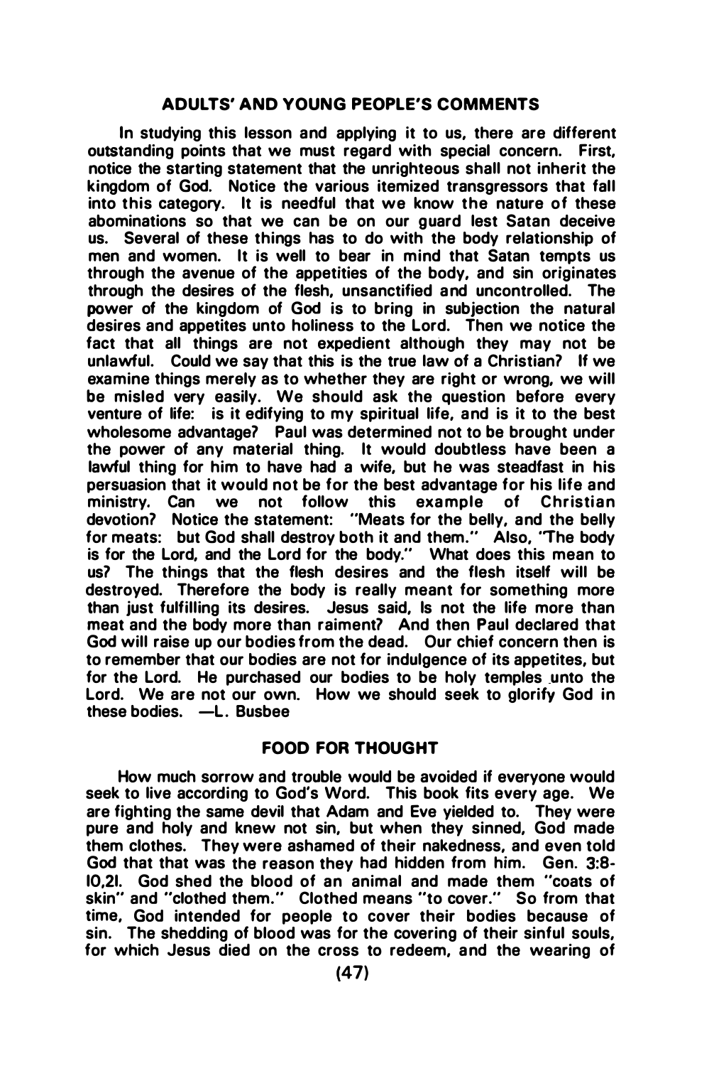## ADULTS' AND YOUNG PEOPLE'S COMMENTS

In studying this lesson and applying it to us, there are different outstanding points that we must regard with special concern. First, notice the starting statement that the unrighteous shall not inherit the kingdom of God. Notice the various itemized transgressors that fall into this category. It is needful that we know the nature of these abominations so that we can be on our guard lest Satan deceive us. Several of these things has to do with the body relationship of men and women. It is well to bear in mind that Satan tempts us through the avenue of the appetities of the body, and sin originates through the desires of the flesh, unsanctified and uncontrolled. The power of the kingdom of God is to bring in subjection the natural desires and appetites unto holiness to the Lord. Then we notice the fact that all things are not expedient although they may not be unlawful. Could we say that this is the true law of a Christian? If we examine things merely as to whether they are right or wrong, we will be misled very easily. We should ask the question before every venture of life: is it edifying to my spiritual life, and is it to the best wholesome advantage? Paul was determined not to be brought under the power of any material thing. It would doubtless have been a lawful thing for him to have had a wife, but he was steadfast in his persuasion that it would not be for the best advantage for his life and ministry. Can we not follow this example of Christian devotion? Notice the statement: "Meats for the belly, and the belly for meats: but God shall destroy both it and them." Also, "The body is for the Lord, and the Lord for the body." What does this mean to us? The things that the flesh desires and the flesh itself will be destroyed. Therefore the body is really meant for something more than just fulfilling its desires. Jesus said, Is not the life more than meat and the body more than raiment? And then Paul declared that God will raise up our bodies from the dead. Our chief concern then is to remember that our bodies are not for indulgence of its appetites, but for the Lord. He purchased our bodies to be holy temples unto the Lord. We are not our own. How we should seek to glorify God in these bodies. —L. Busbee

## FOOD FOR THOUGHT

How much sorrow and trouble would be avoided if everyone would seek to live according to God's Word. This book fits every age. We are fighting the same devil that Adam and Eve yielded to. They were pure and holy and knew not sin, but when they sinned, God made them clothes. They were ashamed of their nakedness, and even told God that that was the reason they had hidden from him. Gen. 3:8-10,21. God shed the blood of an animal and made them "coats of skin" and "clothed them." Clothed means "to cover." So from that time, God intended for people to cover their bodies because of sin. The shedding of blood was for the covering of their sinful souls, for which Jesus died on the cross to redeem, and the wearing of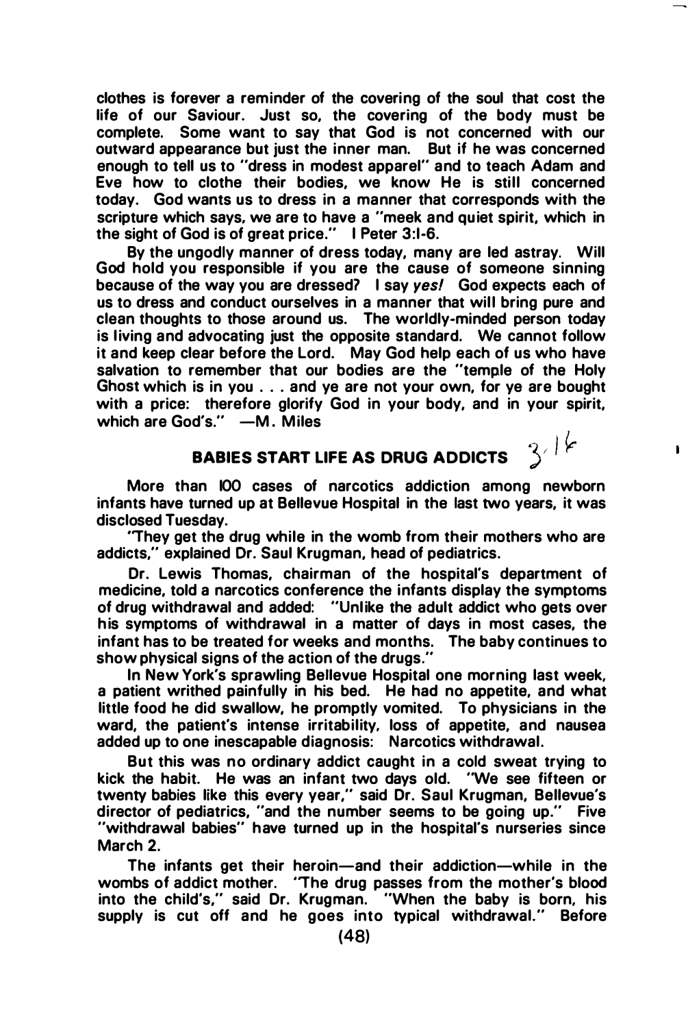clothes is forever a reminder of the covering of the soul that cost the life of our Saviour. Just so, the covering of the body must be complete. Some want to say that God is not concerned with our outward appearance but just the inner man. But if he was concerned enough to tell us to "dress in modest apparel" and to teach Adam and Eve how to clothe their bodies, we know He is still concerned today. God wants us to dress in a manner that corresponds with the scripture which says, we are to have a "meek and quiet spirit, which in the sight of God is of great price." I Peter 3:1-6.

By the ungodly manner of dress today, many are led astray. Will God hold you responsible if you are the cause of someone sinning because of the way you are dressed? I say *yes!* God expects each of us to dress and conduct ourselves in a manner that will bring pure and clean thoughts to those around us. The worldly-minded person today is living and advocating just the opposite standard. We cannot follow it and keep clear before the Lord. May God help each of us who have salvation to remember that our bodies are the "temple of the Holy Ghost which is in you . . . and ye are not your own, for ye are bought with a price: therefore glorify God in your body, and in your spirit, which are God's." —M. Miles

## BABIES START LIFE AS DRUG ADDICTS

3/16

More than 100 cases of narcotics addiction among newborn infants have turned up at Bellevue Hospital in the last two years, it was disclosed Tuesday.

"They get the drug while in the womb from their mothers who are addicts," explained Dr. Saul Krugman, head of pediatrics.

Dr. Lewis Thomas, chairman of the hospital's department of medicine, told a narcotics conference the infants display the symptoms of drug withdrawal and added: "Unlike the adult addict who gets over his symptoms of withdrawal in a matter of days in most cases, the infant has to be treated for weeks and months. The baby continues to show physical signs of the action of the drugs."

In New York's sprawling Bellevue Hospital one morning last week, a patient writhed painfully in his bed. He had no appetite, and what little food he did swallow, he promptly vomited. To physicians in the ward, the patient's intense irritability, loss of appetite, and nausea added up to one inescapable diagnosis: Narcotics withdrawal.

But this was no ordinary addict caught in a cold sweat trying to kick the habit. He was an infant two days old. "We see fifteen or twenty babies like this every year," said Dr. Saul Krugman, Bellevue's director of pediatrics, "and the number seems to be going up." Five "withdrawal babies" have turned up in the hospital's nurseries since March 2.

The infants get their heroin—and their addiction—while in the wombs of addict mother. "The drug passes from the mother's blood into the child's," said Dr. Krugman. "When the baby is born, his supply is cut off and he goes into typical withdrawal." Before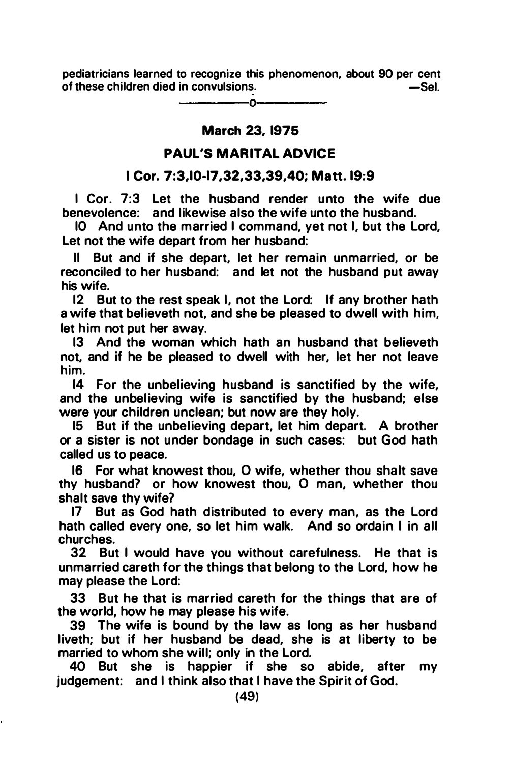pediatricians learned to recognize this phenomenon, about 90 per cent of these children died in convulsions. —Sel.

---o---

**March 23, 1975**

## PAUL'S MARITAL ADVICE

### I Cor. 7:3,10-17,32,33,39,40; Matt. 19:9

I Cor. 7:3 Let the husband render unto the wife due benevolence: and likewise also the wife unto the husband.

10 And unto the married I command, yet not I, but the Lord, Let not the wife depart from her husband:

11 But and if she depart, let her remain unmarried, or be reconciled to her husband: and let not the husband put away his wife.

12 But to the rest speak I, not the Lord: If any brother hath a wife that believeth not, and she be pleased to dwell with him, let him not put her away.

13 And the woman which hath an husband that believeth not, and if he be pleased to dwell with her, let her not leave him.

14 For the unbelieving husband is sanctified by the wife, and the unbelieving wife is sanctified by the husband; else were your children unclean; but now are they holy.

15 But if the unbelieving depart, let him depart. A brother or a sister is not under bondage in such cases: but God hath called us to peace.

16 For what knowest thou, O wife, whether thou shalt save thy husband? or how knowest thou, O man, whether thou shalt save thy wife?

17 But as God hath distributed to every man, as the Lord hath called every one, so let him walk. And so ordain I in all churches.

32 But I would have you without carefulness. He that is unmarried careth for the things that belong to the Lord, how he may please the Lord:

33 But he that is married careth for the things that are of the world, how he may please his wife.

39 The wife is bound by the law as long as her husband liveth; but if her husband be dead, she is at liberty to be married to whom she will; only in the Lord.

40 But she is happier if she so abide, after my judgement: and I think also that I have the Spirit of God.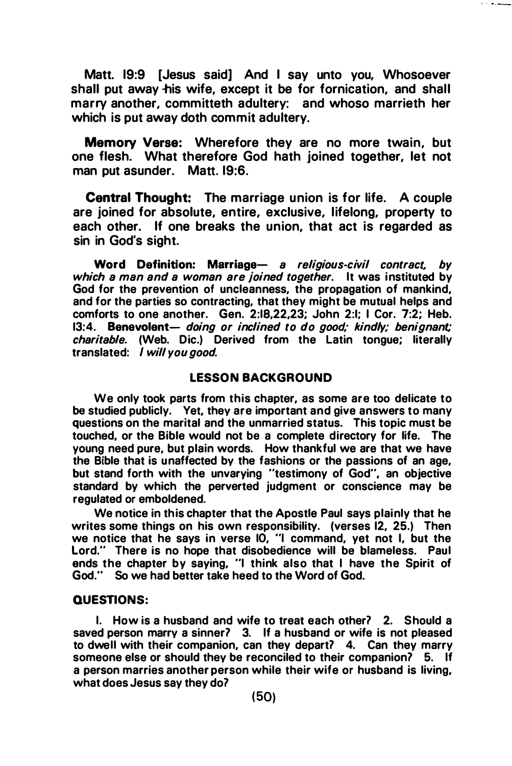Matt. 19:9 [Jesus said] And I say unto you, Whosoever shall put away his wife, except it be for fornication, and shall marry another, committeth adultery: and whoso marrieth her which is put away doth commit adultery.

**Memory Verse:** Wherefore they are no more twain, but one flesh. What therefore God hath joined together, let not man put asunder. Matt. 19:6.

**Central Thought:** The marriage union is for life. A couple are joined for absolute, entire, exclusive, lifelong, property to each other. If one breaks the union, that act is regarded as sin in God's sight.

**Word Definition: Marriage—** *a religious-civil contract, by which a man and a woman are joined together.* It was instituted by God for the prevention of uncleanness, the propagation of mankind, and for the parties so contracting, that they might be mutual helps and comforts to one another. Gen. 2:18,22,23; John 2:1; I Cor. 7:2; Heb. 13:4. **Benevolent—** *doing or inclined to do good; kindly; benignant; charitable.* (Web. Dic.) Derived from the Latin tongue; literally translated: *I will you good.*

## LESSON BACKGROUND

We only took parts from this chapter, as some are too delicate to be studied publicly. Yet, they are important and give answers to many questions on the marital and the unmarried status. This topic must be touched, or the Bible would not be a complete directory for life. The young need pure, but plain words. How thankful we are that we have the Bible that is unaffected by the fashions or the passions of an age, but stand forth with the unvarying "testimony of God", an objective standard by which the perverted judgment or conscience may be regulated or emboldened.

We notice in this chapter that the Apostle Paul says plainly that he writes some things on his own responsibility. (verses 12, 25.) Then we notice that he says in verse 10, "I command, yet not I, but the Lord." There is no hope that disobedience will be blameless. Paul ends the chapter by saying, "I think also that I have the Spirit of God." So we had better take heed to the Word of God.

## QUESTIONS:

1. How is a husband and wife to treat each other? 2. Should a saved person marry a sinner? 3. If a husband or wife is not pleased to dwell with their companion, can they depart? 4. Can they marry someone else or should they be reconciled to their companion? 5. If a person marries another person while their wife or husband is living, what does Jesus say they do?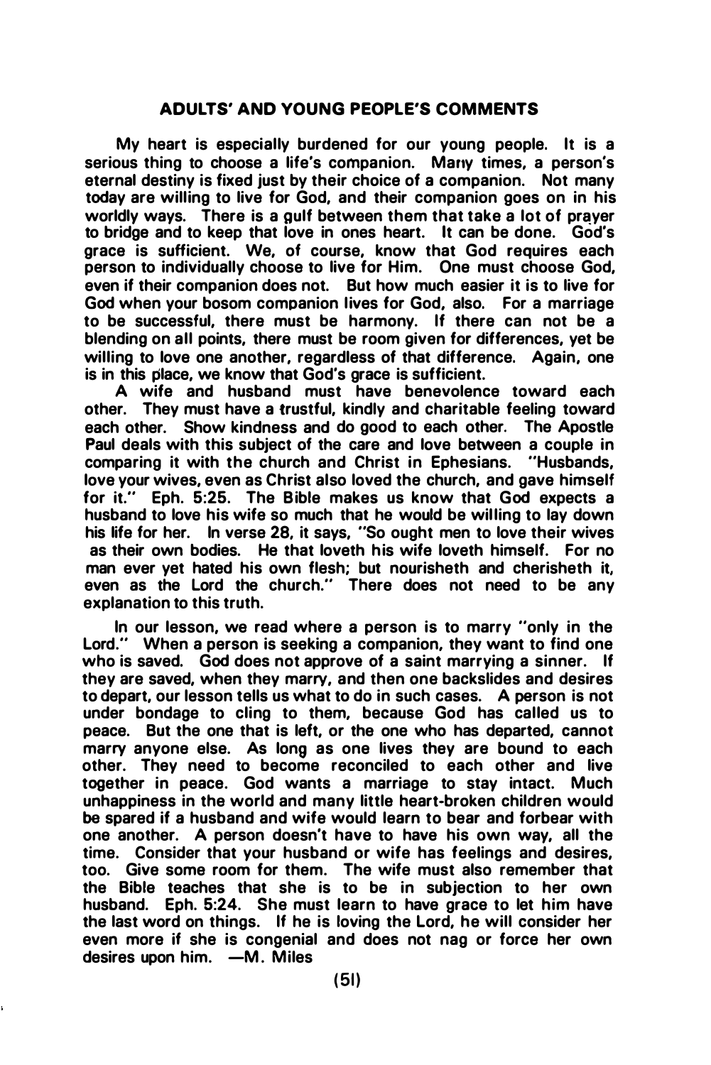## ADULTS' AND YOUNG PEOPLE'S COMMENTS

My heart is especially burdened for our young people. It is a serious thing to choose a life's companion. Many times, a person's eternal destiny is fixed just by their choice of a companion. Not many today are willing to live for God, and their companion goes on in his worldly ways. There is a gulf between them that take a lot of prayer to bridge and to keep that love in ones heart. It can be done. God's grace is sufficient. We, of course, know that God requires each person to individually choose to live for Him. One must choose God, even if their companion does not. But how much easier it is to live for God when your bosom companion lives for God, also. For a marriage to be successful, there must be harmony. If there can not be a blending on all points, there must be room given for differences, yet be willing to love one another, regardless of that difference. Again, one is in this place, we know that God's grace is sufficient.

A wife and husband must have benevolence toward each other. They must have a trustful, kindly and charitable feeling toward each other. Show kindness and do good to each other. The Apostle Paul deals with this subject of the care and love between a couple in comparing it with the church and Christ in Ephesians. "Husbands, love your wives, even as Christ also loved the church, and gave himself for it." Eph. 5:25. The Bible makes us know that God expects a husband to love his wife so much that he would be willing to lay down his life for her. In verse 28, it says, "So ought men to love their wives as their own bodies. He that loveth his wife loveth himself. For no man ever yet hated his own flesh; but nourisheth and cherisheth it, even as the Lord the church." There does not need to be any explanation to this truth.

In our lesson, we read where a person is to marry "only in the Lord." When a person is seeking a companion, they want to find one who is saved. God does not approve of a saint marrying a sinner. If they are saved, when they marry, and then one backslides and desires to depart, our lesson tells us what to do in such cases. A person is not under bondage to cling to them, because God has called us to peace. But the one that is left, or the one who has departed, cannot marry anyone else. As long as one lives they are bound to each other. They need to become reconciled to each other and live together in peace. God wants a marriage to stay intact. Much unhappiness in the world and many little heart-broken children would be spared if a husband and wife would learn to bear and forbear with one another. A person doesn't have to have his own way, all the time. Consider that your husband or wife has feelings and desires, too. Give some room for them. The wife must also remember that the Bible teaches that she is to be in subjection to her own husband. Eph. 5:24. She must learn to have grace to let him have the last word on things. If he is loving the Lord, he will consider her even more if she is congenial and does not nag or force her own desires upon him. —M. Miles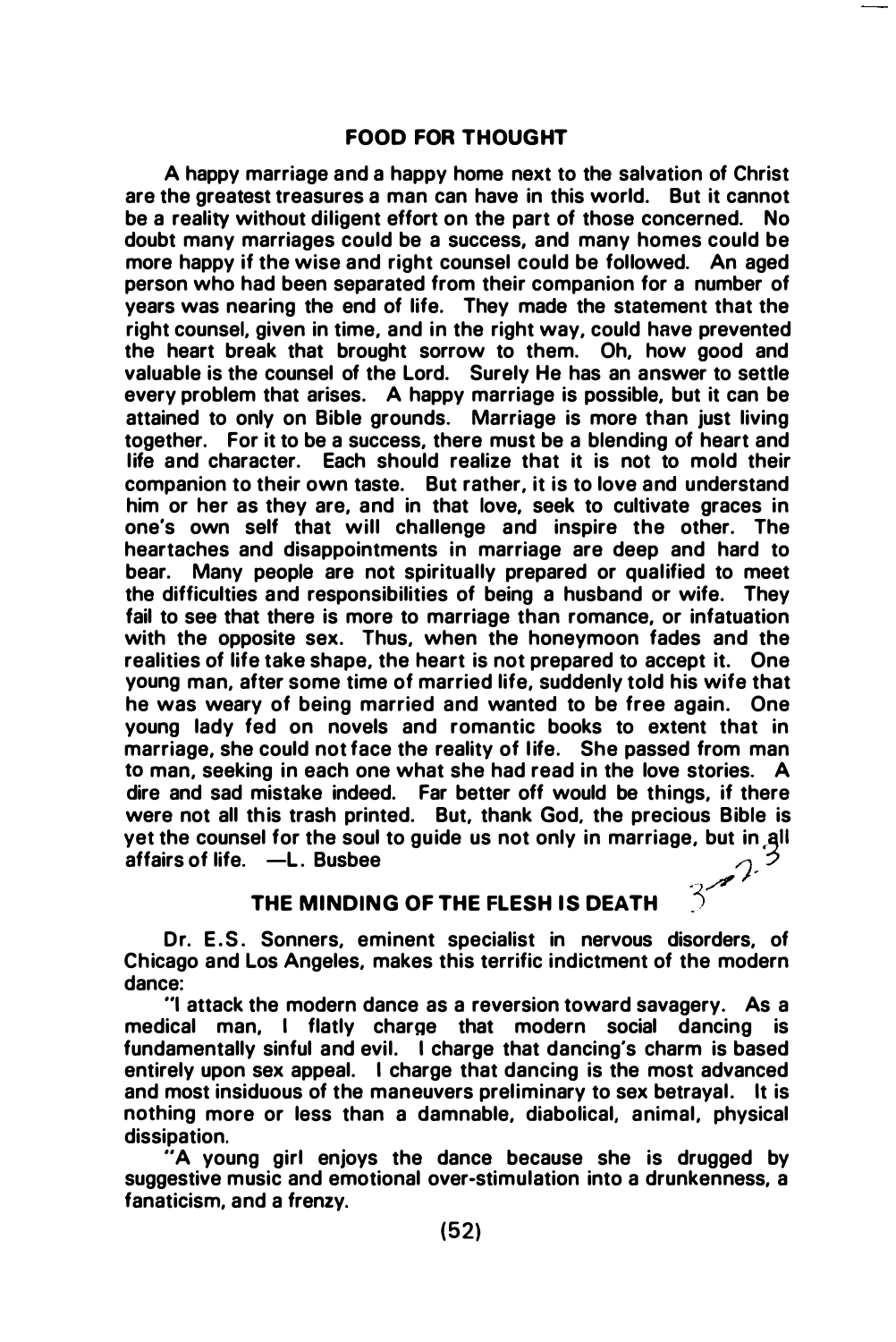## FOOD FOR THOUGHT

A happy marriage and a happy home next to the salvation of Christ are the greatest treasures a man can have in this world. But it cannot be a reality without diligent effort on the part of those concerned. No doubt many marriages could be a success, and many homes could be more happy if the wise and right counsel could be followed. An aged person who had been separated from their companion for a number of years was nearing the end of life. They made the statement that the right counsel, given in time, and in the right way, could have prevented the heart break that brought sorrow to them. Oh, how good and valuable is the counsel of the Lord. Surely He has an answer to settle every problem that arises. A happy marriage is possible, but it can be attained to only on Bible grounds. Marriage is more than just living together. For it to be a success, there must be a blending of heart and life and character. Each should realize that it is not to mold their companion to their own taste. But rather, it is to love and understand him or her as they are, and in that love, seek to cultivate graces in one's own self that will challenge and inspire the other. The heartaches and disappointments in marriage are deep and hard to bear. Many people are not spiritually prepared or qualified to meet the difficulties and responsibilities of being a husband or wife. They fail to see that there is more to marriage than romance, or infatuation with the opposite sex. Thus, when the honeymoon fades and the realities of life take shape, the heart is not prepared to accept it. One young man, after some time of married life, suddenly told his wife that he was weary of being married and wanted to be free again. One young lady fed on novels and romantic books to extent that in marriage, she could not face the reality of life. She passed from man to man, seeking in each one what she had read in the love stories. A dire and sad mistake indeed. Far better off would be things, if there were not all this trash printed. But, thank God, the precious Bible is yet the counsel for the soul to guide us not only in marriage, but in all affairs of life. —L. Busbee

## THE MINDING OF THE FLESH IS DEATH

Dr. E.S. Sonners, eminent specialist in nervous disorders, of Chicago and Los Angeles, makes this terrific indictment of the modern dance:

"I attack the modern dance as a reversion toward savagery. As a medical man, I flatly charge that modern social dancing is fundamentally sinful and evil. I charge that dancing's charm is based entirely upon sex appeal. I charge that dancing is the most advanced and most insiduous of the maneuvers preliminary to sex betrayal. It is nothing more or less than a damnable, diabolical, animal, physical dissipation.

"A young girl enjoys the dance because she is drugged by suggestive music and emotional over-stimulation into a drunkenness, a fanaticism, and a frenzy.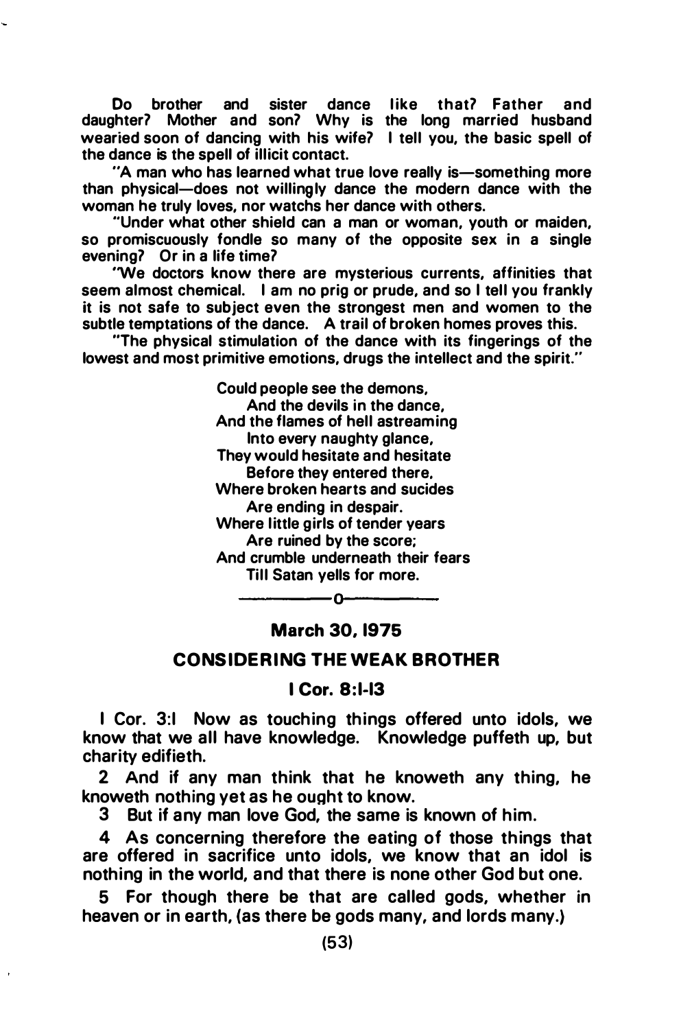Do brother and sister dance like that? Father and daughter? Mother and son? Why is the long married husband wearied soon of dancing with his wife? I tell you, the basic spell of the dance is the spell of illicit contact.

"A man who has learned what true love really is—something more than physical—does not willingly dance the modern dance with the woman he truly loves, nor watchs her dance with others.

"Under what other shield can a man or woman, youth or maiden, so promiscuously fondle so many of the opposite sex in a single evening? Or in a life time?

"We doctors know there are mysterious currents, affinities that seem almost chemical. I am no prig or prude, and so I tell you frankly it is not safe to subject even the strongest men and women to the subtle temptations of the dance. A trail of broken homes proves this.

"The physical stimulation of the dance with its fingerings of the lowest and most primitive emotions, drugs the intellect and the spirit."

> Could people see the demons,
> And the devils in the dance,
> And the flames of hell astreaming
> Into every naughty glance,
> They would hesitate and hesitate
> Before they entered there,
> Where broken hearts and sucides
> Are ending in despair.
> Where little girls of tender years
> Are ruined by the score;
> And crumble underneath their fears
> Till Satan yells for more.

---o---

## March 30, 1975

## CONSIDERING THE WEAK BROTHER

### I Cor. 8:1-13

I Cor. 3:1 Now as touching things offered unto idols, we know that we all have knowledge. Knowledge puffeth up, but charity edifieth.

2 And if any man think that he knoweth any thing, he knoweth nothing yet as he ought to know.

3 But if any man love God, the same is known of him.

4 As concerning therefore the eating of those things that are offered in sacrifice unto idols, we know that an idol is nothing in the world, and that there is none other God but one.

5 For though there be that are called gods, whether in heaven or in earth, (as there be gods many, and lords many.)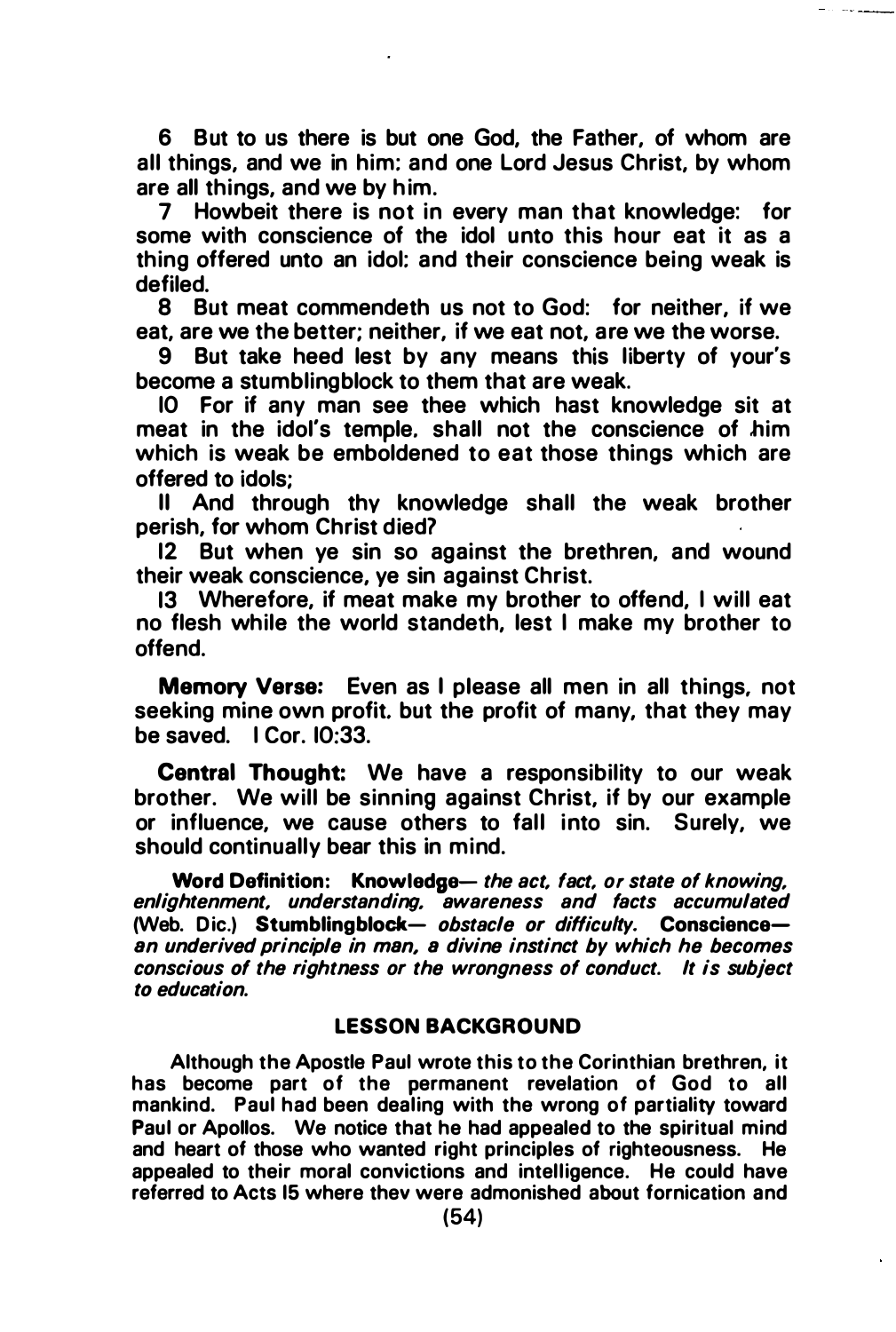6 But to us there is but one God, the Father, of whom are all things, and we in him: and one Lord Jesus Christ, by whom are all things, and we by him.

7 Howbeit there is not in every man that knowledge: for some with conscience of the idol unto this hour eat it as a thing offered unto an idol: and their conscience being weak is defiled.

8 But meat commendeth us not to God: for neither, if we eat, are we the better; neither, if we eat not, are we the worse.

9 But take heed lest by any means this liberty of your's become a stumblingblock to them that are weak.

10 For if any man see thee which hast knowledge sit at meat in the idol's temple, shall not the conscience of him which is weak be emboldened to eat those things which are offered to idols;

11 And through thy knowledge shall the weak brother perish, for whom Christ died?

12 But when ye sin so against the brethren, and wound their weak conscience, ye sin against Christ.

13 Wherefore, if meat make my brother to offend, I will eat no flesh while the world standeth, lest I make my brother to offend.

**Memory Verse:** Even as I please all men in all things, not seeking mine own profit, but the profit of many, that they may be saved. I Cor. 10:33.

**Central Thought:** We have a responsibility to our weak brother. We will be sinning against Christ, if by our example or influence, we cause others to fall into sin. Surely, we should continually bear this in mind.

**Word Definition:** **Knowledge**— *the act, fact, or state of knowing, enlightenment, understanding, awareness and facts accumulated* (Web. Dic.) **Stumblingblock**— *obstacle or difficulty.* **Conscience**— *an underived principle in man, a divine instinct by which he becomes conscious of the rightness or the wrongness of conduct. It is subject to education.*

## LESSON BACKGROUND

Although the Apostle Paul wrote this to the Corinthian brethren, it has become part of the permanent revelation of God to all mankind. Paul had been dealing with the wrong of partiality toward Paul or Apollos. We notice that he had appealed to the spiritual mind and heart of those who wanted right principles of righteousness. He appealed to their moral convictions and intelligence. He could have referred to Acts 15 where they were admonished about fornication and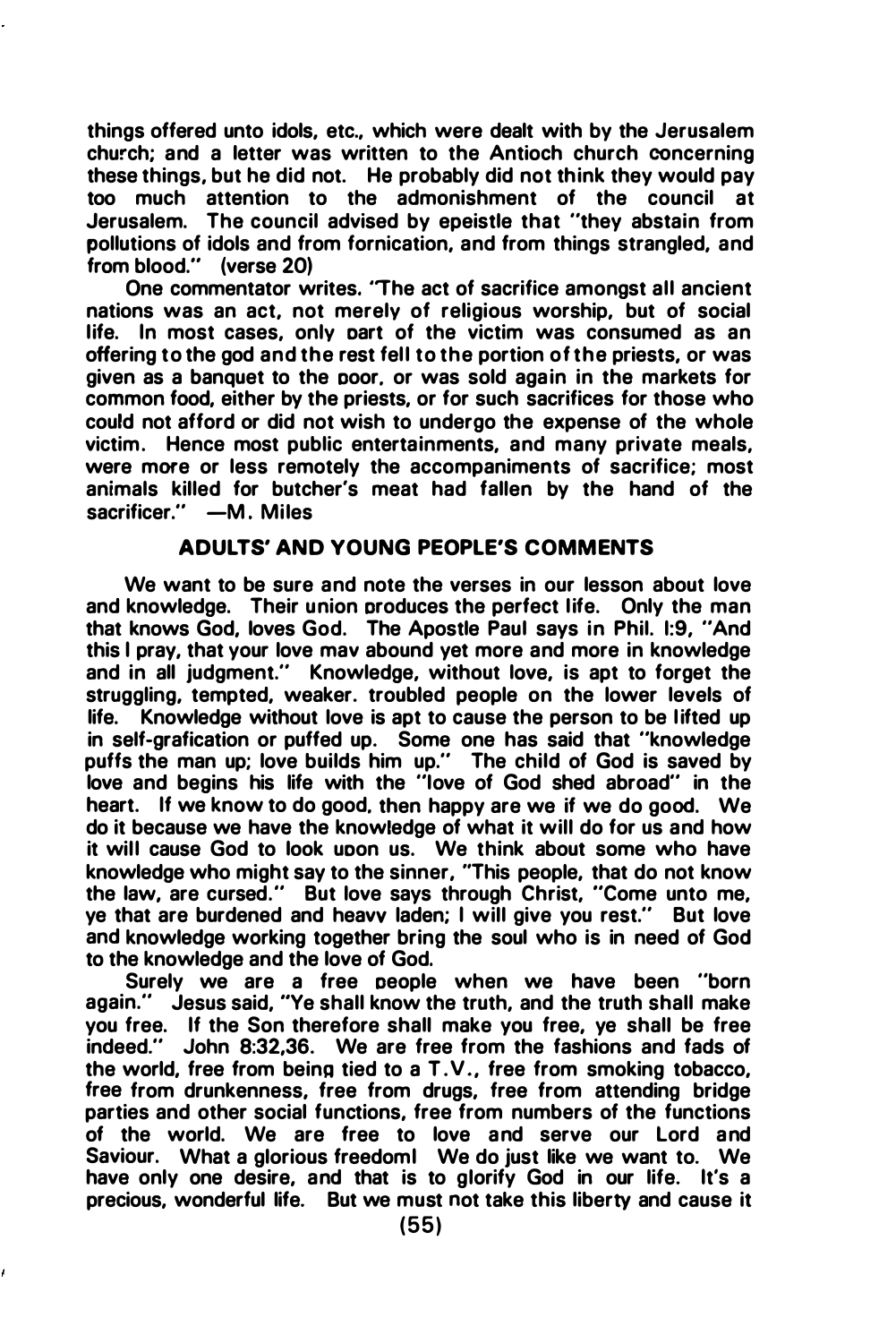things offered unto idols, etc., which were dealt with by the Jerusalem church; and a letter was written to the Antioch church concerning these things, but he did not. He probably did not think they would pay too much attention to the admonishment of the council at Jerusalem. The council advised by epeistle that "they abstain from pollutions of idols and from fornication, and from things strangled, and from blood." (verse 20)

One commentator writes. "The act of sacrifice amongst all ancient nations was an act, not merely of religious worship, but of social life. In most cases, only part of the victim was consumed as an offering to the god and the rest fell to the portion of the priests, or was given as a banquet to the poor, or was sold again in the markets for common food, either by the priests, or for such sacrifices for those who could not afford or did not wish to undergo the expense of the whole victim. Hence most public entertainments, and many private meals, were more or less remotely the accompaniments of sacrifice; most animals killed for butcher's meat had fallen by the hand of the sacrificer." —M. Miles

## ADULTS' AND YOUNG PEOPLE'S COMMENTS

We want to be sure and note the verses in our lesson about love and knowledge. Their union produces the perfect life. Only the man that knows God, loves God. The Apostle Paul says in Phil. I:9, "And this I pray, that your love may abound yet more and more in knowledge and in all judgment." Knowledge, without love, is apt to forget the struggling, tempted, weaker. troubled people on the lower levels of life. Knowledge without love is apt to cause the person to be lifted up in self-grafication or puffed up. Some one has said that "knowledge puffs the man up; love builds him up." The child of God is saved by love and begins his life with the "love of God shed abroad" in the heart. If we know to do good, then happy are we if we do good. We do it because we have the knowledge of what it will do for us and how it will cause God to look upon us. We think about some who have knowledge who might say to the sinner, "This people, that do not know the law, are cursed." But love says through Christ, "Come unto me, ye that are burdened and heavy laden; I will give you rest." But love and knowledge working together bring the soul who is in need of God to the knowledge and the love of God.

Surely we are a free people when we have been "born again." Jesus said, "Ye shall know the truth, and the truth shall make you free. If the Son therefore shall make you free, ye shall be free indeed." John 8:32,36. We are free from the fashions and fads of the world, free from being tied to a T.V., free from smoking tobacco, free from drunkenness, free from drugs, free from attending bridge parties and other social functions, free from numbers of the functions of the world. We are free to love and serve our Lord and Saviour. What a glorious freedom! We do just like we want to. We have only one desire, and that is to glorify God in our life. It's a precious, wonderful life. But we must not take this liberty and cause it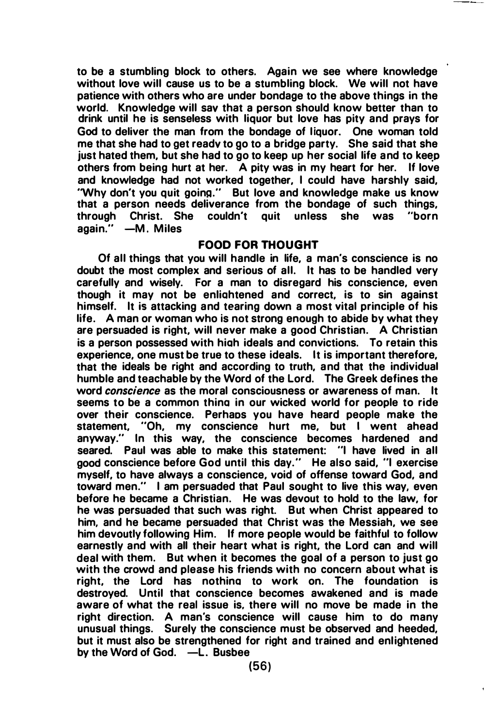to be a stumbling block to others. Again we see where knowledge without love will cause us to be a stumbling block. We will not have patience with others who are under bondage to the above things in the world. Knowledge will sav that a person should know better than to drink until he is senseless with liquor but love has pity and prays for God to deliver the man from the bondage of liquor. One woman told me that she had to get readv to go to a bridge party. She said that she just hated them, but she had to go to keep up her social life and to keep others from being hurt at her. A pity was in my heart for her. If love and knowledge had not worked together, I could have harshly said, "Why don't you quit going." But love and knowledge make us know that a person needs deliverance from the bondage of such things, through Christ. She couldn't quit unless she was "born again." —M. Miles

## FOOD FOR THOUGHT

Of all things that you will handle in life, a man's conscience is no doubt the most complex and serious of all. It has to be handled very carefully and wisely. For a man to disregard his conscience, even though it may not be enliahtened and correct, is to sin against himself. It is attacking and tearing down a most vital principle of his life. A man or woman who is not strong enough to abide by what they are persuaded is right, will never make a good Christian. A Christian is a person possessed with hiah ideals and convictions. To retain this experience, one must be true to these ideals. It is important therefore, that the ideals be right and according to truth, and that the individual humble and teachable by the Word of the Lord. The Greek defines the word *conscience* as the moral consciousness or awareness of man. It seems to be a common thina in our wicked world for people to ride over their conscience. Perhaos you have heard people make the statement, "Oh, my conscience hurt me, but I went ahead anyway." In this way, the conscience becomes hardened and seared. Paul was able to make this statement: "I have lived in all good conscience before God until this day." He also said, "I exercise myself, to have always a conscience, void of offense toward God, and toward men." I am persuaded that Paul sought to live this way, even before he became a Christian. He was devout to hold to the law, for he was persuaded that such was right. But when Christ appeared to him, and he became persuaded that Christ was the Messiah, we see him devoutly following Him. If more people would be faithful to follow earnestly and with all their heart what is right, the Lord can and will deal with them. But when it becomes the goal of a person to just go with the crowd and please his friends with no concern about what is right, the Lord has nothina to work on. The foundation is destroyed. Until that conscience becomes awakened and is made aware of what the real issue is, there will no move be made in the right direction. A man's conscience will cause him to do many unusual things. Surely the conscience must be observed and heeded, but it must also be strengthened for right and trained and enlightened by the Word of God. —L. Busbee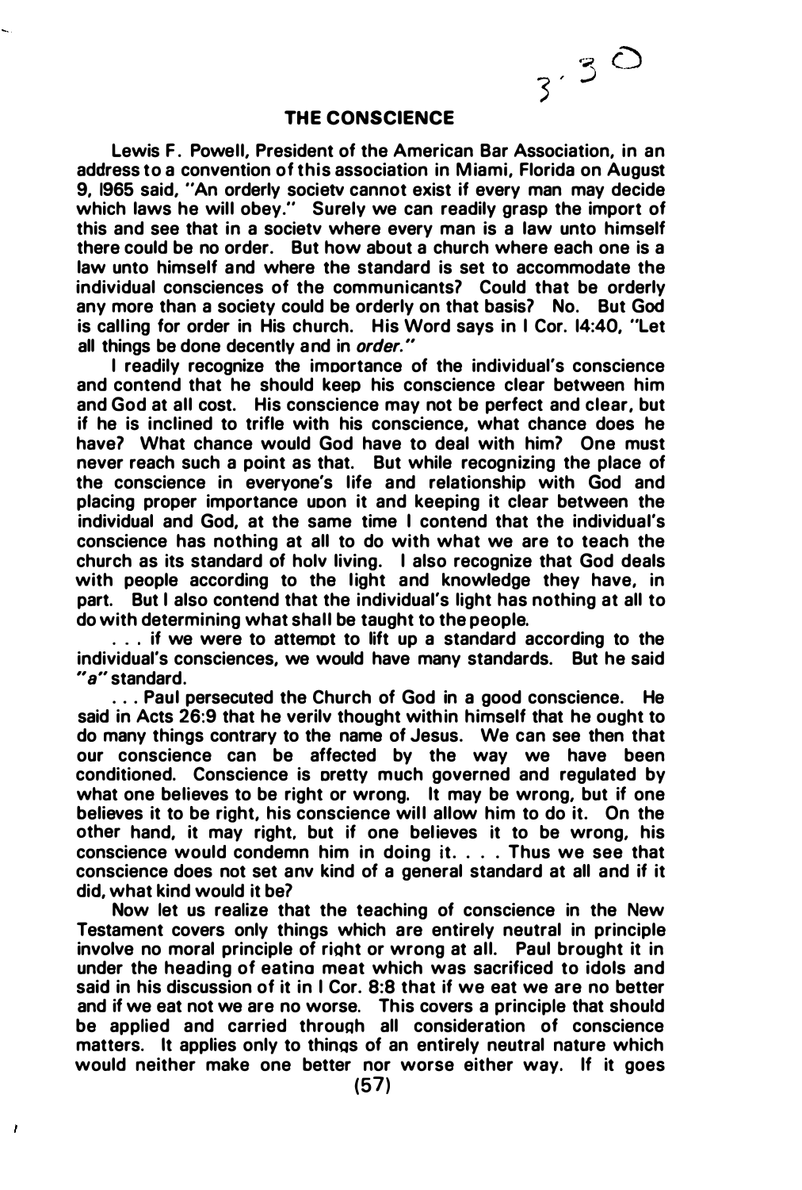## THE CONSCIENCE

Lewis F. Powell, President of the American Bar Association, in an address to a convention of this association in Miami, Florida on August 9, 1965 said, "An orderly society cannot exist if every man may decide which laws he will obey." Surely we can readily grasp the import of this and see that in a society where every man is a law unto himself there could be no order. But how about a church where each one is a law unto himself and where the standard is set to accommodate the individual consciences of the communicants? Could that be orderly any more than a society could be orderly on that basis? No. But God is calling for order in His church. His Word says in I Cor. 14:40, "Let all things be done decently and in *order.*"

I readily recognize the importance of the individual's conscience and contend that he should keep his conscience clear between him and God at all cost. His conscience may not be perfect and clear, but if he is inclined to trifle with his conscience, what chance does he have? What chance would God have to deal with him? One must never reach such a point as that. But while recognizing the place of the conscience in everyone's life and relationship with God and placing proper importance upon it and keeping it clear between the individual and God, at the same time I contend that the individual's conscience has nothing at all to do with what we are to teach the church as its standard of holy living. I also recognize that God deals with people according to the light and knowledge they have, in part. But I also contend that the individual's light has nothing at all to do with determining what shall be taught to the people.

. . . if we were to attempt to lift up a standard according to the individual's consciences, we would have many standards. But he said *"a"* standard.

. . . Paul persecuted the Church of God in a good conscience. He said in Acts 26:9 that he verily thought within himself that he ought to do many things contrary to the name of Jesus. We can see then that our conscience can be affected by the way we have been conditioned. Conscience is pretty much governed and regulated by what one believes to be right or wrong. It may be wrong, but if one believes it to be right, his conscience will allow him to do it. On the other hand, it may right, but if one believes it to be wrong, his conscience would condemn him in doing it. . . . Thus we see that conscience does not set any kind of a general standard at all and if it did, what kind would it be?

Now let us realize that the teaching of conscience in the New Testament covers only things which are entirely neutral in principle involve no moral principle of right or wrong at all. Paul brought it in under the heading of eating meat which was sacrificed to idols and said in his discussion of it in I Cor. 8:8 that if we eat we are no better and if we eat not we are no worse. This covers a principle that should be applied and carried through all consideration of conscience matters. It applies only to things of an entirely neutral nature which would neither make one better nor worse either way. If it goes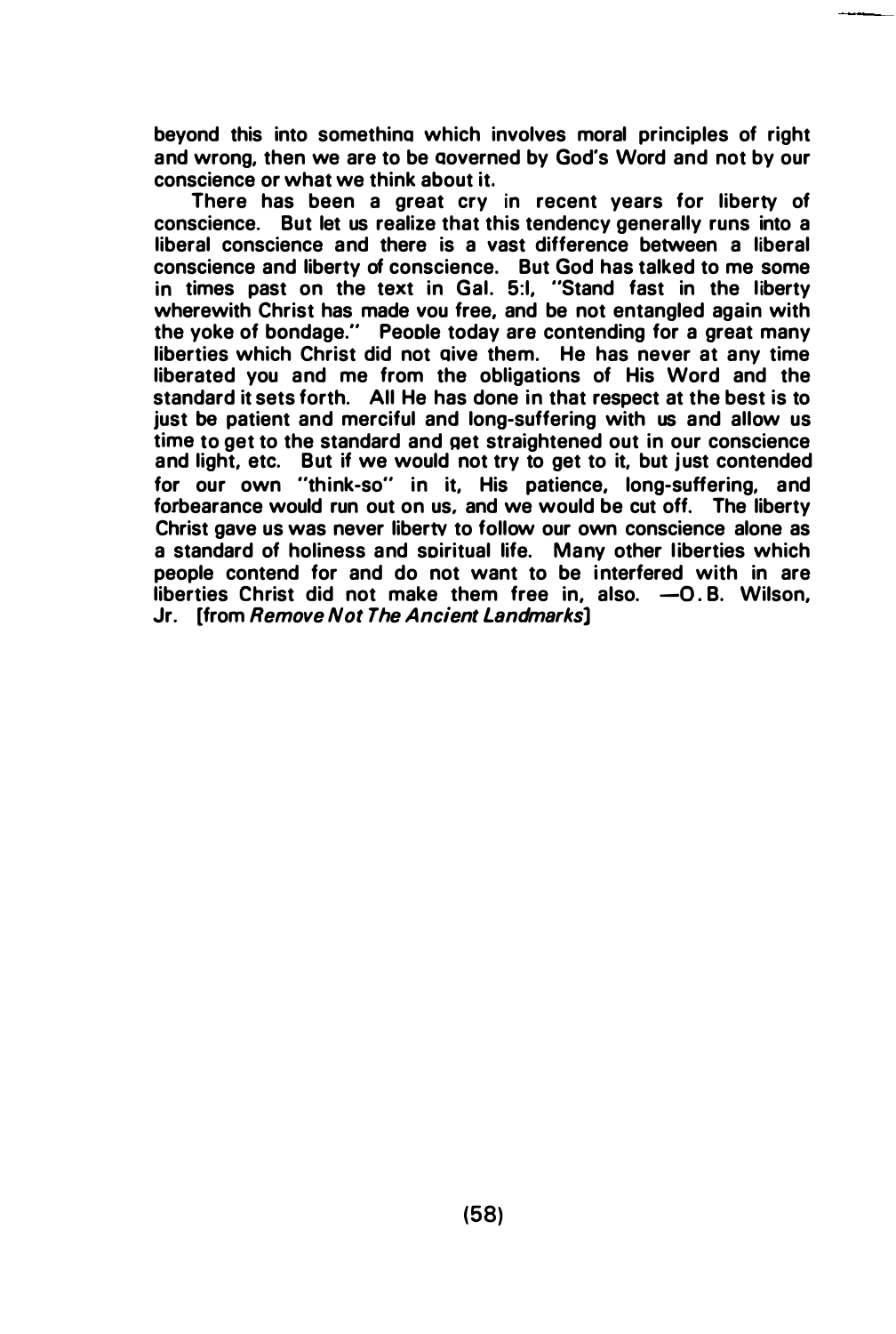beyond this into something which involves moral principles of right and wrong, then we are to be governed by God's Word and not by our conscience or what we think about it.

There has been a great cry in recent years for liberty of conscience. But let us realize that this tendency generally runs into a liberal conscience and there is a vast difference between a liberal conscience and liberty of conscience. But God has talked to me some in times past on the text in Gal. 5:1, "Stand fast in the liberty wherewith Christ has made you free, and be not entangled again with the yoke of bondage." People today are contending for a great many liberties which Christ did not give them. He has never at any time liberated you and me from the obligations of His Word and the standard it sets forth. All He has done in that respect at the best is to just be patient and merciful and long-suffering with us and allow us time to get to the standard and get straightened out in our conscience and light, etc. But if we would not try to get to it, but just contended for our own "think-so" in it, His patience, long-suffering, and forbearance would run out on us, and we would be cut off. The liberty Christ gave us was never liberty to follow our own conscience alone as a standard of holiness and spiritual life. Many other liberties which people contend for and do not want to be interfered with in are liberties Christ did not make them free in, also. —O. B. Wilson, Jr. [from *Remove Not The Ancient Landmarks*]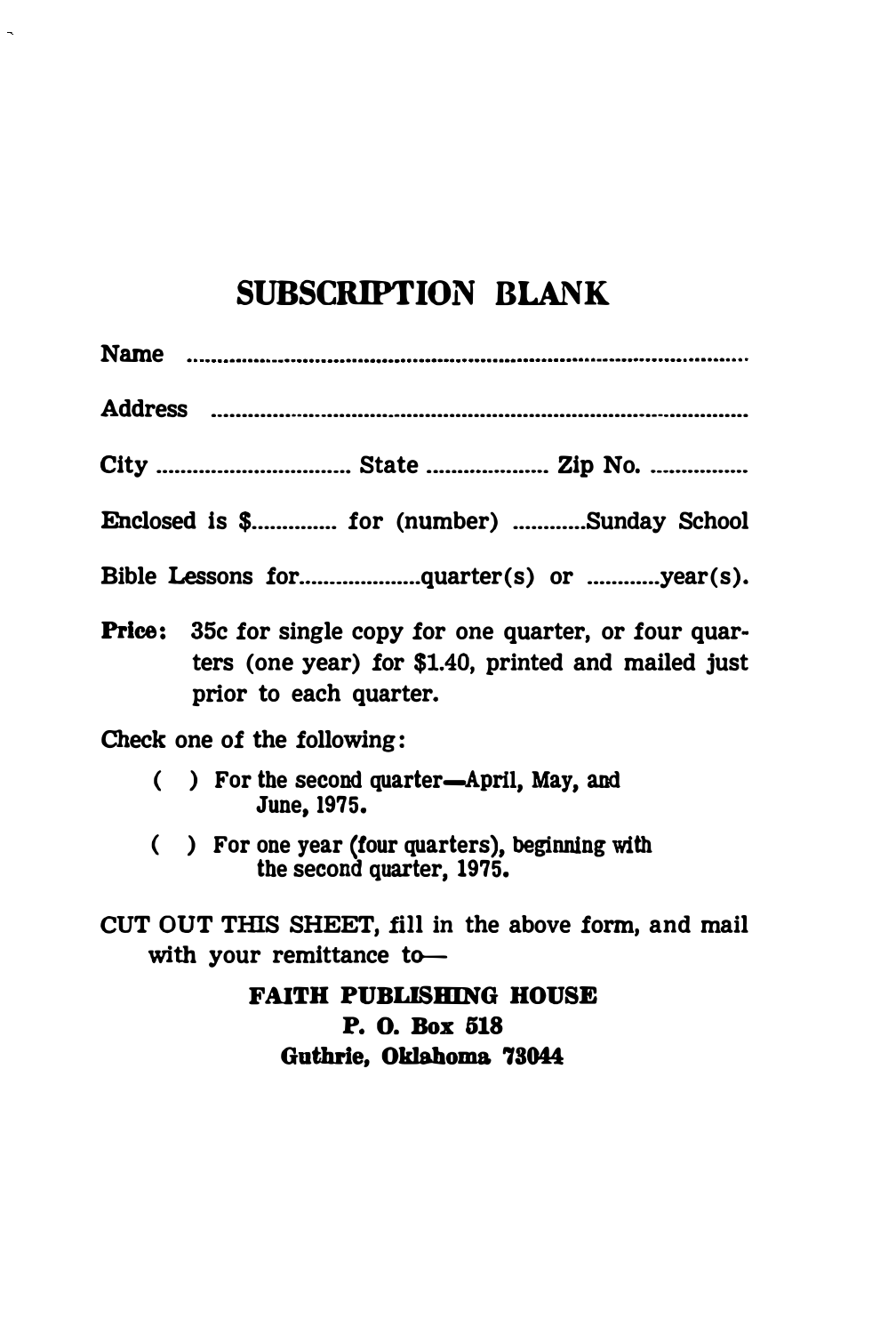# SUBSCRIPTION BLANK

Name ..................................................................................................

Address ..............................................................................................

City ................................. State ..................... Zip No. .................

Enclosed is $.............. for (number) ............Sunday School

Bible Lessons for....................quarter(s) or ............year(s).

**Price:** 35c for single copy for one quarter, or four quarters (one year) for $1.40, printed and mailed just prior to each quarter.

Check one of the following:

( ) For the second quarter—April, May, and June, 1975.

( ) For one year (four quarters), beginning with the second quarter, 1975.

CUT OUT THIS SHEET, fill in the above form, and mail with your remittance to—

**FAITH PUBLISHING HOUSE**
**P. O. Box 518**
**Guthrie, Oklahoma 73044**